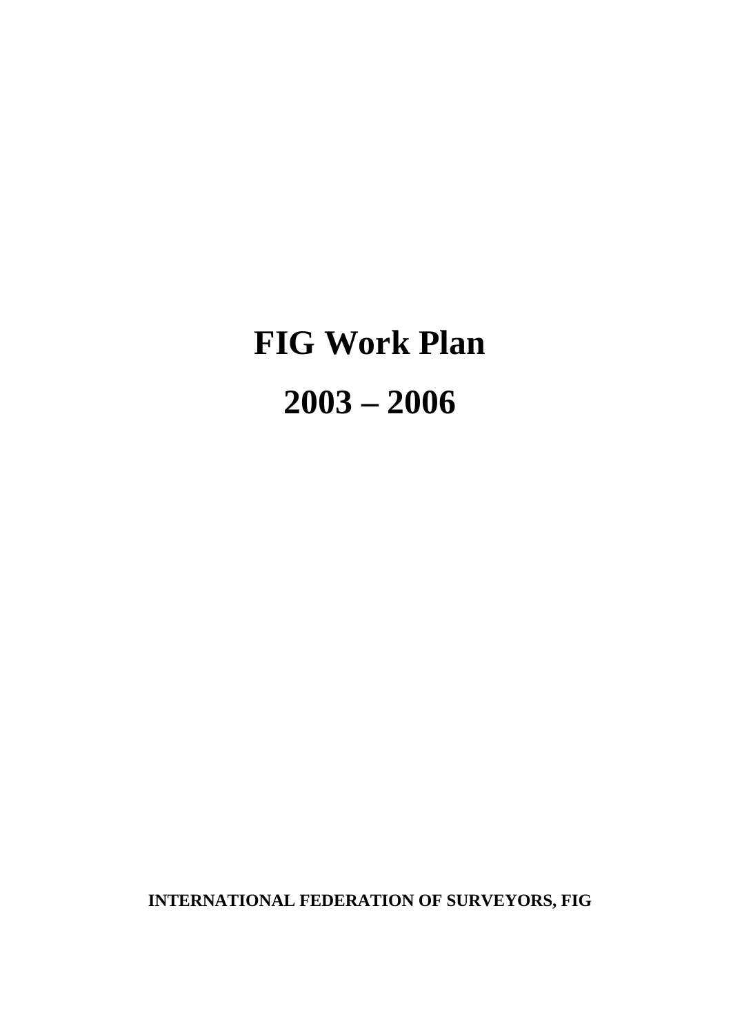# FIG Work Plan

# 2003 – 2006

**INTERNATIONAL FEDERATION OF SURVEYORS, FIG**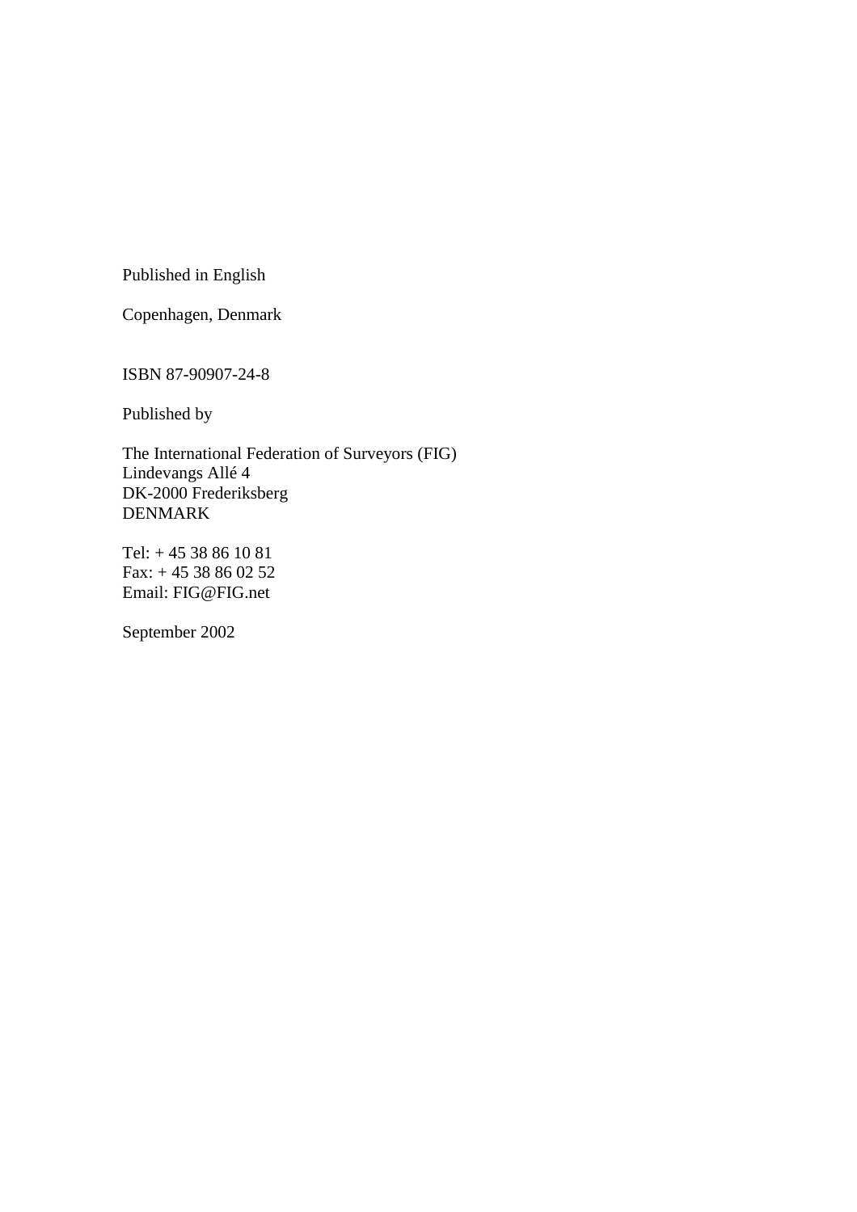Published in English

Copenhagen, Denmark

ISBN 87-90907-24-8

Published by

The International Federation of Surveyors (FIG)  
Lindevangs Allé 4  
DK-2000 Frederiksberg  
DENMARK

Tel: + 45 38 86 10 81  
Fax: + 45 38 86 02 52  
Email: FIG@FIG.net

September 2002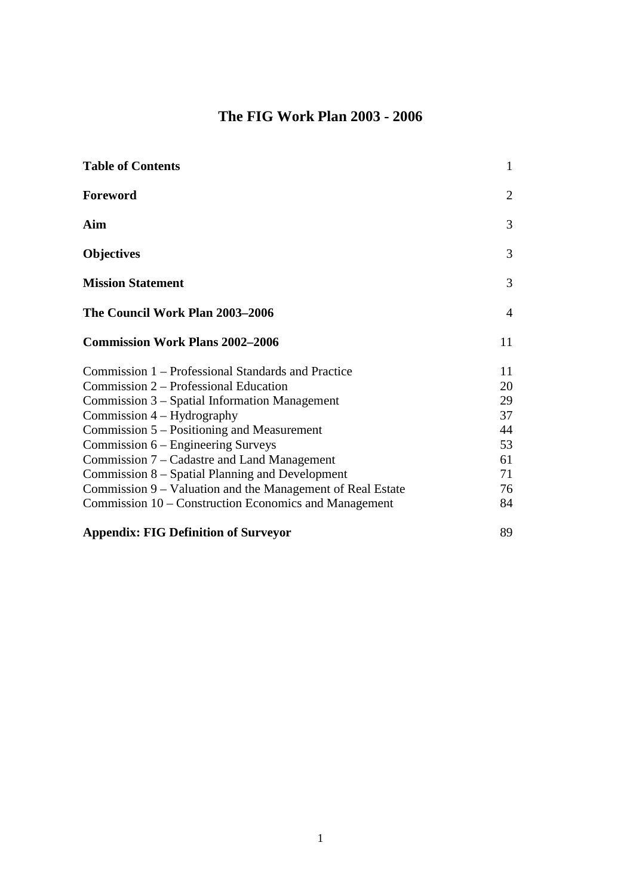# The FIG Work Plan 2003 - 2006

| | |
|---|---|
| **Table of Contents** | 1 |
| **Foreword** | 2 |
| **Aim** | 3 |
| **Objectives** | 3 |
| **Mission Statement** | 3 |
| **The Council Work Plan 2003–2006** | 4 |
| **Commission Work Plans 2002–2006** | 11 |
| Commission 1 – Professional Standards and Practice | 11 |
| Commission 2 – Professional Education | 20 |
| Commission 3 – Spatial Information Management | 29 |
| Commission 4 – Hydrography | 37 |
| Commission 5 – Positioning and Measurement | 44 |
| Commission 6 – Engineering Surveys | 53 |
| Commission 7 – Cadastre and Land Management | 61 |
| Commission 8 – Spatial Planning and Development | 71 |
| Commission 9 – Valuation and the Management of Real Estate | 76 |
| Commission 10 – Construction Economics and Management | 84 |
| **Appendix: FIG Definition of Surveyor** | 89 |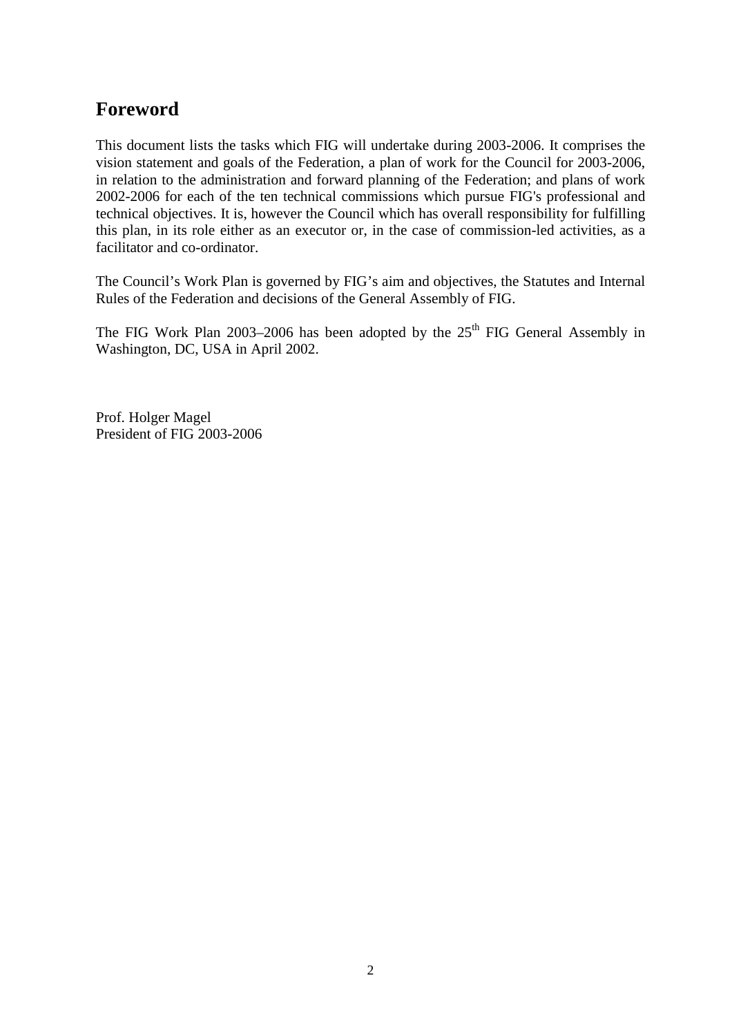# Foreword

This document lists the tasks which FIG will undertake during 2003-2006. It comprises the vision statement and goals of the Federation, a plan of work for the Council for 2003-2006, in relation to the administration and forward planning of the Federation; and plans of work 2002-2006 for each of the ten technical commissions which pursue FIG's professional and technical objectives. It is, however the Council which has overall responsibility for fulfilling this plan, in its role either as an executor or, in the case of commission-led activities, as a facilitator and co-ordinator.

The Council's Work Plan is governed by FIG's aim and objectives, the Statutes and Internal Rules of the Federation and decisions of the General Assembly of FIG.

The FIG Work Plan 2003–2006 has been adopted by the 25th FIG General Assembly in Washington, DC, USA in April 2002.

Prof. Holger Magel
President of FIG 2003-2006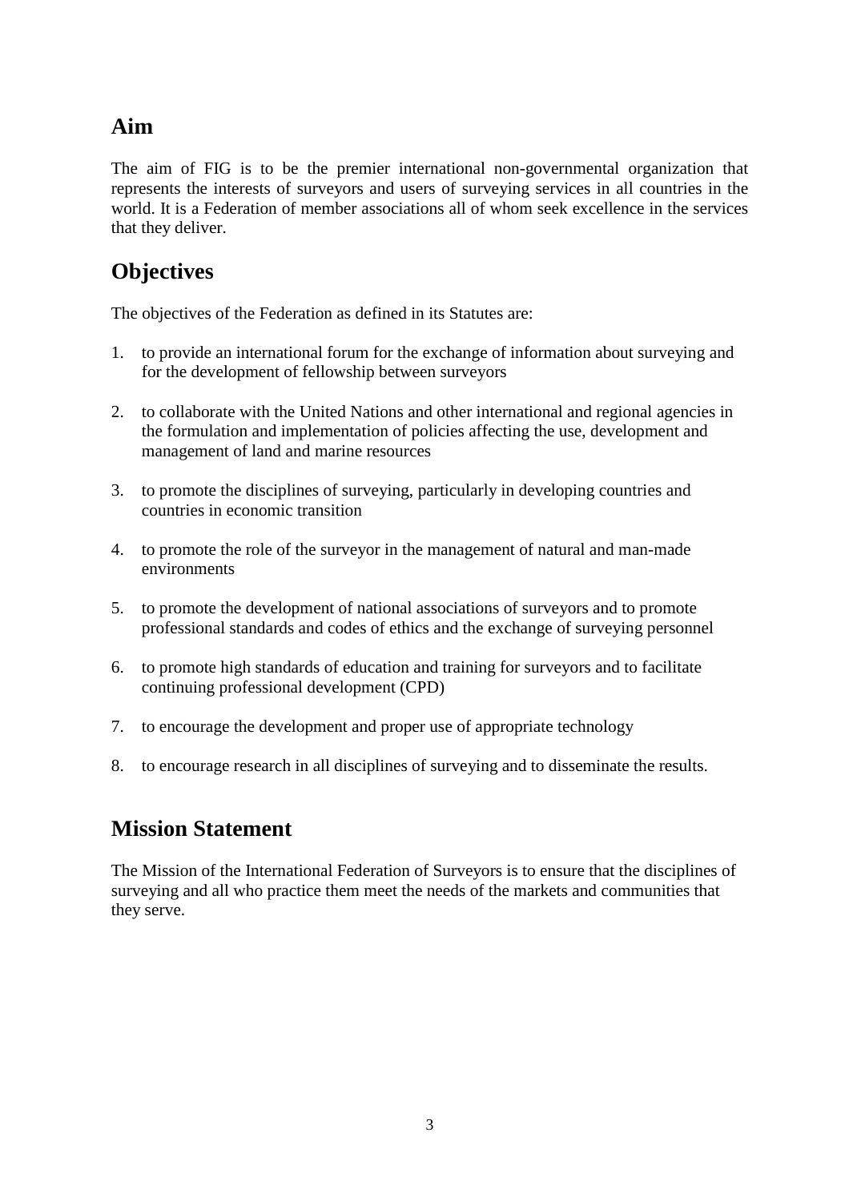## Aim

The aim of FIG is to be the premier international non-governmental organization that represents the interests of surveyors and users of surveying services in all countries in the world. It is a Federation of member associations all of whom seek excellence in the services that they deliver.

## Objectives

The objectives of the Federation as defined in its Statutes are:

1. to provide an international forum for the exchange of information about surveying and for the development of fellowship between surveyors

2. to collaborate with the United Nations and other international and regional agencies in the formulation and implementation of policies affecting the use, development and management of land and marine resources

3. to promote the disciplines of surveying, particularly in developing countries and countries in economic transition

4. to promote the role of the surveyor in the management of natural and man-made environments

5. to promote the development of national associations of surveyors and to promote professional standards and codes of ethics and the exchange of surveying personnel

6. to promote high standards of education and training for surveyors and to facilitate continuing professional development (CPD)

7. to encourage the development and proper use of appropriate technology

8. to encourage research in all disciplines of surveying and to disseminate the results.

## Mission Statement

The Mission of the International Federation of Surveyors is to ensure that the disciplines of surveying and all who practice them meet the needs of the markets and communities that they serve.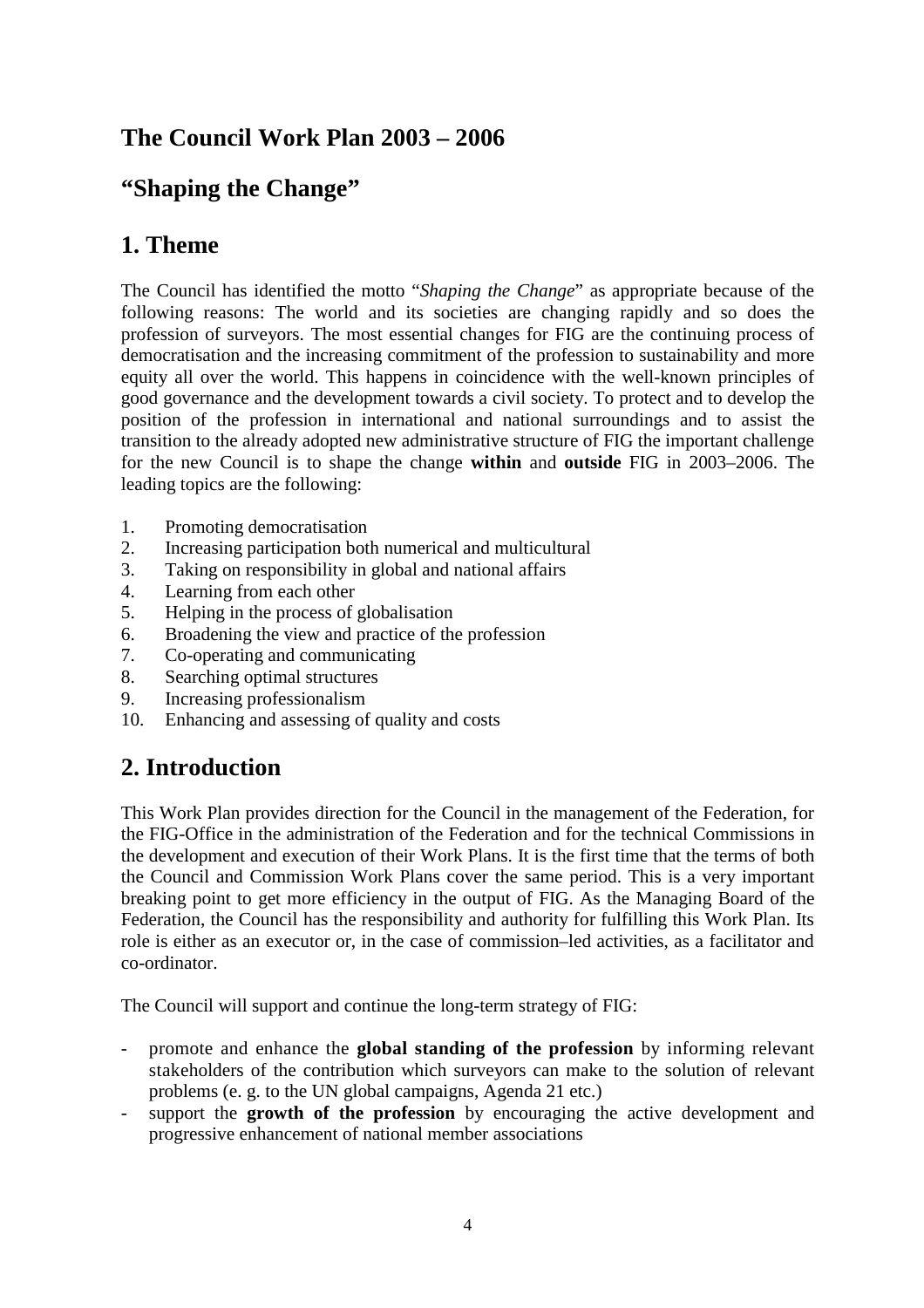## The Council Work Plan 2003 – 2006

## “Shaping the Change”

## 1. Theme

The Council has identified the motto “*Shaping the Change*” as appropriate because of the following reasons: The world and its societies are changing rapidly and so does the profession of surveyors. The most essential changes for FIG are the continuing process of democratisation and the increasing commitment of the profession to sustainability and more equity all over the world. This happens in coincidence with the well-known principles of good governance and the development towards a civil society. To protect and to develop the position of the profession in international and national surroundings and to assist the transition to the already adopted new administrative structure of FIG the important challenge for the new Council is to shape the change **within** and **outside** FIG in 2003–2006. The leading topics are the following:

1. Promoting democratisation
2. Increasing participation both numerical and multicultural
3. Taking on responsibility in global and national affairs
4. Learning from each other
5. Helping in the process of globalisation
6. Broadening the view and practice of the profession
7. Co-operating and communicating
8. Searching optimal structures
9. Increasing professionalism
10. Enhancing and assessing of quality and costs

## 2. Introduction

This Work Plan provides direction for the Council in the management of the Federation, for the FIG-Office in the administration of the Federation and for the technical Commissions in the development and execution of their Work Plans. It is the first time that the terms of both the Council and Commission Work Plans cover the same period. This is a very important breaking point to get more efficiency in the output of FIG. As the Managing Board of the Federation, the Council has the responsibility and authority for fulfilling this Work Plan. Its role is either as an executor or, in the case of commission–led activities, as a facilitator and co-ordinator.

The Council will support and continue the long-term strategy of FIG:

- promote and enhance the **global standing of the profession** by informing relevant stakeholders of the contribution which surveyors can make to the solution of relevant problems (e. g. to the UN global campaigns, Agenda 21 etc.)
- support the **growth of the profession** by encouraging the active development and progressive enhancement of national member associations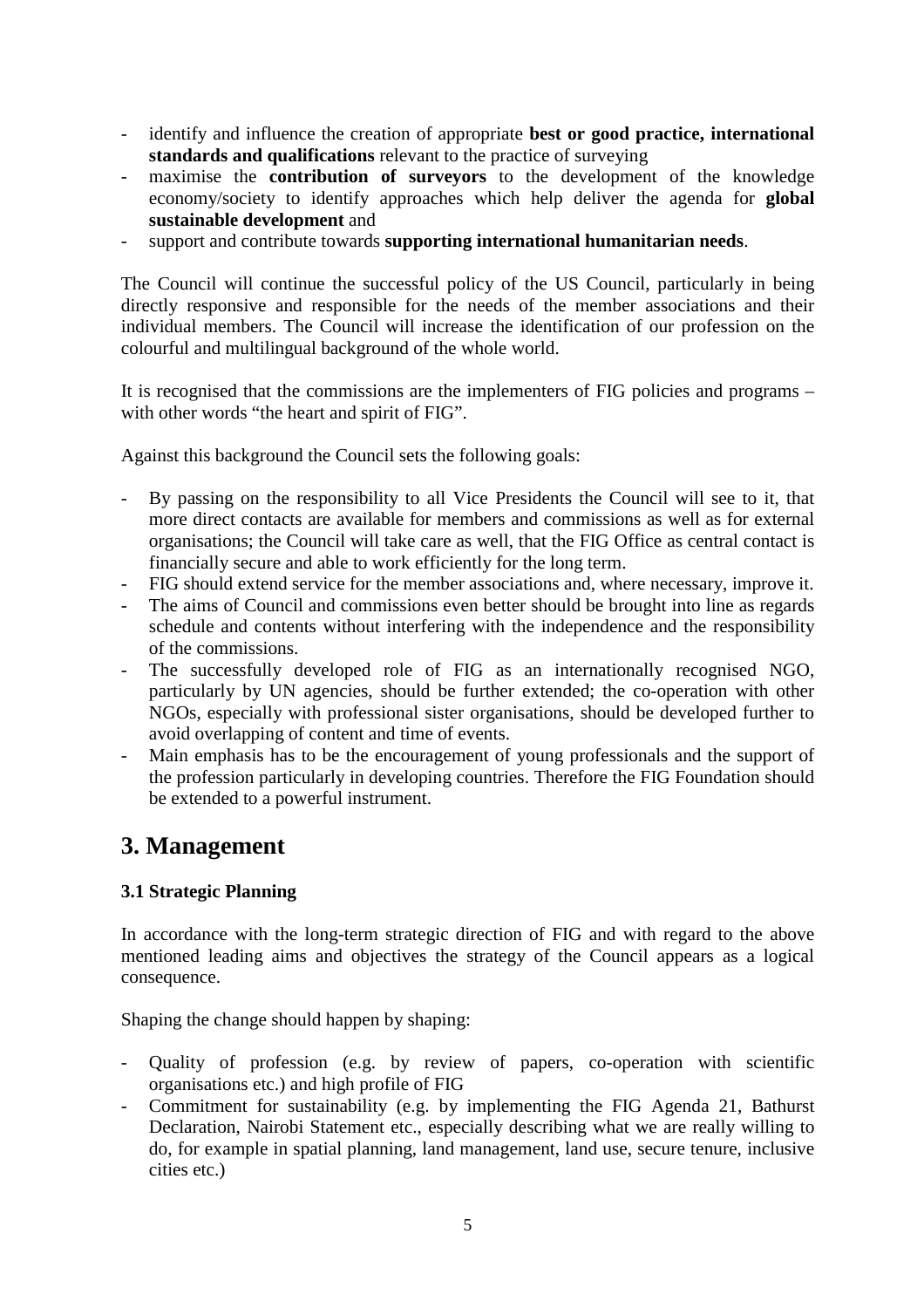- identify and influence the creation of appropriate **best or good practice, international standards and qualifications** relevant to the practice of surveying
- maximise the **contribution of surveyors** to the development of the knowledge economy/society to identify approaches which help deliver the agenda for **global sustainable development** and
- support and contribute towards **supporting international humanitarian needs**.

The Council will continue the successful policy of the US Council, particularly in being directly responsive and responsible for the needs of the member associations and their individual members. The Council will increase the identification of our profession on the colourful and multilingual background of the whole world.

It is recognised that the commissions are the implementers of FIG policies and programs – with other words "the heart and spirit of FIG".

Against this background the Council sets the following goals:

- By passing on the responsibility to all Vice Presidents the Council will see to it, that more direct contacts are available for members and commissions as well as for external organisations; the Council will take care as well, that the FIG Office as central contact is financially secure and able to work efficiently for the long term.
- FIG should extend service for the member associations and, where necessary, improve it.
- The aims of Council and commissions even better should be brought into line as regards schedule and contents without interfering with the independence and the responsibility of the commissions.
- The successfully developed role of FIG as an internationally recognised NGO, particularly by UN agencies, should be further extended; the co-operation with other NGOs, especially with professional sister organisations, should be developed further to avoid overlapping of content and time of events.
- Main emphasis has to be the encouragement of young professionals and the support of the profession particularly in developing countries. Therefore the FIG Foundation should be extended to a powerful instrument.

## 3. Management

### 3.1 Strategic Planning

In accordance with the long-term strategic direction of FIG and with regard to the above mentioned leading aims and objectives the strategy of the Council appears as a logical consequence.

Shaping the change should happen by shaping:

- Quality of profession (e.g. by review of papers, co-operation with scientific organisations etc.) and high profile of FIG
- Commitment for sustainability (e.g. by implementing the FIG Agenda 21, Bathurst Declaration, Nairobi Statement etc., especially describing what we are really willing to do, for example in spatial planning, land management, land use, secure tenure, inclusive cities etc.)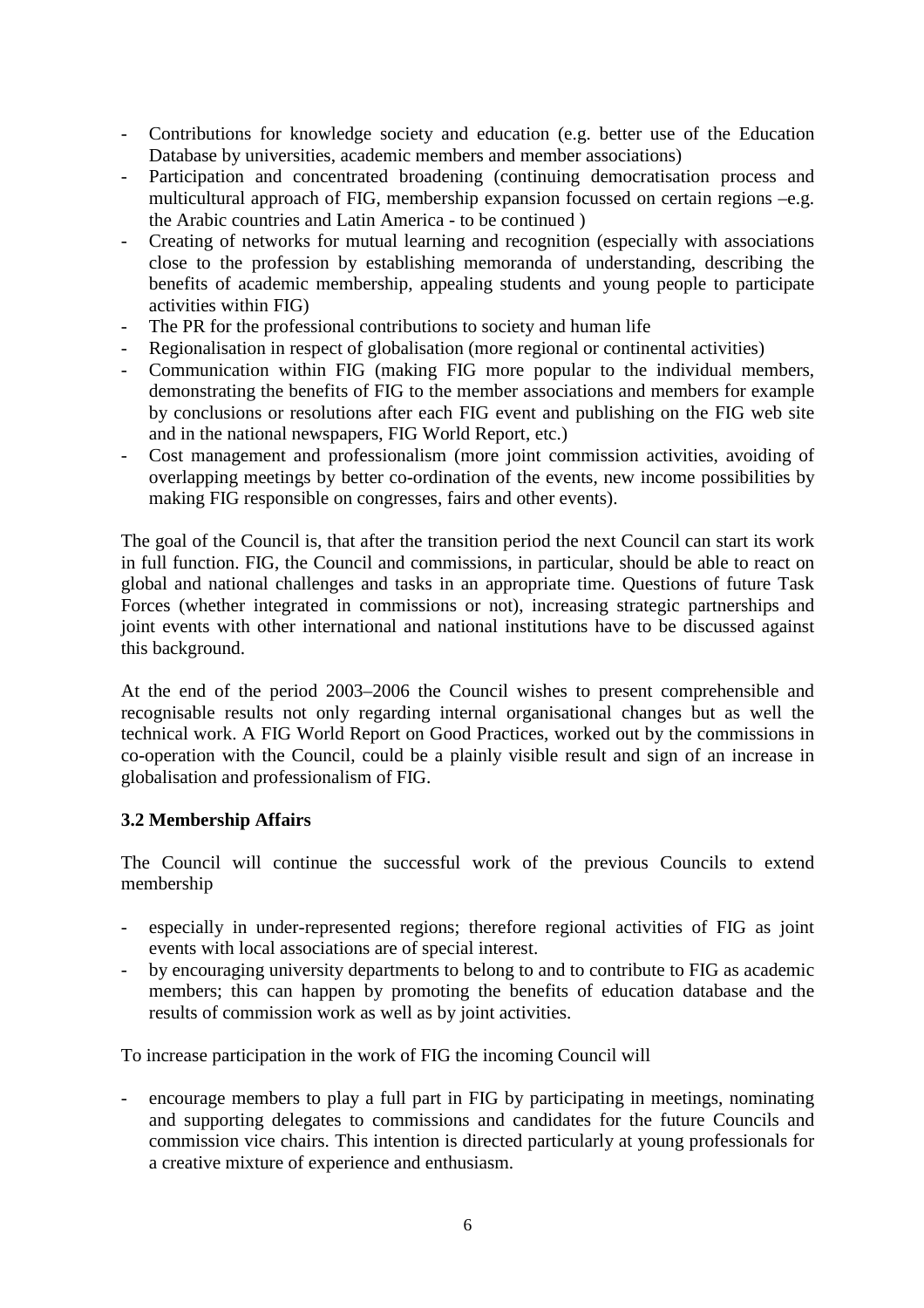- Contributions for knowledge society and education (e.g. better use of the Education Database by universities, academic members and member associations)
- Participation and concentrated broadening (continuing democratisation process and multicultural approach of FIG, membership expansion focussed on certain regions –e.g. the Arabic countries and Latin America - to be continued )
- Creating of networks for mutual learning and recognition (especially with associations close to the profession by establishing memoranda of understanding, describing the benefits of academic membership, appealing students and young people to participate activities within FIG)
- The PR for the professional contributions to society and human life
- Regionalisation in respect of globalisation (more regional or continental activities)
- Communication within FIG (making FIG more popular to the individual members, demonstrating the benefits of FIG to the member associations and members for example by conclusions or resolutions after each FIG event and publishing on the FIG web site and in the national newspapers, FIG World Report, etc.)
- Cost management and professionalism (more joint commission activities, avoiding of overlapping meetings by better co-ordination of the events, new income possibilities by making FIG responsible on congresses, fairs and other events).

The goal of the Council is, that after the transition period the next Council can start its work in full function. FIG, the Council and commissions, in particular, should be able to react on global and national challenges and tasks in an appropriate time. Questions of future Task Forces (whether integrated in commissions or not), increasing strategic partnerships and joint events with other international and national institutions have to be discussed against this background.

At the end of the period 2003–2006 the Council wishes to present comprehensible and recognisable results not only regarding internal organisational changes but as well the technical work. A FIG World Report on Good Practices, worked out by the commissions in co-operation with the Council, could be a plainly visible result and sign of an increase in globalisation and professionalism of FIG.

### 3.2 Membership Affairs

The Council will continue the successful work of the previous Councils to extend membership

- especially in under-represented regions; therefore regional activities of FIG as joint events with local associations are of special interest.
- by encouraging university departments to belong to and to contribute to FIG as academic members; this can happen by promoting the benefits of education database and the results of commission work as well as by joint activities.

To increase participation in the work of FIG the incoming Council will

- encourage members to play a full part in FIG by participating in meetings, nominating and supporting delegates to commissions and candidates for the future Councils and commission vice chairs. This intention is directed particularly at young professionals for a creative mixture of experience and enthusiasm.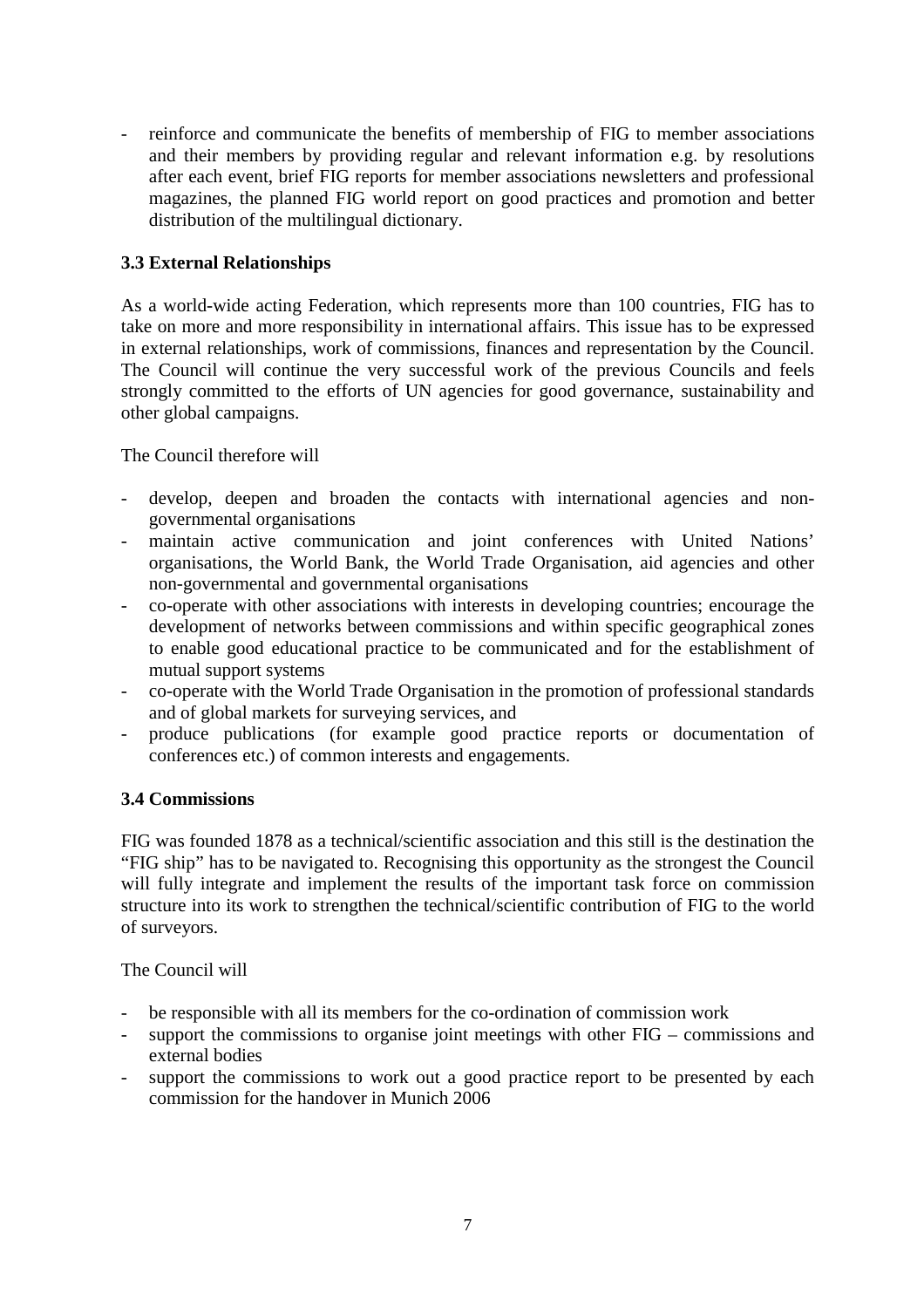- reinforce and communicate the benefits of membership of FIG to member associations and their members by providing regular and relevant information e.g. by resolutions after each event, brief FIG reports for member associations newsletters and professional magazines, the planned FIG world report on good practices and promotion and better distribution of the multilingual dictionary.

### 3.3 External Relationships

As a world-wide acting Federation, which represents more than 100 countries, FIG has to take on more and more responsibility in international affairs. This issue has to be expressed in external relationships, work of commissions, finances and representation by the Council. The Council will continue the very successful work of the previous Councils and feels strongly committed to the efforts of UN agencies for good governance, sustainability and other global campaigns.

The Council therefore will

- develop, deepen and broaden the contacts with international agencies and non-governmental organisations
- maintain active communication and joint conferences with United Nations' organisations, the World Bank, the World Trade Organisation, aid agencies and other non-governmental and governmental organisations
- co-operate with other associations with interests in developing countries; encourage the development of networks between commissions and within specific geographical zones to enable good educational practice to be communicated and for the establishment of mutual support systems
- co-operate with the World Trade Organisation in the promotion of professional standards and of global markets for surveying services, and
- produce publications (for example good practice reports or documentation of conferences etc.) of common interests and engagements.

### 3.4 Commissions

FIG was founded 1878 as a technical/scientific association and this still is the destination the "FIG ship" has to be navigated to. Recognising this opportunity as the strongest the Council will fully integrate and implement the results of the important task force on commission structure into its work to strengthen the technical/scientific contribution of FIG to the world of surveyors.

The Council will

- be responsible with all its members for the co-ordination of commission work
- support the commissions to organise joint meetings with other FIG – commissions and external bodies
- support the commissions to work out a good practice report to be presented by each commission for the handover in Munich 2006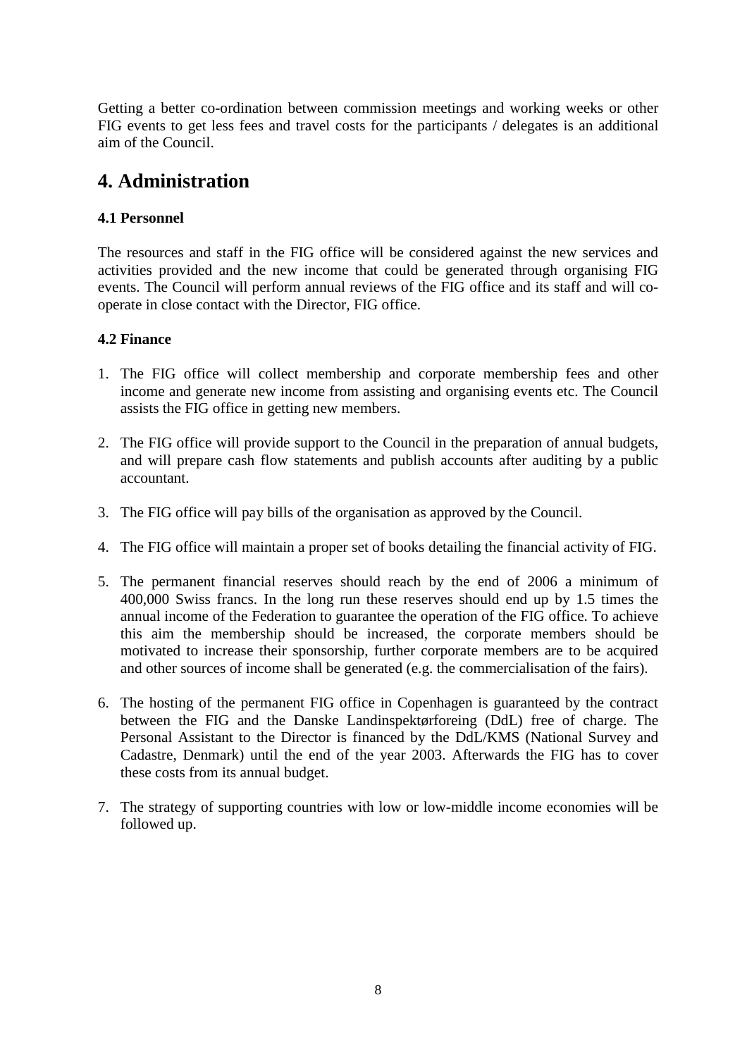Getting a better co-ordination between commission meetings and working weeks or other FIG events to get less fees and travel costs for the participants / delegates is an additional aim of the Council.

# 4. Administration

### 4.1 Personnel

The resources and staff in the FIG office will be considered against the new services and activities provided and the new income that could be generated through organising FIG events. The Council will perform annual reviews of the FIG office and its staff and will co-operate in close contact with the Director, FIG office.

### 4.2 Finance

1. The FIG office will collect membership and corporate membership fees and other income and generate new income from assisting and organising events etc. The Council assists the FIG office in getting new members.

2. The FIG office will provide support to the Council in the preparation of annual budgets, and will prepare cash flow statements and publish accounts after auditing by a public accountant.

3. The FIG office will pay bills of the organisation as approved by the Council.

4. The FIG office will maintain a proper set of books detailing the financial activity of FIG.

5. The permanent financial reserves should reach by the end of 2006 a minimum of 400,000 Swiss francs. In the long run these reserves should end up by 1.5 times the annual income of the Federation to guarantee the operation of the FIG office. To achieve this aim the membership should be increased, the corporate members should be motivated to increase their sponsorship, further corporate members are to be acquired and other sources of income shall be generated (e.g. the commercialisation of the fairs).

6. The hosting of the permanent FIG office in Copenhagen is guaranteed by the contract between the FIG and the Danske Landinspektørforeing (DdL) free of charge. The Personal Assistant to the Director is financed by the DdL/KMS (National Survey and Cadastre, Denmark) until the end of the year 2003. Afterwards the FIG has to cover these costs from its annual budget.

7. The strategy of supporting countries with low or low-middle income economies will be followed up.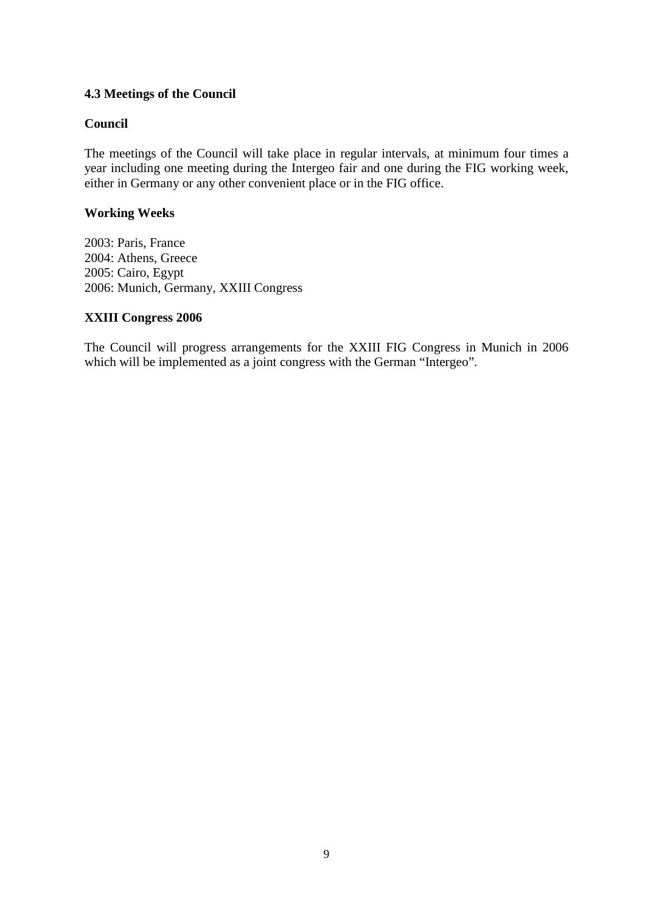### 4.3 Meetings of the Council

**Council**

The meetings of the Council will take place in regular intervals, at minimum four times a year including one meeting during the Intergeo fair and one during the FIG working week, either in Germany or any other convenient place or in the FIG office.

**Working Weeks**

2003: Paris, France
2004: Athens, Greece
2005: Cairo, Egypt
2006: Munich, Germany, XXIII Congress

**XXIII Congress 2006**

The Council will progress arrangements for the XXIII FIG Congress in Munich in 2006 which will be implemented as a joint congress with the German "Intergeo".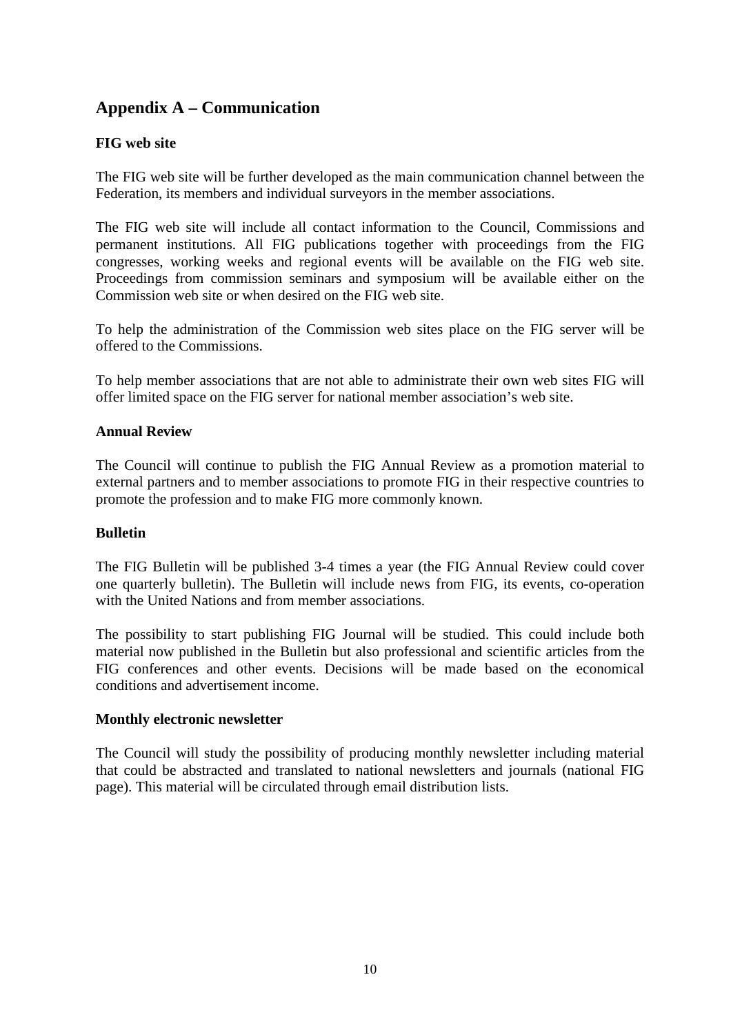## Appendix A – Communication

### FIG web site

The FIG web site will be further developed as the main communication channel between the Federation, its members and individual surveyors in the member associations.

The FIG web site will include all contact information to the Council, Commissions and permanent institutions. All FIG publications together with proceedings from the FIG congresses, working weeks and regional events will be available on the FIG web site. Proceedings from commission seminars and symposium will be available either on the Commission web site or when desired on the FIG web site.

To help the administration of the Commission web sites place on the FIG server will be offered to the Commissions.

To help member associations that are not able to administrate their own web sites FIG will offer limited space on the FIG server for national member association's web site.

### Annual Review

The Council will continue to publish the FIG Annual Review as a promotion material to external partners and to member associations to promote FIG in their respective countries to promote the profession and to make FIG more commonly known.

### Bulletin

The FIG Bulletin will be published 3-4 times a year (the FIG Annual Review could cover one quarterly bulletin). The Bulletin will include news from FIG, its events, co-operation with the United Nations and from member associations.

The possibility to start publishing FIG Journal will be studied. This could include both material now published in the Bulletin but also professional and scientific articles from the FIG conferences and other events. Decisions will be made based on the economical conditions and advertisement income.

### Monthly electronic newsletter

The Council will study the possibility of producing monthly newsletter including material that could be abstracted and translated to national newsletters and journals (national FIG page). This material will be circulated through email distribution lists.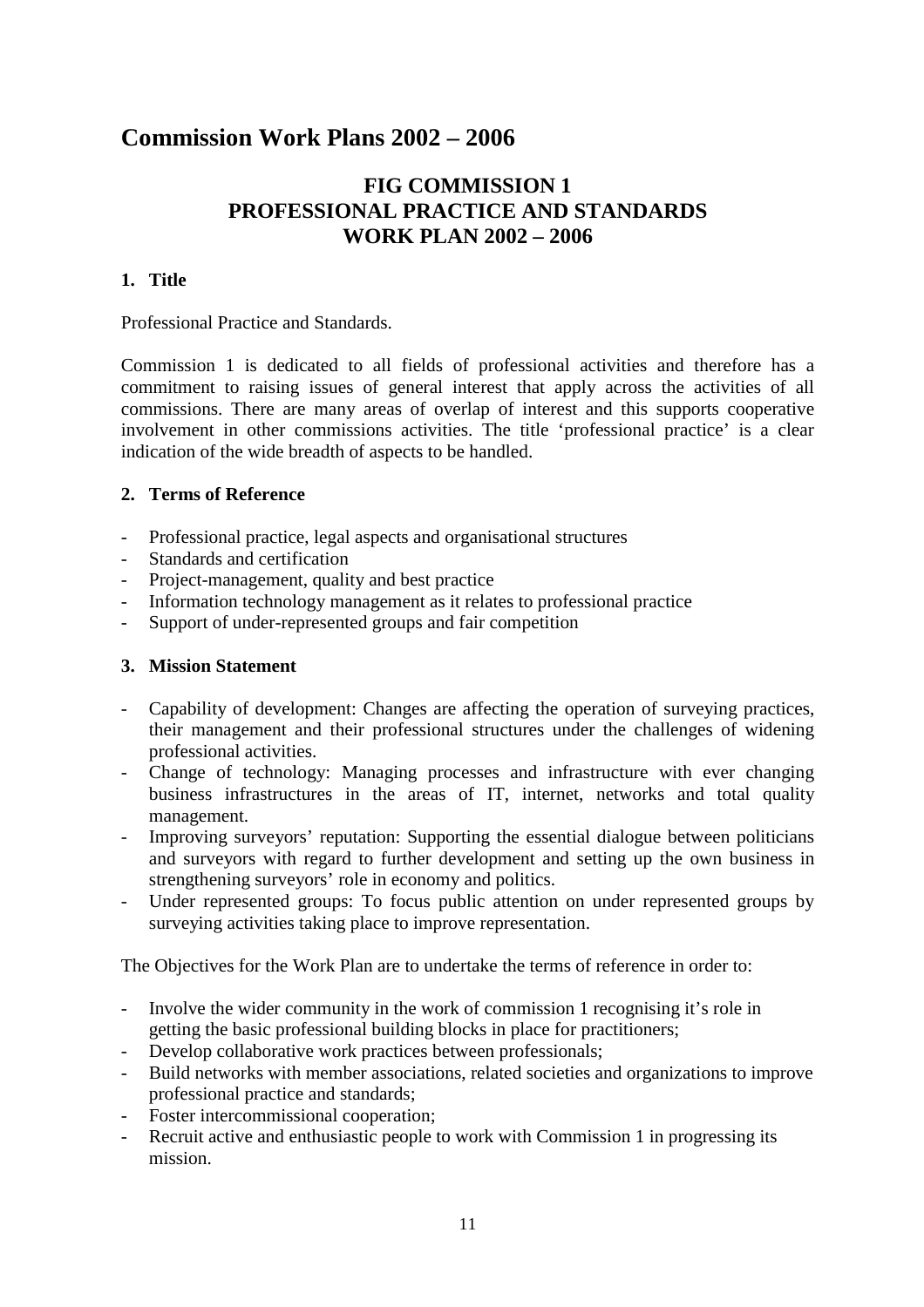# Commission Work Plans 2002 – 2006

## FIG COMMISSION 1
## PROFESSIONAL PRACTICE AND STANDARDS
## WORK PLAN 2002 – 2006

### 1. Title

Professional Practice and Standards.

Commission 1 is dedicated to all fields of professional activities and therefore has a commitment to raising issues of general interest that apply across the activities of all commissions. There are many areas of overlap of interest and this supports cooperative involvement in other commissions activities. The title 'professional practice' is a clear indication of the wide breadth of aspects to be handled.

### 2. Terms of Reference

- Professional practice, legal aspects and organisational structures
- Standards and certification
- Project-management, quality and best practice
- Information technology management as it relates to professional practice
- Support of under-represented groups and fair competition

### 3. Mission Statement

- Capability of development: Changes are affecting the operation of surveying practices, their management and their professional structures under the challenges of widening professional activities.
- Change of technology: Managing processes and infrastructure with ever changing business infrastructures in the areas of IT, internet, networks and total quality management.
- Improving surveyors' reputation: Supporting the essential dialogue between politicians and surveyors with regard to further development and setting up the own business in strengthening surveyors' role in economy and politics.
- Under represented groups: To focus public attention on under represented groups by surveying activities taking place to improve representation.

The Objectives for the Work Plan are to undertake the terms of reference in order to:

- Involve the wider community in the work of commission 1 recognising it's role in getting the basic professional building blocks in place for practitioners;
- Develop collaborative work practices between professionals;
- Build networks with member associations, related societies and organizations to improve professional practice and standards;
- Foster intercommissional cooperation;
- Recruit active and enthusiastic people to work with Commission 1 in progressing its mission.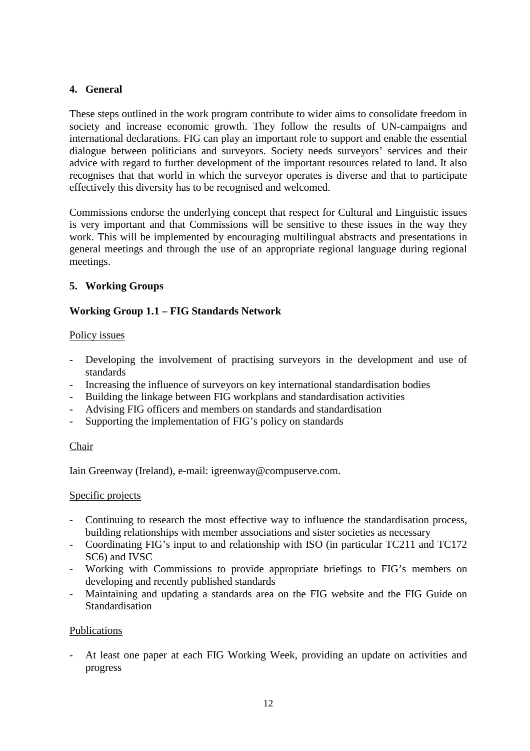## 4. General

These steps outlined in the work program contribute to wider aims to consolidate freedom in society and increase economic growth. They follow the results of UN-campaigns and international declarations. FIG can play an important role to support and enable the essential dialogue between politicians and surveyors. Society needs surveyors' services and their advice with regard to further development of the important resources related to land. It also recognises that that world in which the surveyor operates is diverse and that to participate effectively this diversity has to be recognised and welcomed.

Commissions endorse the underlying concept that respect for Cultural and Linguistic issues is very important and that Commissions will be sensitive to these issues in the way they work. This will be implemented by encouraging multilingual abstracts and presentations in general meetings and through the use of an appropriate regional language during regional meetings.

## 5. Working Groups

### Working Group 1.1 – FIG Standards Network

Policy issues

- Developing the involvement of practising surveyors in the development and use of standards
- Increasing the influence of surveyors on key international standardisation bodies
- Building the linkage between FIG workplans and standardisation activities
- Advising FIG officers and members on standards and standardisation
- Supporting the implementation of FIG's policy on standards

Chair

Iain Greenway (Ireland), e-mail: igreenway@compuserve.com.

Specific projects

- Continuing to research the most effective way to influence the standardisation process, building relationships with member associations and sister societies as necessary
- Coordinating FIG's input to and relationship with ISO (in particular TC211 and TC172 SC6) and IVSC
- Working with Commissions to provide appropriate briefings to FIG's members on developing and recently published standards
- Maintaining and updating a standards area on the FIG website and the FIG Guide on Standardisation

Publications

- At least one paper at each FIG Working Week, providing an update on activities and progress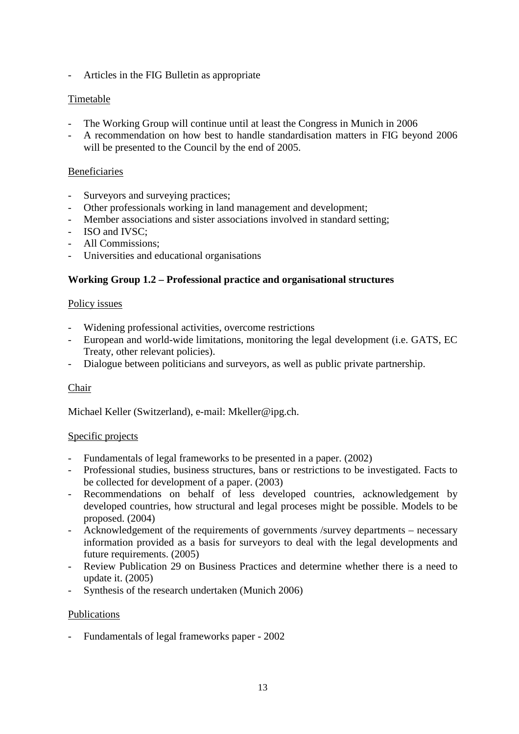- Articles in the FIG Bulletin as appropriate

Timetable

- The Working Group will continue until at least the Congress in Munich in 2006
- A recommendation on how best to handle standardisation matters in FIG beyond 2006 will be presented to the Council by the end of 2005.

Beneficiaries

- Surveyors and surveying practices;
- Other professionals working in land management and development;
- Member associations and sister associations involved in standard setting;
- ISO and IVSC;
- All Commissions;
- Universities and educational organisations

**Working Group 1.2 – Professional practice and organisational structures**

Policy issues

- Widening professional activities, overcome restrictions
- European and world-wide limitations, monitoring the legal development (i.e. GATS, EC Treaty, other relevant policies).
- Dialogue between politicians and surveyors, as well as public private partnership.

Chair

Michael Keller (Switzerland), e-mail: Mkeller@ipg.ch.

Specific projects

- Fundamentals of legal frameworks to be presented in a paper. (2002)
- Professional studies, business structures, bans or restrictions to be investigated. Facts to be collected for development of a paper. (2003)
- Recommendations on behalf of less developed countries, acknowledgement by developed countries, how structural and legal proceses might be possible. Models to be proposed. (2004)
- Acknowledgement of the requirements of governments /survey departments – necessary information provided as a basis for surveyors to deal with the legal developments and future requirements. (2005)
- Review Publication 29 on Business Practices and determine whether there is a need to update it. (2005)
- Synthesis of the research undertaken (Munich 2006)

Publications

- Fundamentals of legal frameworks paper - 2002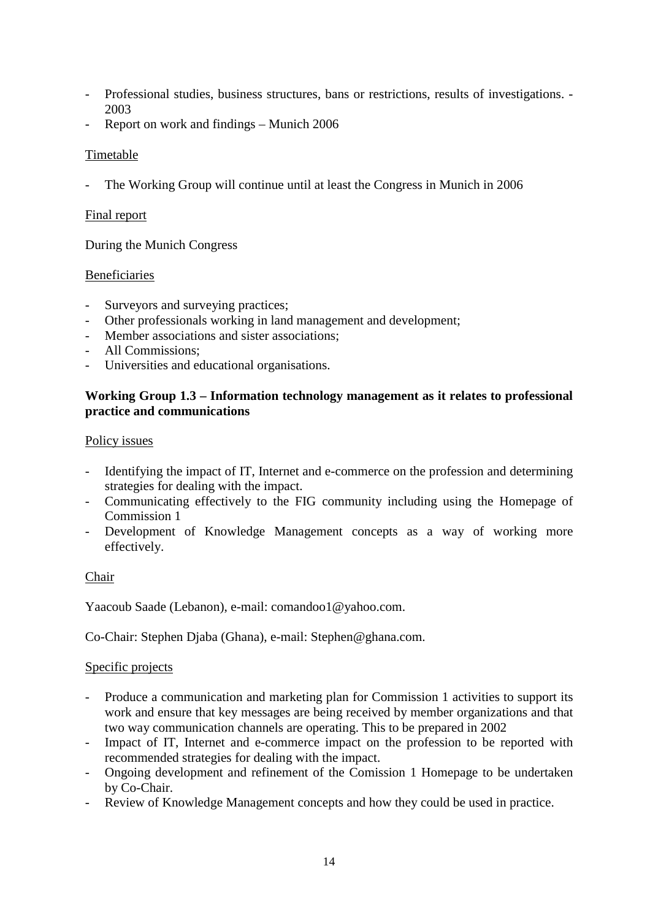- Professional studies, business structures, bans or restrictions, results of investigations. - 2003
- Report on work and findings – Munich 2006

Timetable

- The Working Group will continue until at least the Congress in Munich in 2006

Final report

During the Munich Congress

Beneficiaries

- Surveyors and surveying practices;
- Other professionals working in land management and development;
- Member associations and sister associations;
- All Commissions;
- Universities and educational organisations.

**Working Group 1.3 – Information technology management as it relates to professional practice and communications**

Policy issues

- Identifying the impact of IT, Internet and e-commerce on the profession and determining strategies for dealing with the impact.
- Communicating effectively to the FIG community including using the Homepage of Commission 1
- Development of Knowledge Management concepts as a way of working more effectively.

Chair

Yaacoub Saade (Lebanon), e-mail: comandoo1@yahoo.com.

Co-Chair: Stephen Djaba (Ghana), e-mail: Stephen@ghana.com.

Specific projects

- Produce a communication and marketing plan for Commission 1 activities to support its work and ensure that key messages are being received by member organizations and that two way communication channels are operating. This to be prepared in 2002
- Impact of IT, Internet and e-commerce impact on the profession to be reported with recommended strategies for dealing with the impact.
- Ongoing development and refinement of the Comission 1 Homepage to be undertaken by Co-Chair.
- Review of Knowledge Management concepts and how they could be used in practice.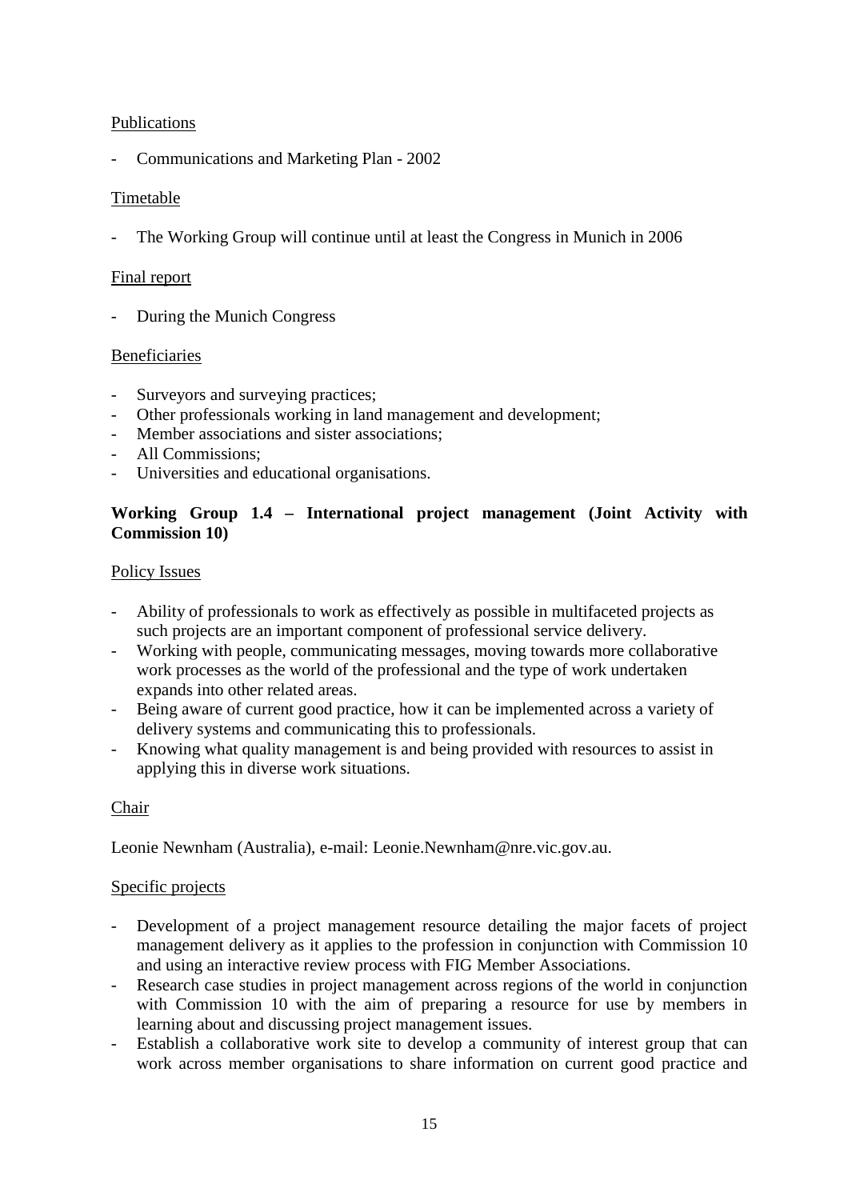Publications

- Communications and Marketing Plan - 2002

Timetable

- The Working Group will continue until at least the Congress in Munich in 2006

Final report

- During the Munich Congress

Beneficiaries

- Surveyors and surveying practices;
- Other professionals working in land management and development;
- Member associations and sister associations;
- All Commissions;
- Universities and educational organisations.

**Working Group 1.4 – International project management (Joint Activity with Commission 10)**

Policy Issues

- Ability of professionals to work as effectively as possible in multifaceted projects as such projects are an important component of professional service delivery.
- Working with people, communicating messages, moving towards more collaborative work processes as the world of the professional and the type of work undertaken expands into other related areas.
- Being aware of current good practice, how it can be implemented across a variety of delivery systems and communicating this to professionals.
- Knowing what quality management is and being provided with resources to assist in applying this in diverse work situations.

Chair

Leonie Newnham (Australia), e-mail: Leonie.Newnham@nre.vic.gov.au.

Specific projects

- Development of a project management resource detailing the major facets of project management delivery as it applies to the profession in conjunction with Commission 10 and using an interactive review process with FIG Member Associations.
- Research case studies in project management across regions of the world in conjunction with Commission 10 with the aim of preparing a resource for use by members in learning about and discussing project management issues.
- Establish a collaborative work site to develop a community of interest group that can work across member organisations to share information on current good practice and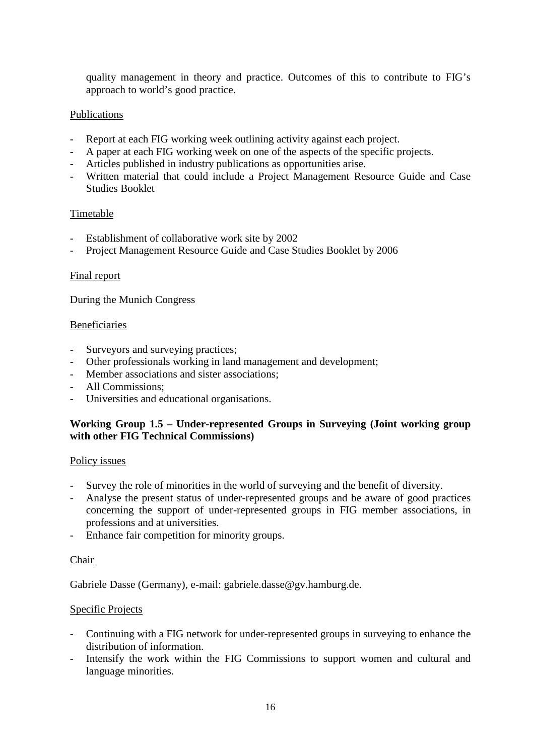quality management in theory and practice. Outcomes of this to contribute to FIG's approach to world's good practice.

Publications

- Report at each FIG working week outlining activity against each project.
- A paper at each FIG working week on one of the aspects of the specific projects.
- Articles published in industry publications as opportunities arise.
- Written material that could include a Project Management Resource Guide and Case Studies Booklet

Timetable

- Establishment of collaborative work site by 2002
- Project Management Resource Guide and Case Studies Booklet by 2006

Final report

During the Munich Congress

Beneficiaries

- Surveyors and surveying practices;
- Other professionals working in land management and development;
- Member associations and sister associations;
- All Commissions;
- Universities and educational organisations.

**Working Group 1.5 – Under-represented Groups in Surveying (Joint working group with other FIG Technical Commissions)**

Policy issues

- Survey the role of minorities in the world of surveying and the benefit of diversity.
- Analyse the present status of under-represented groups and be aware of good practices concerning the support of under-represented groups in FIG member associations, in professions and at universities.
- Enhance fair competition for minority groups.

Chair

Gabriele Dasse (Germany), e-mail: gabriele.dasse@gv.hamburg.de.

Specific Projects

- Continuing with a FIG network for under-represented groups in surveying to enhance the distribution of information.
- Intensify the work within the FIG Commissions to support women and cultural and language minorities.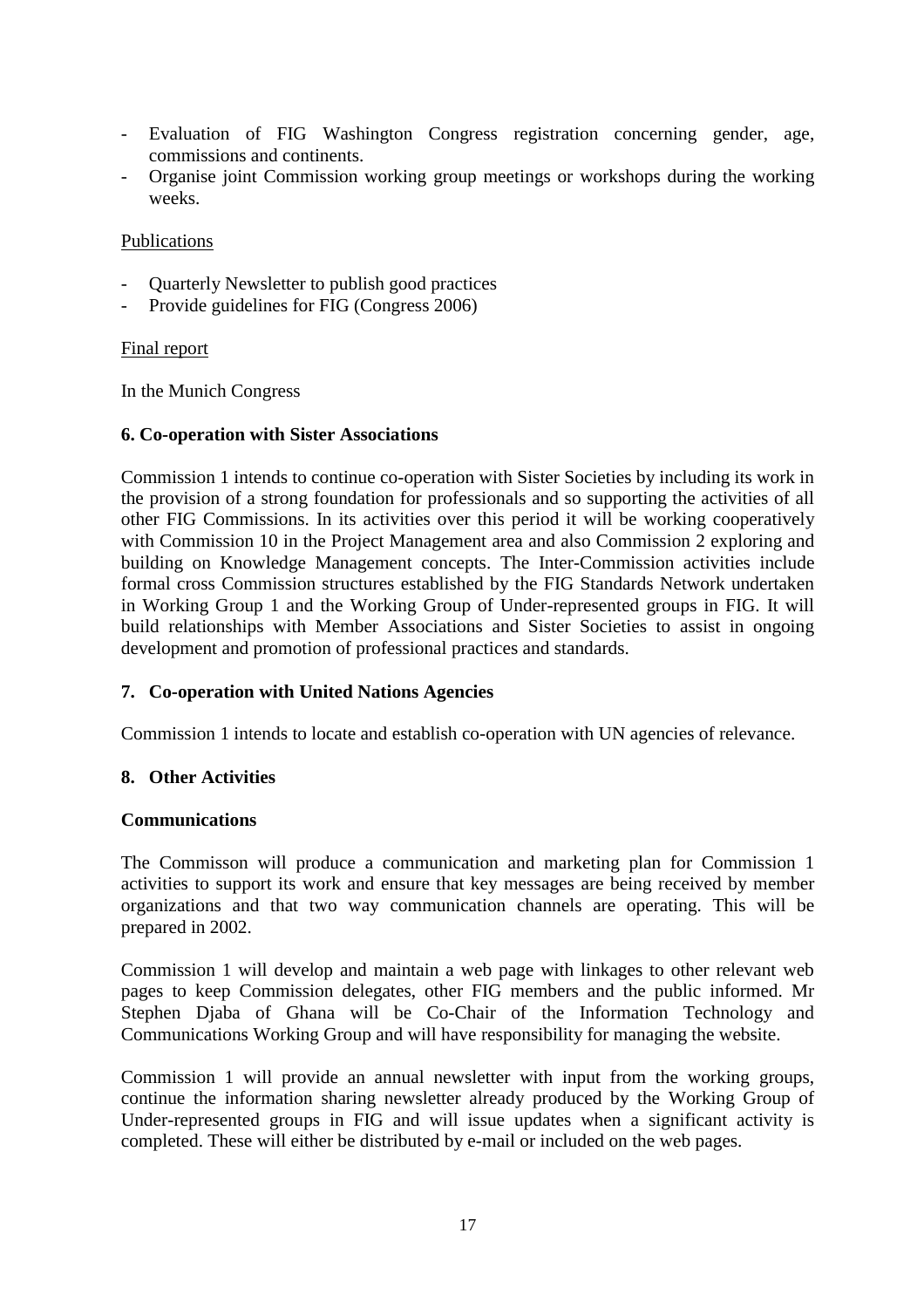- Evaluation of FIG Washington Congress registration concerning gender, age, commissions and continents.
- Organise joint Commission working group meetings or workshops during the working weeks.

Publications

- Quarterly Newsletter to publish good practices
- Provide guidelines for FIG (Congress 2006)

Final report

In the Munich Congress

**6. Co-operation with Sister Associations**

Commission 1 intends to continue co-operation with Sister Societies by including its work in the provision of a strong foundation for professionals and so supporting the activities of all other FIG Commissions. In its activities over this period it will be working cooperatively with Commission 10 in the Project Management area and also Commission 2 exploring and building on Knowledge Management concepts. The Inter-Commission activities include formal cross Commission structures established by the FIG Standards Network undertaken in Working Group 1 and the Working Group of Under-represented groups in FIG. It will build relationships with Member Associations and Sister Societies to assist in ongoing development and promotion of professional practices and standards.

**7. Co-operation with United Nations Agencies**

Commission 1 intends to locate and establish co-operation with UN agencies of relevance.

**8. Other Activities**

**Communications**

The Commisson will produce a communication and marketing plan for Commission 1 activities to support its work and ensure that key messages are being received by member organizations and that two way communication channels are operating. This will be prepared in 2002.

Commission 1 will develop and maintain a web page with linkages to other relevant web pages to keep Commission delegates, other FIG members and the public informed. Mr Stephen Djaba of Ghana will be Co-Chair of the Information Technology and Communications Working Group and will have responsibility for managing the website.

Commission 1 will provide an annual newsletter with input from the working groups, continue the information sharing newsletter already produced by the Working Group of Under-represented groups in FIG and will issue updates when a significant activity is completed. These will either be distributed by e-mail or included on the web pages.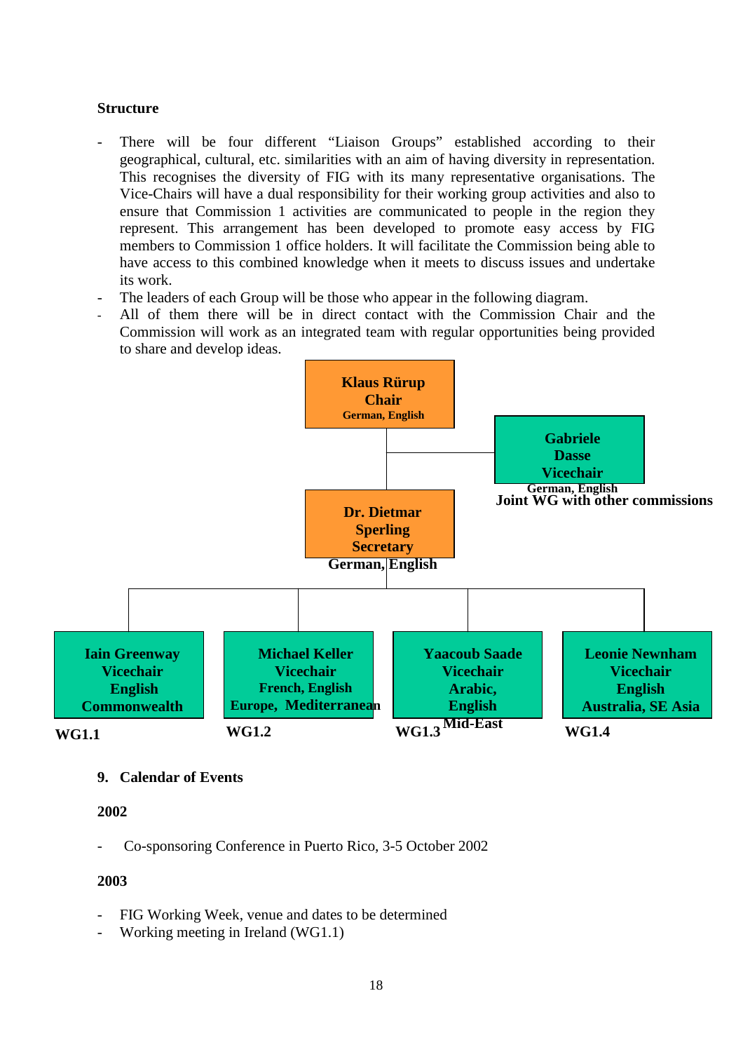**Structure**

- There will be four different "Liaison Groups" established according to their geographical, cultural, etc. similarities with an aim of having diversity in representation. This recognises the diversity of FIG with its many representative organisations. The Vice-Chairs will have a dual responsibility for their working group activities and also to ensure that Commission 1 activities are communicated to people in the region they represent. This arrangement has been developed to promote easy access by FIG members to Commission 1 office holders. It will facilitate the Commission being able to have access to this combined knowledge when it meets to discuss issues and undertake its work.
- The leaders of each Group will be those who appear in the following diagram.
- All of them there will be in direct contact with the Commission Chair and the Commission will work as an integrated team with regular opportunities being provided to share and develop ideas.

**Klaus Rürup**
**Chair**
**German, English**

**Gabriele Dasse**
**Vicechair**
**German, English**
**Joint WG with other commissions**

**Dr. Dietmar Sperling**
**Secretary**
**German, English**

| WG1.1 | WG1.2 | WG1.3 | WG1.4 |
|---|---|---|---|
| **Iain Greenway**, Vicechair, English, Commonwealth | **Michael Keller**, Vicechair, French, English, Europe, Mediterranean | **Yaacoub Saade**, Vicechair, Arabic, English, Mid-East | **Leonie Newnham**, Vicechair, English, Australia, SE Asia |

## 9. Calendar of Events

**2002**

- Co-sponsoring Conference in Puerto Rico, 3-5 October 2002

**2003**

- FIG Working Week, venue and dates to be determined
- Working meeting in Ireland (WG1.1)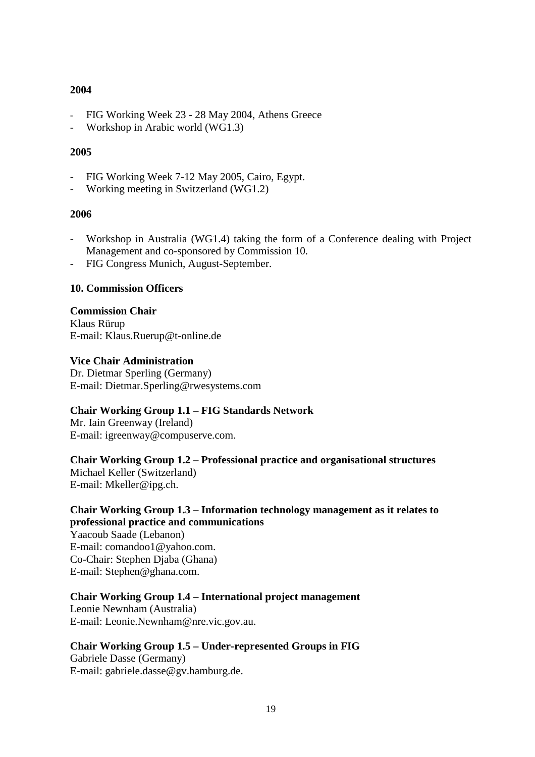**2004**

- FIG Working Week 23 - 28 May 2004, Athens Greece
- Workshop in Arabic world (WG1.3)

**2005**

- FIG Working Week 7-12 May 2005, Cairo, Egypt.
- Working meeting in Switzerland (WG1.2)

**2006**

- Workshop in Australia (WG1.4) taking the form of a Conference dealing with Project Management and co-sponsored by Commission 10.
- FIG Congress Munich, August-September.

## 10. Commission Officers

**Commission Chair**
Klaus Rürup
E-mail: Klaus.Ruerup@t-online.de

**Vice Chair Administration**
Dr. Dietmar Sperling (Germany)
E-mail: Dietmar.Sperling@rwesystems.com

**Chair Working Group 1.1 – FIG Standards Network**
Mr. Iain Greenway (Ireland)
E-mail: igreenway@compuserve.com.

**Chair Working Group 1.2 – Professional practice and organisational structures**
Michael Keller (Switzerland)
E-mail: Mkeller@ipg.ch.

**Chair Working Group 1.3 – Information technology management as it relates to professional practice and communications**
Yaacoub Saade (Lebanon)
E-mail: comandoo1@yahoo.com.
Co-Chair: Stephen Djaba (Ghana)
E-mail: Stephen@ghana.com.

**Chair Working Group 1.4 – International project management**
Leonie Newnham (Australia)
E-mail: Leonie.Newnham@nre.vic.gov.au.

**Chair Working Group 1.5 – Under-represented Groups in FIG**
Gabriele Dasse (Germany)
E-mail: gabriele.dasse@gv.hamburg.de.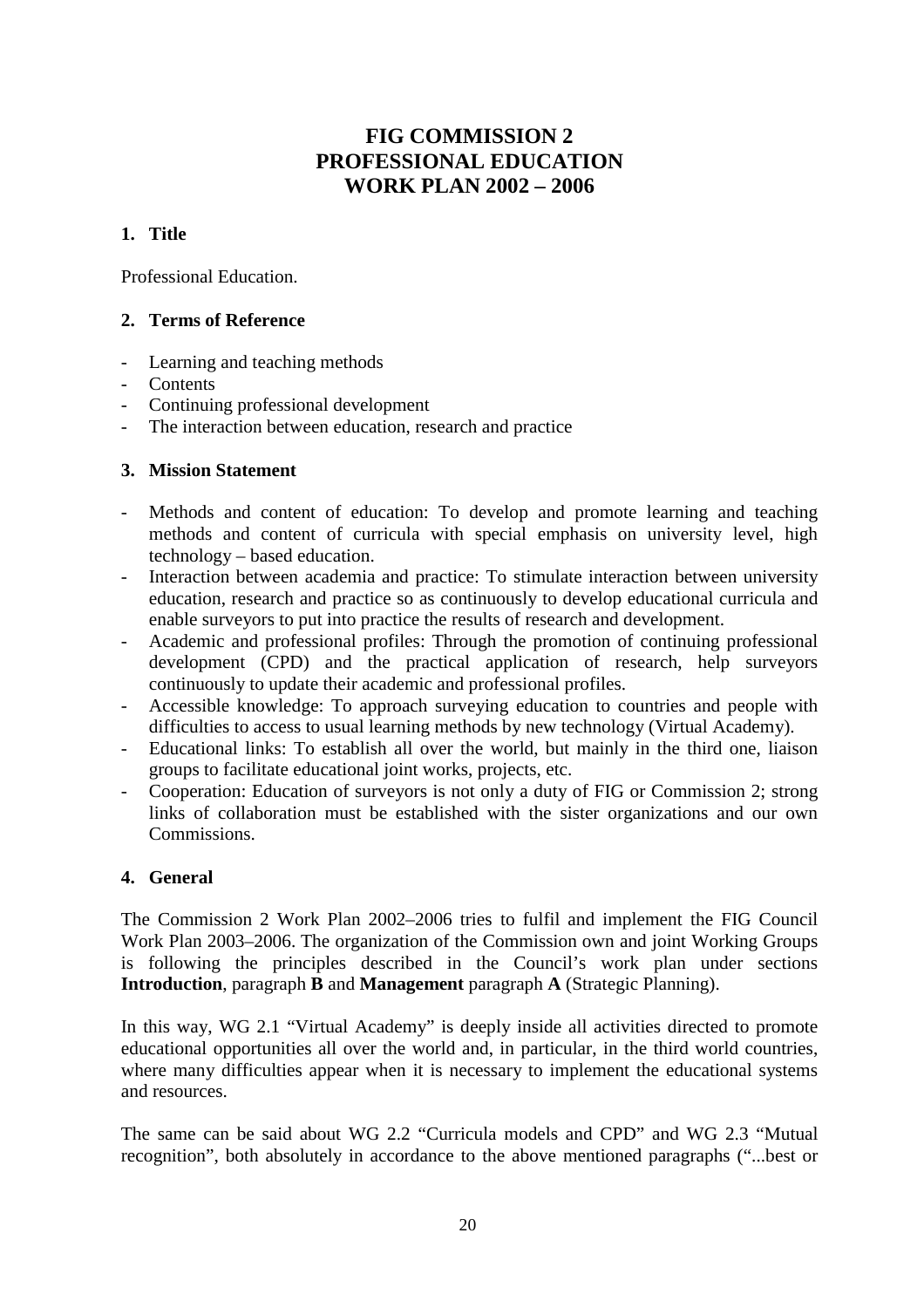# FIG COMMISSION 2
# PROFESSIONAL EDUCATION
# WORK PLAN 2002 – 2006

## 1. Title

Professional Education.

## 2. Terms of Reference

- Learning and teaching methods
- Contents
- Continuing professional development
- The interaction between education, research and practice

## 3. Mission Statement

- Methods and content of education: To develop and promote learning and teaching methods and content of curricula with special emphasis on university level, high technology – based education.
- Interaction between academia and practice: To stimulate interaction between university education, research and practice so as continuously to develop educational curricula and enable surveyors to put into practice the results of research and development.
- Academic and professional profiles: Through the promotion of continuing professional development (CPD) and the practical application of research, help surveyors continuously to update their academic and professional profiles.
- Accessible knowledge: To approach surveying education to countries and people with difficulties to access to usual learning methods by new technology (Virtual Academy).
- Educational links: To establish all over the world, but mainly in the third one, liaison groups to facilitate educational joint works, projects, etc.
- Cooperation: Education of surveyors is not only a duty of FIG or Commission 2; strong links of collaboration must be established with the sister organizations and our own Commissions.

## 4. General

The Commission 2 Work Plan 2002–2006 tries to fulfil and implement the FIG Council Work Plan 2003–2006. The organization of the Commission own and joint Working Groups is following the principles described in the Council's work plan under sections **Introduction**, paragraph **B** and **Management** paragraph **A** (Strategic Planning).

In this way, WG 2.1 "Virtual Academy" is deeply inside all activities directed to promote educational opportunities all over the world and, in particular, in the third world countries, where many difficulties appear when it is necessary to implement the educational systems and resources.

The same can be said about WG 2.2 "Curricula models and CPD" and WG 2.3 "Mutual recognition", both absolutely in accordance to the above mentioned paragraphs ("...best or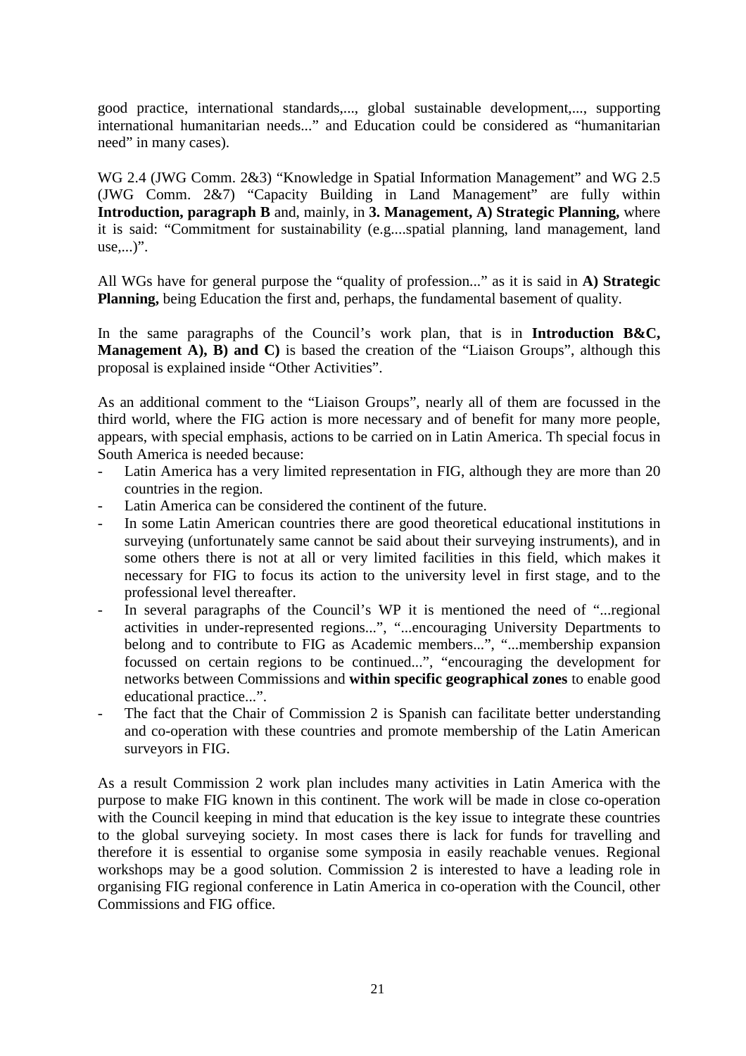good practice, international standards,..., global sustainable development,..., supporting international humanitarian needs..." and Education could be considered as "humanitarian need" in many cases).

WG 2.4 (JWG Comm. 2&3) "Knowledge in Spatial Information Management" and WG 2.5 (JWG Comm. 2&7) "Capacity Building in Land Management" are fully within **Introduction, paragraph B** and, mainly, in **3. Management, A) Strategic Planning,** where it is said: "Commitment for sustainability (e.g....spatial planning, land management, land use,...)".

All WGs have for general purpose the "quality of profession..." as it is said in **A) Strategic Planning,** being Education the first and, perhaps, the fundamental basement of quality.

In the same paragraphs of the Council's work plan, that is in **Introduction B&C, Management A), B) and C)** is based the creation of the "Liaison Groups", although this proposal is explained inside "Other Activities".

As an additional comment to the "Liaison Groups", nearly all of them are focussed in the third world, where the FIG action is more necessary and of benefit for many more people, appears, with special emphasis, actions to be carried on in Latin America. Th special focus in South America is needed because:

- Latin America has a very limited representation in FIG, although they are more than 20 countries in the region.
- Latin America can be considered the continent of the future.
- In some Latin American countries there are good theoretical educational institutions in surveying (unfortunately same cannot be said about their surveying instruments), and in some others there is not at all or very limited facilities in this field, which makes it necessary for FIG to focus its action to the university level in first stage, and to the professional level thereafter.
- In several paragraphs of the Council's WP it is mentioned the need of "...regional activities in under-represented regions...", "...encouraging University Departments to belong and to contribute to FIG as Academic members...", "...membership expansion focussed on certain regions to be continued...", "encouraging the development for networks between Commissions and **within specific geographical zones** to enable good educational practice...".
- The fact that the Chair of Commission 2 is Spanish can facilitate better understanding and co-operation with these countries and promote membership of the Latin American surveyors in FIG.

As a result Commission 2 work plan includes many activities in Latin America with the purpose to make FIG known in this continent. The work will be made in close co-operation with the Council keeping in mind that education is the key issue to integrate these countries to the global surveying society. In most cases there is lack for funds for travelling and therefore it is essential to organise some symposia in easily reachable venues. Regional workshops may be a good solution. Commission 2 is interested to have a leading role in organising FIG regional conference in Latin America in co-operation with the Council, other Commissions and FIG office.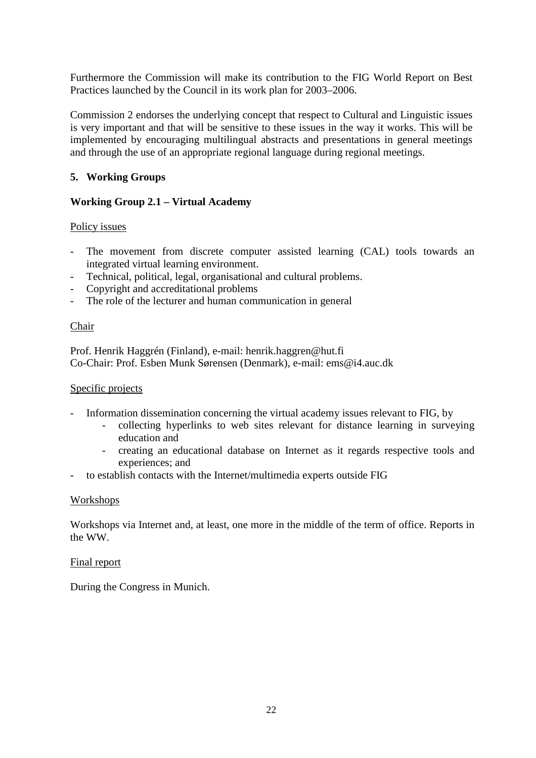Furthermore the Commission will make its contribution to the FIG World Report on Best Practices launched by the Council in its work plan for 2003–2006.

Commission 2 endorses the underlying concept that respect to Cultural and Linguistic issues is very important and that will be sensitive to these issues in the way it works. This will be implemented by encouraging multilingual abstracts and presentations in general meetings and through the use of an appropriate regional language during regional meetings.

## 5. Working Groups

### Working Group 2.1 – Virtual Academy

<u>Policy issues</u>

- The movement from discrete computer assisted learning (CAL) tools towards an integrated virtual learning environment.
- Technical, political, legal, organisational and cultural problems.
- Copyright and accreditational problems
- The role of the lecturer and human communication in general

<u>Chair</u>

Prof. Henrik Haggrén (Finland), e-mail: henrik.haggren@hut.fi
Co-Chair: Prof. Esben Munk Sørensen (Denmark), e-mail: ems@i4.auc.dk

<u>Specific projects</u>

- Information dissemination concerning the virtual academy issues relevant to FIG, by
    - collecting hyperlinks to web sites relevant for distance learning in surveying education and
    - creating an educational database on Internet as it regards respective tools and experiences; and
- to establish contacts with the Internet/multimedia experts outside FIG

<u>Workshops</u>

Workshops via Internet and, at least, one more in the middle of the term of office. Reports in the WW.

<u>Final report</u>

During the Congress in Munich.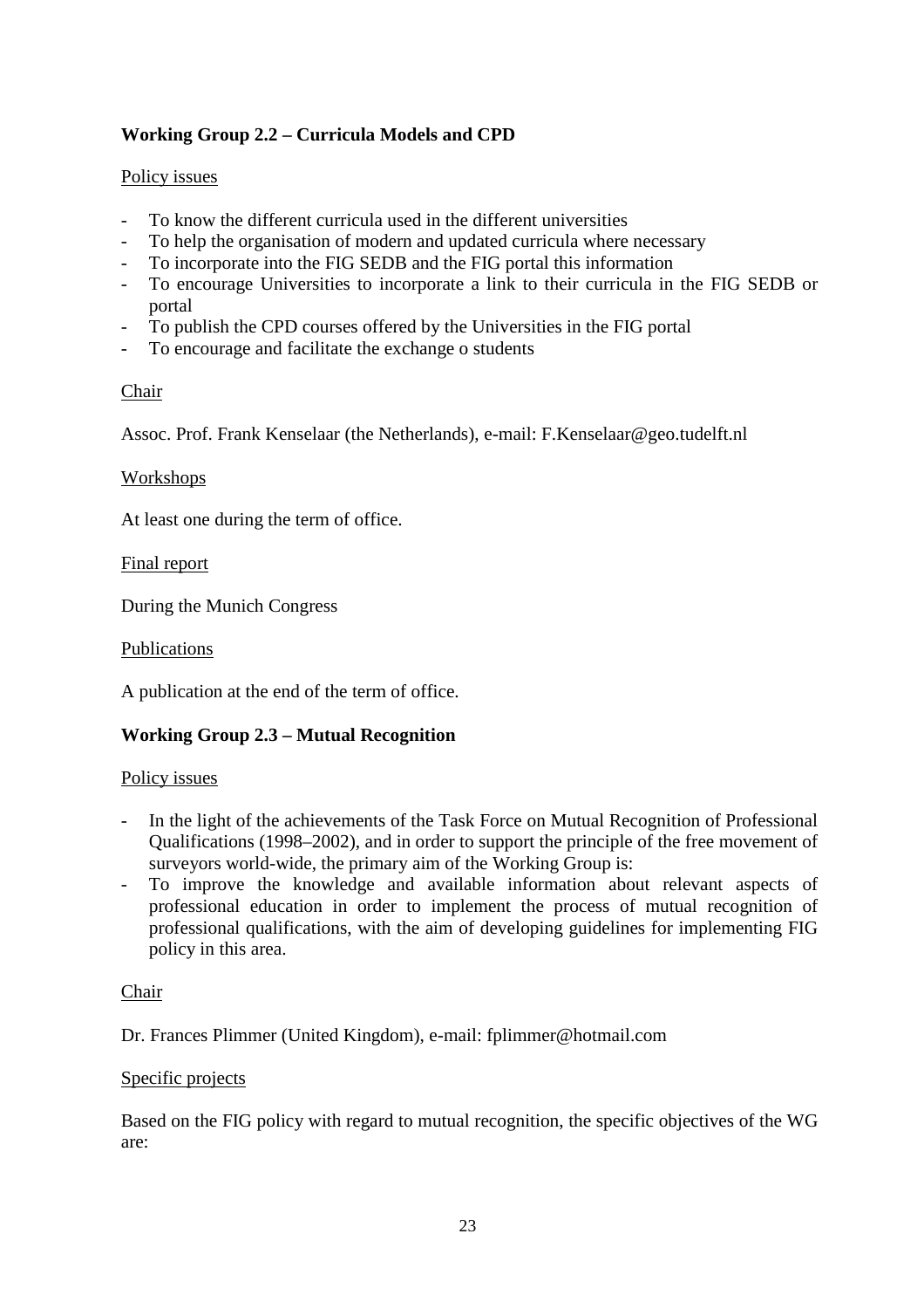### Working Group 2.2 – Curricula Models and CPD

<u>Policy issues</u>

- To know the different curricula used in the different universities
- To help the organisation of modern and updated curricula where necessary
- To incorporate into the FIG SEDB and the FIG portal this information
- To encourage Universities to incorporate a link to their curricula in the FIG SEDB or portal
- To publish the CPD courses offered by the Universities in the FIG portal
- To encourage and facilitate the exchange o students

<u>Chair</u>

Assoc. Prof. Frank Kenselaar (the Netherlands), e-mail: F.Kenselaar@geo.tudelft.nl

<u>Workshops</u>

At least one during the term of office.

<u>Final report</u>

During the Munich Congress

<u>Publications</u>

A publication at the end of the term of office.

### Working Group 2.3 – Mutual Recognition

<u>Policy issues</u>

- In the light of the achievements of the Task Force on Mutual Recognition of Professional Qualifications (1998–2002), and in order to support the principle of the free movement of surveyors world-wide, the primary aim of the Working Group is:
- To improve the knowledge and available information about relevant aspects of professional education in order to implement the process of mutual recognition of professional qualifications, with the aim of developing guidelines for implementing FIG policy in this area.

<u>Chair</u>

Dr. Frances Plimmer (United Kingdom), e-mail: fplimmer@hotmail.com

<u>Specific projects</u>

Based on the FIG policy with regard to mutual recognition, the specific objectives of the WG are: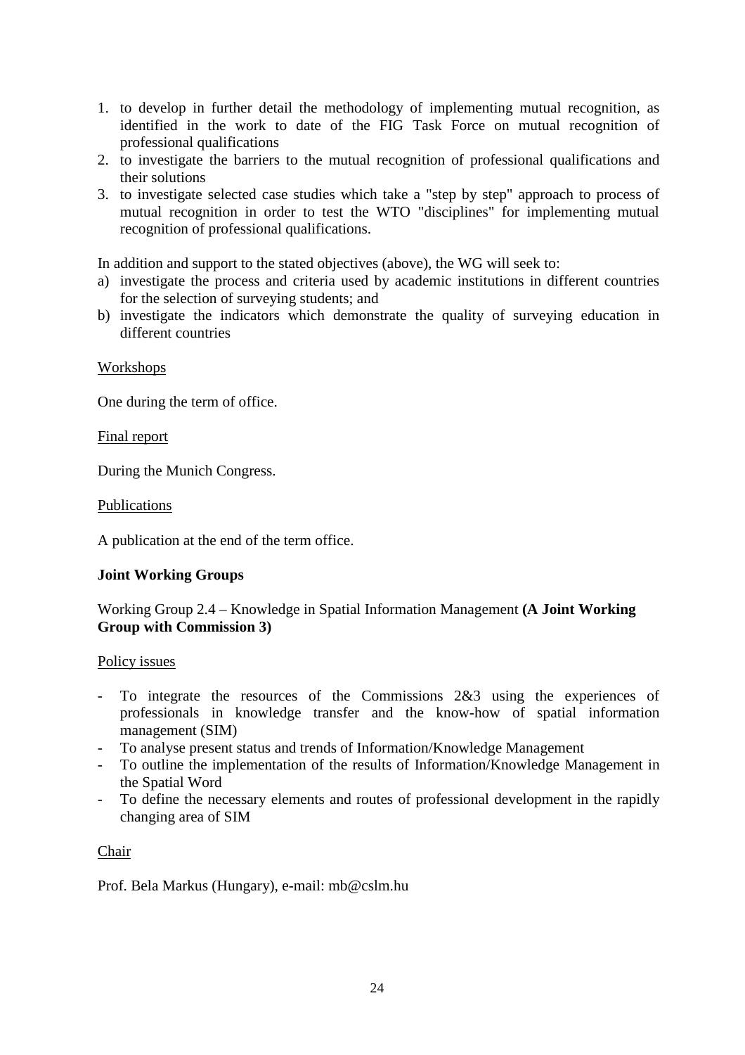1. to develop in further detail the methodology of implementing mutual recognition, as identified in the work to date of the FIG Task Force on mutual recognition of professional qualifications
2. to investigate the barriers to the mutual recognition of professional qualifications and their solutions
3. to investigate selected case studies which take a "step by step" approach to process of mutual recognition in order to test the WTO "disciplines" for implementing mutual recognition of professional qualifications.

In addition and support to the stated objectives (above), the WG will seek to:

a) investigate the process and criteria used by academic institutions in different countries for the selection of surveying students; and
b) investigate the indicators which demonstrate the quality of surveying education in different countries

Workshops

One during the term of office.

Final report

During the Munich Congress.

Publications

A publication at the end of the term office.

**Joint Working Groups**

Working Group 2.4 – Knowledge in Spatial Information Management **(A Joint Working Group with Commission 3)**

Policy issues

- To integrate the resources of the Commissions 2&3 using the experiences of professionals in knowledge transfer and the know-how of spatial information management (SIM)
- To analyse present status and trends of Information/Knowledge Management
- To outline the implementation of the results of Information/Knowledge Management in the Spatial Word
- To define the necessary elements and routes of professional development in the rapidly changing area of SIM

Chair

Prof. Bela Markus (Hungary), e-mail: mb@cslm.hu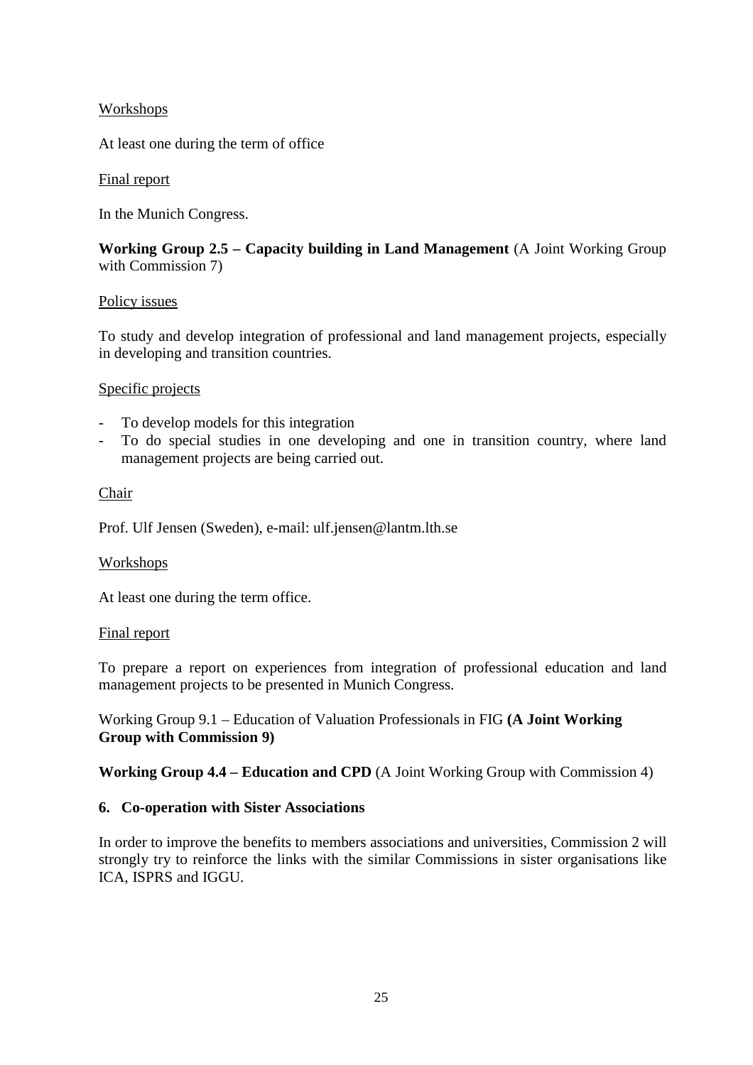Workshops

At least one during the term of office

Final report

In the Munich Congress.

**Working Group 2.5 – Capacity building in Land Management** (A Joint Working Group with Commission 7)

Policy issues

To study and develop integration of professional and land management projects, especially in developing and transition countries.

Specific projects

- To develop models for this integration
- To do special studies in one developing and one in transition country, where land management projects are being carried out.

Chair

Prof. Ulf Jensen (Sweden), e-mail: ulf.jensen@lantm.lth.se

Workshops

At least one during the term office.

Final report

To prepare a report on experiences from integration of professional education and land management projects to be presented in Munich Congress.

Working Group 9.1 – Education of Valuation Professionals in FIG **(A Joint Working Group with Commission 9)**

**Working Group 4.4 – Education and CPD** (A Joint Working Group with Commission 4)

**6. Co-operation with Sister Associations**

In order to improve the benefits to members associations and universities, Commission 2 will strongly try to reinforce the links with the similar Commissions in sister organisations like ICA, ISPRS and IGGU.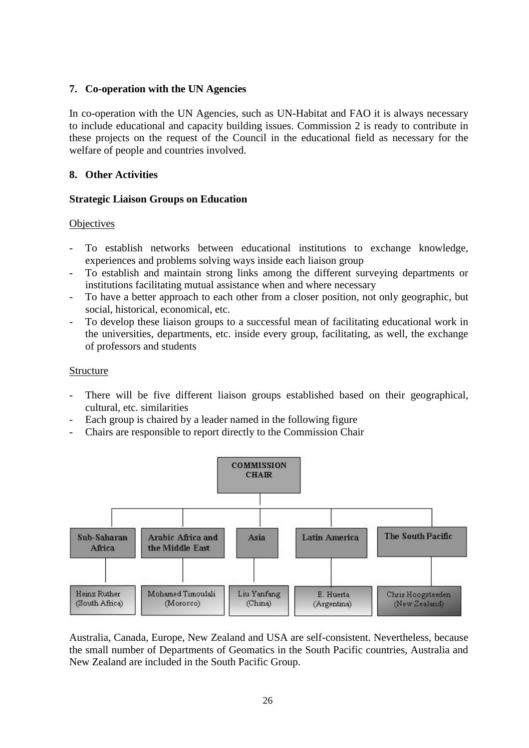## 7. Co-operation with the UN Agencies

In co-operation with the UN Agencies, such as UN-Habitat and FAO it is always necessary to include educational and capacity building issues. Commission 2 is ready to contribute in these projects on the request of the Council in the educational field as necessary for the welfare of people and countries involved.

## 8. Other Activities

### Strategic Liaison Groups on Education

Objectives

- To establish networks between educational institutions to exchange knowledge, experiences and problems solving ways inside each liaison group
- To establish and maintain strong links among the different surveying departments or institutions facilitating mutual assistance when and where necessary
- To have a better approach to each other from a closer position, not only geographic, but social, historical, economical, etc.
- To develop these liaison groups to a successful mean of facilitating educational work in the universities, departments, etc. inside every group, facilitating, as well, the exchange of professors and students

Structure

- There will be five different liaison groups established based on their geographical, cultural, etc. similarities
- Each group is chaired by a leader named in the following figure
- Chairs are responsible to report directly to the Commission Chair

COMMISSION CHAIR

| Sub-Saharan Africa | Arabic Africa and the Middle East | Asia | Latin America | The South Pacific |
|---|---|---|---|---|
| Heinz Ruther (South Africa) | Mohamed Timoulali (Morocco) | Liu Yanfang (China) | E. Huerta (Argentina) | Chris Hoogsteeden (New Zealand) |

Australia, Canada, Europe, New Zealand and USA are self-consistent. Nevertheless, because the small number of Departments of Geomatics in the South Pacific countries, Australia and New Zealand are included in the South Pacific Group.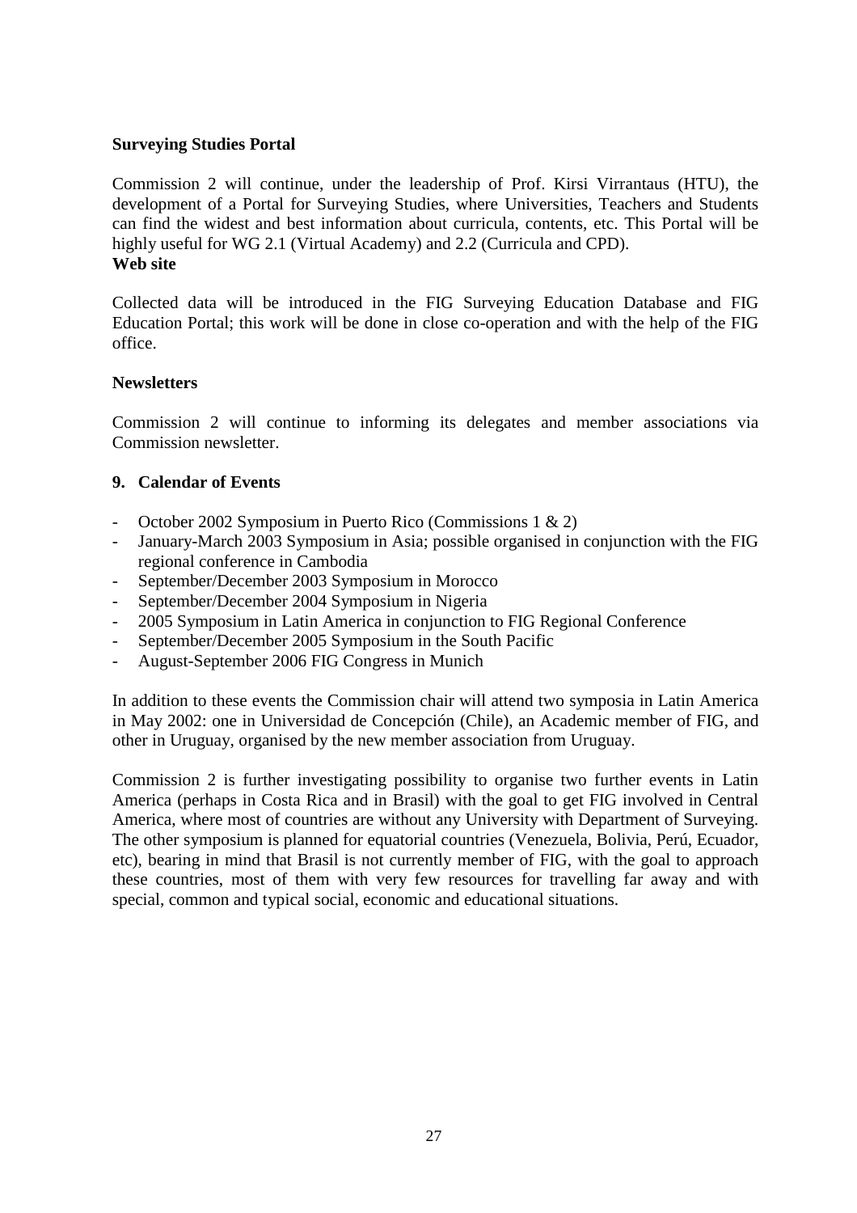**Surveying Studies Portal**

Commission 2 will continue, under the leadership of Prof. Kirsi Virrantaus (HTU), the development of a Portal for Surveying Studies, where Universities, Teachers and Students can find the widest and best information about curricula, contents, etc. This Portal will be highly useful for WG 2.1 (Virtual Academy) and 2.2 (Curricula and CPD).

**Web site**

Collected data will be introduced in the FIG Surveying Education Database and FIG Education Portal; this work will be done in close co-operation and with the help of the FIG office.

**Newsletters**

Commission 2 will continue to informing its delegates and member associations via Commission newsletter.

## 9. Calendar of Events

- October 2002 Symposium in Puerto Rico (Commissions 1 & 2)
- January-March 2003 Symposium in Asia; possible organised in conjunction with the FIG regional conference in Cambodia
- September/December 2003 Symposium in Morocco
- September/December 2004 Symposium in Nigeria
- 2005 Symposium in Latin America in conjunction to FIG Regional Conference
- September/December 2005 Symposium in the South Pacific
- August-September 2006 FIG Congress in Munich

In addition to these events the Commission chair will attend two symposia in Latin America in May 2002: one in Universidad de Concepción (Chile), an Academic member of FIG, and other in Uruguay, organised by the new member association from Uruguay.

Commission 2 is further investigating possibility to organise two further events in Latin America (perhaps in Costa Rica and in Brasil) with the goal to get FIG involved in Central America, where most of countries are without any University with Department of Surveying. The other symposium is planned for equatorial countries (Venezuela, Bolivia, Perú, Ecuador, etc), bearing in mind that Brasil is not currently member of FIG, with the goal to approach these countries, most of them with very few resources for travelling far away and with special, common and typical social, economic and educational situations.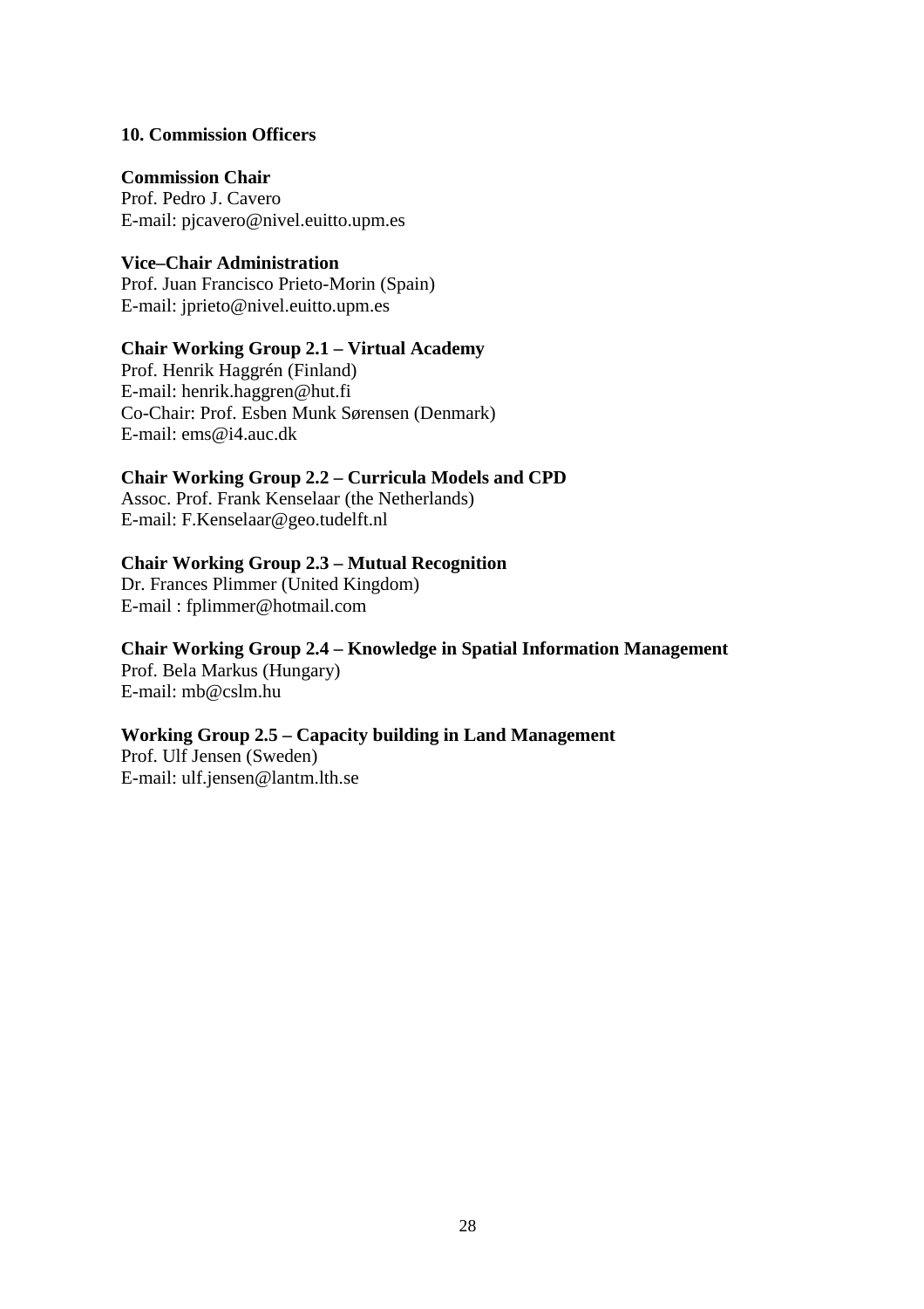## 10. Commission Officers

**Commission Chair**
Prof. Pedro J. Cavero
E-mail: pjcavero@nivel.euitto.upm.es

**Vice–Chair Administration**
Prof. Juan Francisco Prieto-Morin (Spain)
E-mail: jprieto@nivel.euitto.upm.es

**Chair Working Group 2.1 – Virtual Academy**
Prof. Henrik Haggrén (Finland)
E-mail: henrik.haggren@hut.fi
Co-Chair: Prof. Esben Munk Sørensen (Denmark)
E-mail: ems@i4.auc.dk

**Chair Working Group 2.2 – Curricula Models and CPD**
Assoc. Prof. Frank Kenselaar (the Netherlands)
E-mail: F.Kenselaar@geo.tudelft.nl

**Chair Working Group 2.3 – Mutual Recognition**
Dr. Frances Plimmer (United Kingdom)
E-mail : fplimmer@hotmail.com

**Chair Working Group 2.4 – Knowledge in Spatial Information Management**
Prof. Bela Markus (Hungary)
E-mail: mb@cslm.hu

**Working Group 2.5 – Capacity building in Land Management**
Prof. Ulf Jensen (Sweden)
E-mail: ulf.jensen@lantm.lth.se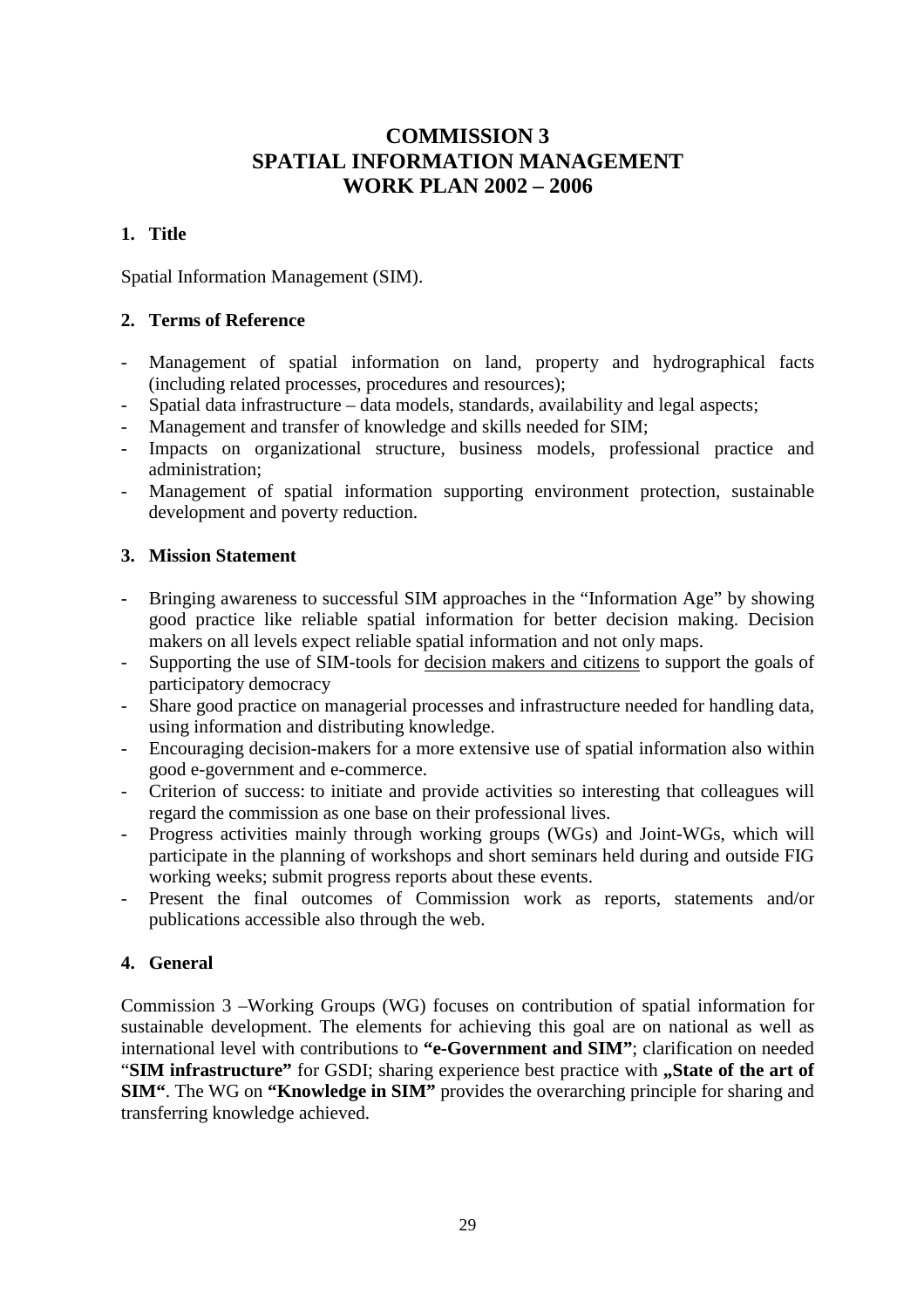# COMMISSION 3
# SPATIAL INFORMATION MANAGEMENT
# WORK PLAN 2002 – 2006

## 1. Title

Spatial Information Management (SIM).

## 2. Terms of Reference

- Management of spatial information on land, property and hydrographical facts (including related processes, procedures and resources);
- Spatial data infrastructure – data models, standards, availability and legal aspects;
- Management and transfer of knowledge and skills needed for SIM;
- Impacts on organizational structure, business models, professional practice and administration;
- Management of spatial information supporting environment protection, sustainable development and poverty reduction.

## 3. Mission Statement

- Bringing awareness to successful SIM approaches in the "Information Age" by showing good practice like reliable spatial information for better decision making. Decision makers on all levels expect reliable spatial information and not only maps.
- Supporting the use of SIM-tools for <u>decision makers and citizens</u> to support the goals of participatory democracy
- Share good practice on managerial processes and infrastructure needed for handling data, using information and distributing knowledge.
- Encouraging decision-makers for a more extensive use of spatial information also within good e-government and e-commerce.
- Criterion of success: to initiate and provide activities so interesting that colleagues will regard the commission as one base on their professional lives.
- Progress activities mainly through working groups (WGs) and Joint-WGs, which will participate in the planning of workshops and short seminars held during and outside FIG working weeks; submit progress reports about these events.
- Present the final outcomes of Commission work as reports, statements and/or publications accessible also through the web.

## 4. General

Commission 3 –Working Groups (WG) focuses on contribution of spatial information for sustainable development. The elements for achieving this goal are on national as well as international level with contributions to **"e-Government and SIM"**; clarification on needed "**SIM infrastructure"** for GSDI; sharing experience best practice with **„State of the art of SIM"**. The WG on **"Knowledge in SIM"** provides the overarching principle for sharing and transferring knowledge achieved.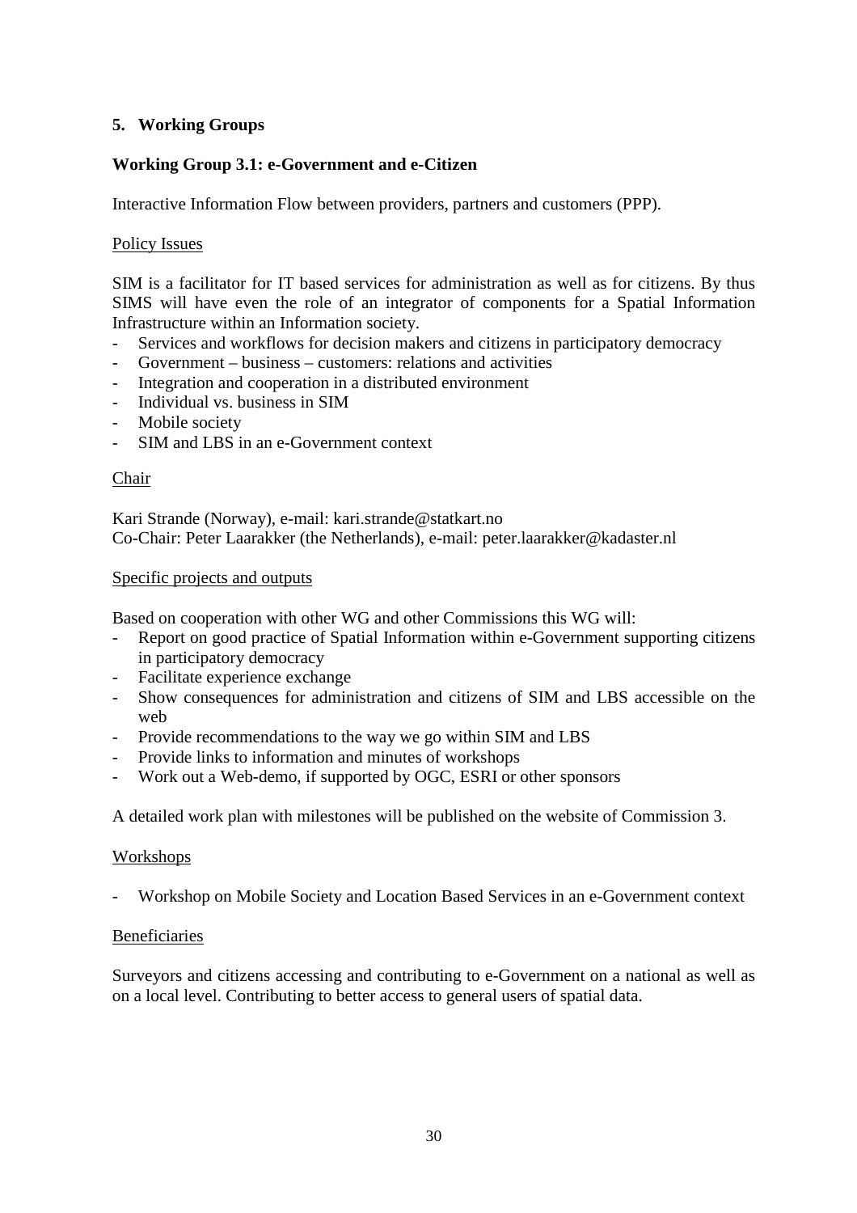## 5. Working Groups

### Working Group 3.1: e-Government and e-Citizen

Interactive Information Flow between providers, partners and customers (PPP).

Policy Issues

SIM is a facilitator for IT based services for administration as well as for citizens. By thus SIMS will have even the role of an integrator of components for a Spatial Information Infrastructure within an Information society.

- Services and workflows for decision makers and citizens in participatory democracy
- Government – business – customers: relations and activities
- Integration and cooperation in a distributed environment
- Individual vs. business in SIM
- Mobile society
- SIM and LBS in an e-Government context

Chair

Kari Strande (Norway), e-mail: kari.strande@statkart.no
Co-Chair: Peter Laarakker (the Netherlands), e-mail: peter.laarakker@kadaster.nl

Specific projects and outputs

Based on cooperation with other WG and other Commissions this WG will:

- Report on good practice of Spatial Information within e-Government supporting citizens in participatory democracy
- Facilitate experience exchange
- Show consequences for administration and citizens of SIM and LBS accessible on the web
- Provide recommendations to the way we go within SIM and LBS
- Provide links to information and minutes of workshops
- Work out a Web-demo, if supported by OGC, ESRI or other sponsors

A detailed work plan with milestones will be published on the website of Commission 3.

Workshops

- Workshop on Mobile Society and Location Based Services in an e-Government context

Beneficiaries

Surveyors and citizens accessing and contributing to e-Government on a national as well as on a local level. Contributing to better access to general users of spatial data.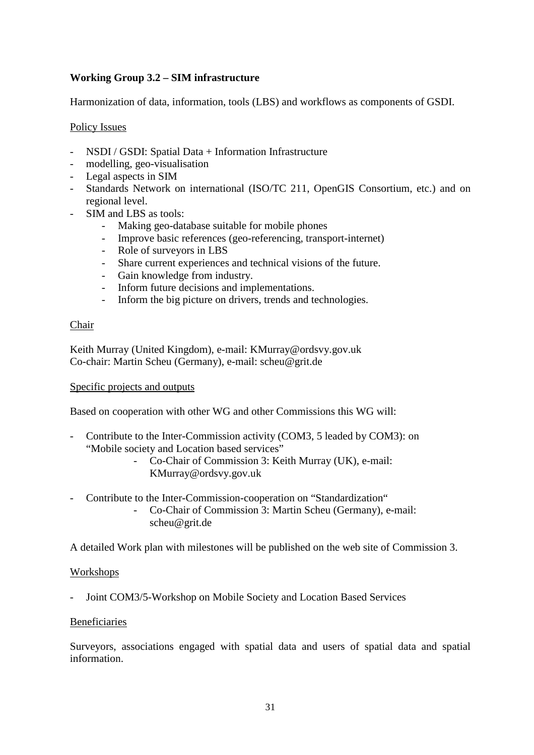**Working Group 3.2 – SIM infrastructure**

Harmonization of data, information, tools (LBS) and workflows as components of GSDI.

Policy Issues

- NSDI / GSDI: Spatial Data + Information Infrastructure
- modelling, geo-visualisation
- Legal aspects in SIM
- Standards Network on international (ISO/TC 211, OpenGIS Consortium, etc.) and on regional level.
- SIM and LBS as tools:
  - Making geo-database suitable for mobile phones
  - Improve basic references (geo-referencing, transport-internet)
  - Role of surveyors in LBS
  - Share current experiences and technical visions of the future.
  - Gain knowledge from industry.
  - Inform future decisions and implementations.
  - Inform the big picture on drivers, trends and technologies.

Chair

Keith Murray (United Kingdom), e-mail: KMurray@ordsvy.gov.uk
Co-chair: Martin Scheu (Germany), e-mail: scheu@grit.de

Specific projects and outputs

Based on cooperation with other WG and other Commissions this WG will:

- Contribute to the Inter-Commission activity (COM3, 5 leaded by COM3): on "Mobile society and Location based services"
  - Co-Chair of Commission 3: Keith Murray (UK), e-mail: KMurray@ordsvy.gov.uk
- Contribute to the Inter-Commission-cooperation on "Standardization"
  - Co-Chair of Commission 3: Martin Scheu (Germany), e-mail: scheu@grit.de

A detailed Work plan with milestones will be published on the web site of Commission 3.

Workshops

- Joint COM3/5-Workshop on Mobile Society and Location Based Services

Beneficiaries

Surveyors, associations engaged with spatial data and users of spatial data and spatial information.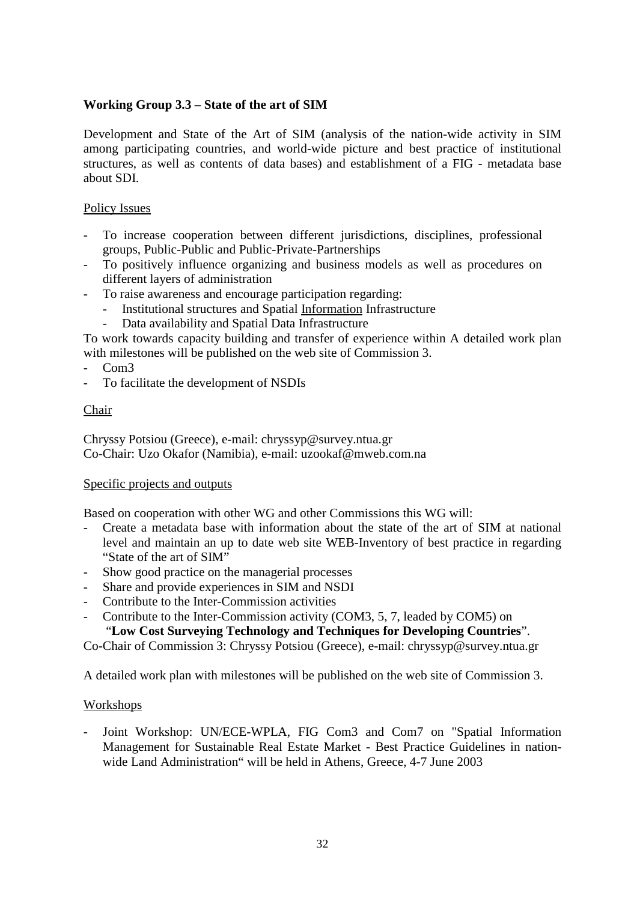**Working Group 3.3 – State of the art of SIM**

Development and State of the Art of SIM (analysis of the nation-wide activity in SIM among participating countries, and world-wide picture and best practice of institutional structures, as well as contents of data bases) and establishment of a FIG - metadata base about SDI.

<u>Policy Issues</u>

- To increase cooperation between different jurisdictions, disciplines, professional groups, Public-Public and Public-Private-Partnerships
- To positively influence organizing and business models as well as procedures on different layers of administration
- To raise awareness and encourage participation regarding:
  - Institutional structures and Spatial <u>Information</u> Infrastructure
  - Data availability and Spatial Data Infrastructure

To work towards capacity building and transfer of experience within A detailed work plan with milestones will be published on the web site of Commission 3.

- Com3
- To facilitate the development of NSDIs

<u>Chair</u>

Chryssy Potsiou (Greece), e-mail: chryssyp@survey.ntua.gr
Co-Chair: Uzo Okafor (Namibia), e-mail: uzookaf@mweb.com.na

<u>Specific projects and outputs</u>

Based on cooperation with other WG and other Commissions this WG will:

- Create a metadata base with information about the state of the art of SIM at national level and maintain an up to date web site WEB-Inventory of best practice in regarding "State of the art of SIM"
- Show good practice on the managerial processes
- Share and provide experiences in SIM and NSDI
- Contribute to the Inter-Commission activities
- Contribute to the Inter-Commission activity (COM3, 5, 7, leaded by COM5) on "**Low Cost Surveying Technology and Techniques for Developing Countries**".

Co-Chair of Commission 3: Chryssy Potsiou (Greece), e-mail: chryssyp@survey.ntua.gr

A detailed work plan with milestones will be published on the web site of Commission 3.

<u>Workshops</u>

- Joint Workshop: UN/ECE-WPLA, FIG Com3 and Com7 on "Spatial Information Management for Sustainable Real Estate Market - Best Practice Guidelines in nation-wide Land Administration" will be held in Athens, Greece, 4-7 June 2003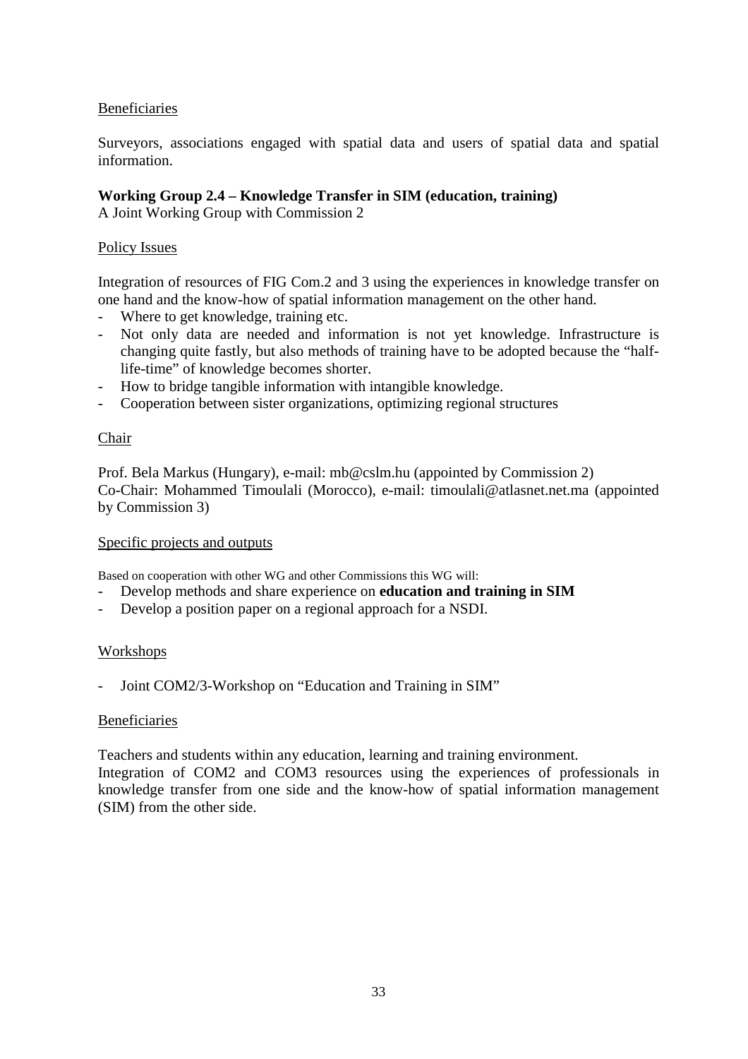Beneficiaries

Surveyors, associations engaged with spatial data and users of spatial data and spatial information.

**Working Group 2.4 – Knowledge Transfer in SIM (education, training)**
A Joint Working Group with Commission 2

Policy Issues

Integration of resources of FIG Com.2 and 3 using the experiences in knowledge transfer on one hand and the know-how of spatial information management on the other hand.

- Where to get knowledge, training etc.
- Not only data are needed and information is not yet knowledge. Infrastructure is changing quite fastly, but also methods of training have to be adopted because the "half-life-time" of knowledge becomes shorter.
- How to bridge tangible information with intangible knowledge.
- Cooperation between sister organizations, optimizing regional structures

Chair

Prof. Bela Markus (Hungary), e-mail: mb@cslm.hu (appointed by Commission 2)
Co-Chair: Mohammed Timoulali (Morocco), e-mail: timoulali@atlasnet.net.ma (appointed by Commission 3)

Specific projects and outputs

Based on cooperation with other WG and other Commissions this WG will:

- Develop methods and share experience on **education and training in SIM**
- Develop a position paper on a regional approach for a NSDI.

Workshops

- Joint COM2/3-Workshop on "Education and Training in SIM"

Beneficiaries

Teachers and students within any education, learning and training environment.
Integration of COM2 and COM3 resources using the experiences of professionals in knowledge transfer from one side and the know-how of spatial information management (SIM) from the other side.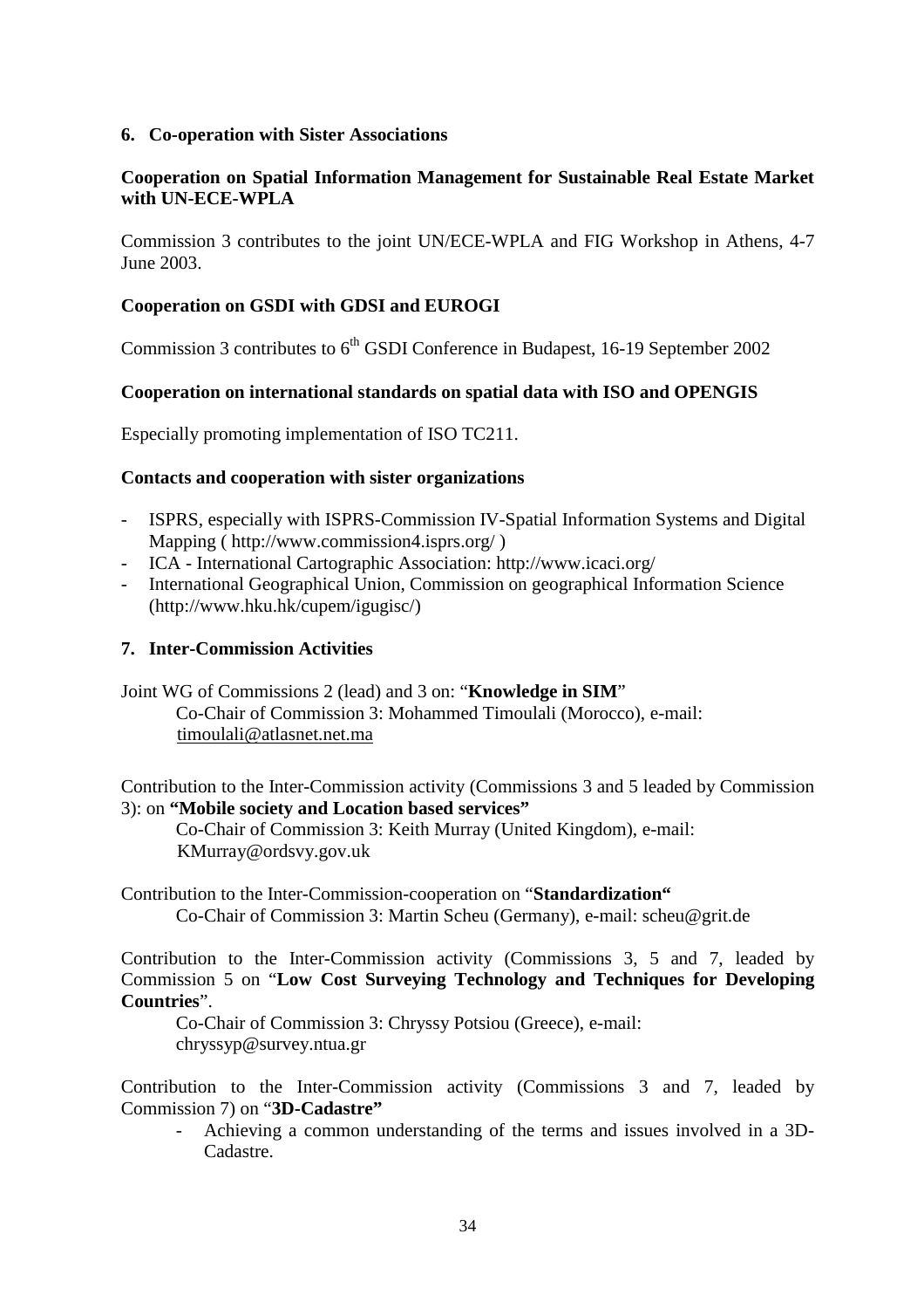## 6. Co-operation with Sister Associations

**Cooperation on Spatial Information Management for Sustainable Real Estate Market with UN-ECE-WPLA**

Commission 3 contributes to the joint UN/ECE-WPLA and FIG Workshop in Athens, 4-7 June 2003.

**Cooperation on GSDI with GDSI and EUROGI**

Commission 3 contributes to 6th GSDI Conference in Budapest, 16-19 September 2002

**Cooperation on international standards on spatial data with ISO and OPENGIS**

Especially promoting implementation of ISO TC211.

**Contacts and cooperation with sister organizations**

- ISPRS, especially with ISPRS-Commission IV-Spatial Information Systems and Digital Mapping ( http://www.commission4.isprs.org/ )
- ICA - International Cartographic Association: http://www.icaci.org/
- International Geographical Union, Commission on geographical Information Science (http://www.hku.hk/cupem/igugisc/)

## 7. Inter-Commission Activities

Joint WG of Commissions 2 (lead) and 3 on: "**Knowledge in SIM**"
Co-Chair of Commission 3: Mohammed Timoulali (Morocco), e-mail: timoulali@atlasnet.net.ma

Contribution to the Inter-Commission activity (Commissions 3 and 5 leaded by Commission 3): on **"Mobile society and Location based services"**
Co-Chair of Commission 3: Keith Murray (United Kingdom), e-mail: KMurray@ordsvy.gov.uk

Contribution to the Inter-Commission-cooperation on "**Standardization"**
Co-Chair of Commission 3: Martin Scheu (Germany), e-mail: scheu@grit.de

Contribution to the Inter-Commission activity (Commissions 3, 5 and 7, leaded by Commission 5 on "**Low Cost Surveying Technology and Techniques for Developing Countries**".
Co-Chair of Commission 3: Chryssy Potsiou (Greece), e-mail: chryssyp@survey.ntua.gr

Contribution to the Inter-Commission activity (Commissions 3 and 7, leaded by Commission 7) on "**3D-Cadastre"**

- Achieving a common understanding of the terms and issues involved in a 3D-Cadastre.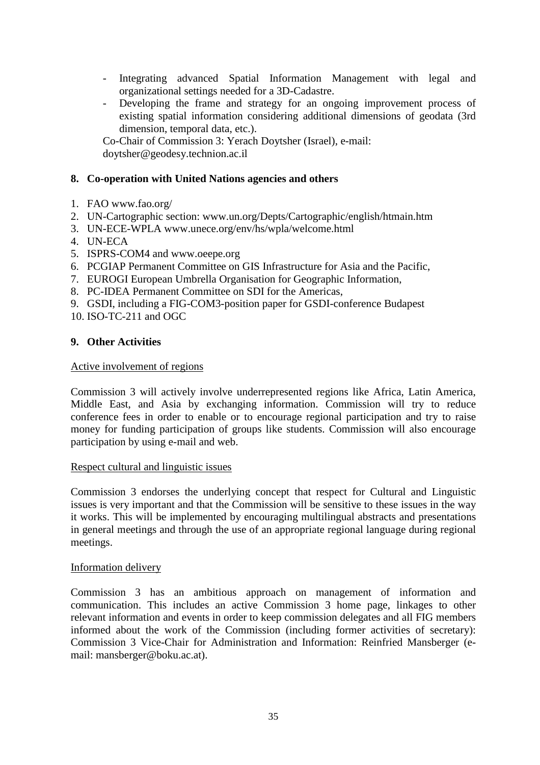- Integrating advanced Spatial Information Management with legal and organizational settings needed for a 3D-Cadastre.
- Developing the frame and strategy for an ongoing improvement process of existing spatial information considering additional dimensions of geodata (3rd dimension, temporal data, etc.).

Co-Chair of Commission 3: Yerach Doytsher (Israel), e-mail: doytsher@geodesy.technion.ac.il

## 8. Co-operation with United Nations agencies and others

1. FAO www.fao.org/
2. UN-Cartographic section: www.un.org/Depts/Cartographic/english/htmain.htm
3. UN-ECE-WPLA www.unece.org/env/hs/wpla/welcome.html
4. UN-ECA
5. ISPRS-COM4 and www.oeepe.org
6. PCGIAP Permanent Committee on GIS Infrastructure for Asia and the Pacific,
7. EUROGI European Umbrella Organisation for Geographic Information,
8. PC-IDEA Permanent Committee on SDI for the Americas,
9. GSDI, including a FIG-COM3-position paper for GSDI-conference Budapest
10. ISO-TC-211 and OGC

## 9. Other Activities

Active involvement of regions

Commission 3 will actively involve underrepresented regions like Africa, Latin America, Middle East, and Asia by exchanging information. Commission will try to reduce conference fees in order to enable or to encourage regional participation and try to raise money for funding participation of groups like students. Commission will also encourage participation by using e-mail and web.

Respect cultural and linguistic issues

Commission 3 endorses the underlying concept that respect for Cultural and Linguistic issues is very important and that the Commission will be sensitive to these issues in the way it works. This will be implemented by encouraging multilingual abstracts and presentations in general meetings and through the use of an appropriate regional language during regional meetings.

Information delivery

Commission 3 has an ambitious approach on management of information and communication. This includes an active Commission 3 home page, linkages to other relevant information and events in order to keep commission delegates and all FIG members informed about the work of the Commission (including former activities of secretary): Commission 3 Vice-Chair for Administration and Information: Reinfried Mansberger (e-mail: mansberger@boku.ac.at).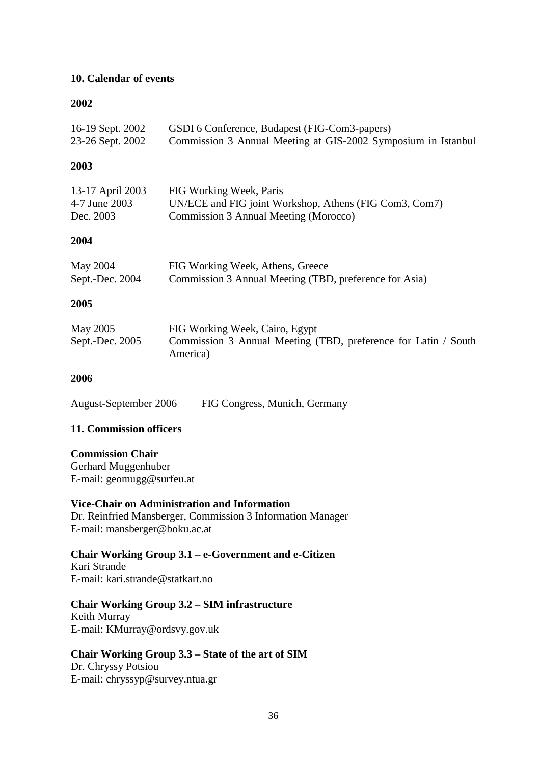## 10. Calendar of events

### 2002

| | |
|---|---|
| 16-19 Sept. 2002 | GSDI 6 Conference, Budapest (FIG-Com3-papers) |
| 23-26 Sept. 2002 | Commission 3 Annual Meeting at GIS-2002 Symposium in Istanbul |

### 2003

| | |
|---|---|
| 13-17 April 2003 | FIG Working Week, Paris |
| 4-7 June 2003 | UN/ECE and FIG joint Workshop, Athens (FIG Com3, Com7) |
| Dec. 2003 | Commission 3 Annual Meeting (Morocco) |

### 2004

| | |
|---|---|
| May 2004 | FIG Working Week, Athens, Greece |
| Sept.-Dec. 2004 | Commission 3 Annual Meeting (TBD, preference for Asia) |

### 2005

| | |
|---|---|
| May 2005 | FIG Working Week, Cairo, Egypt |
| Sept.-Dec. 2005 | Commission 3 Annual Meeting (TBD, preference for Latin / South America) |

### 2006

| | |
|---|---|
| August-September 2006 | FIG Congress, Munich, Germany |

## 11. Commission officers

**Commission Chair**
Gerhard Muggenhuber
E-mail: geomugg@surfeu.at

**Vice-Chair on Administration and Information**
Dr. Reinfried Mansberger, Commission 3 Information Manager
E-mail: mansberger@boku.ac.at

**Chair Working Group 3.1 – e-Government and e-Citizen**
Kari Strande
E-mail: kari.strande@statkart.no

**Chair Working Group 3.2 – SIM infrastructure**
Keith Murray
E-mail: KMurray@ordsvy.gov.uk

**Chair Working Group 3.3 – State of the art of SIM**
Dr. Chryssy Potsiou
E-mail: chryssyp@survey.ntua.gr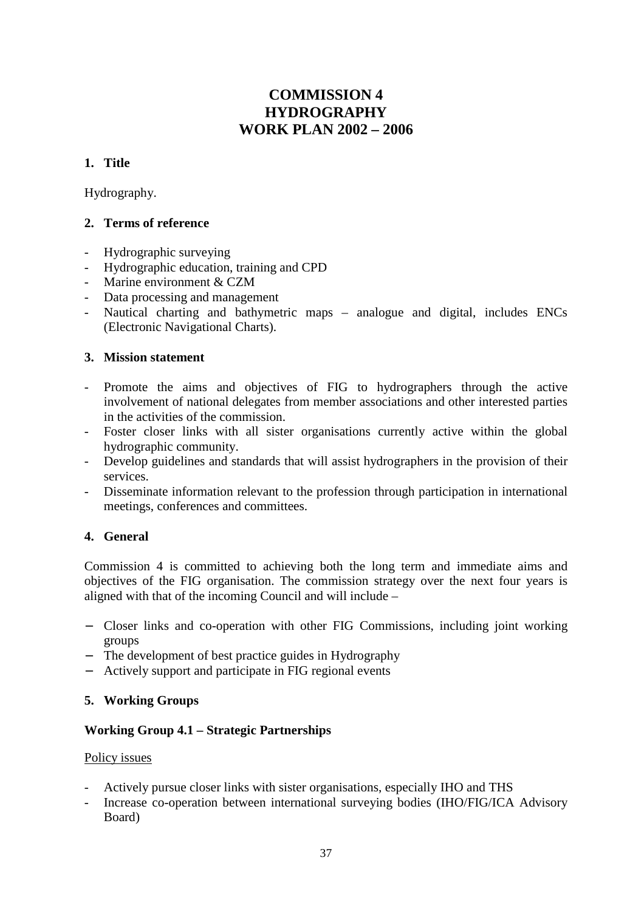# COMMISSION 4
# HYDROGRAPHY
# WORK PLAN 2002 – 2006

## 1. Title

Hydrography.

## 2. Terms of reference

- Hydrographic surveying
- Hydrographic education, training and CPD
- Marine environment & CZM
- Data processing and management
- Nautical charting and bathymetric maps – analogue and digital, includes ENCs (Electronic Navigational Charts).

## 3. Mission statement

- Promote the aims and objectives of FIG to hydrographers through the active involvement of national delegates from member associations and other interested parties in the activities of the commission.
- Foster closer links with all sister organisations currently active within the global hydrographic community.
- Develop guidelines and standards that will assist hydrographers in the provision of their services.
- Disseminate information relevant to the profession through participation in international meetings, conferences and committees.

## 4. General

Commission 4 is committed to achieving both the long term and immediate aims and objectives of the FIG organisation. The commission strategy over the next four years is aligned with that of the incoming Council and will include –

- Closer links and co-operation with other FIG Commissions, including joint working groups
- The development of best practice guides in Hydrography
- Actively support and participate in FIG regional events

## 5. Working Groups

### Working Group 4.1 – Strategic Partnerships

Policy issues

- Actively pursue closer links with sister organisations, especially IHO and THS
- Increase co-operation between international surveying bodies (IHO/FIG/ICA Advisory Board)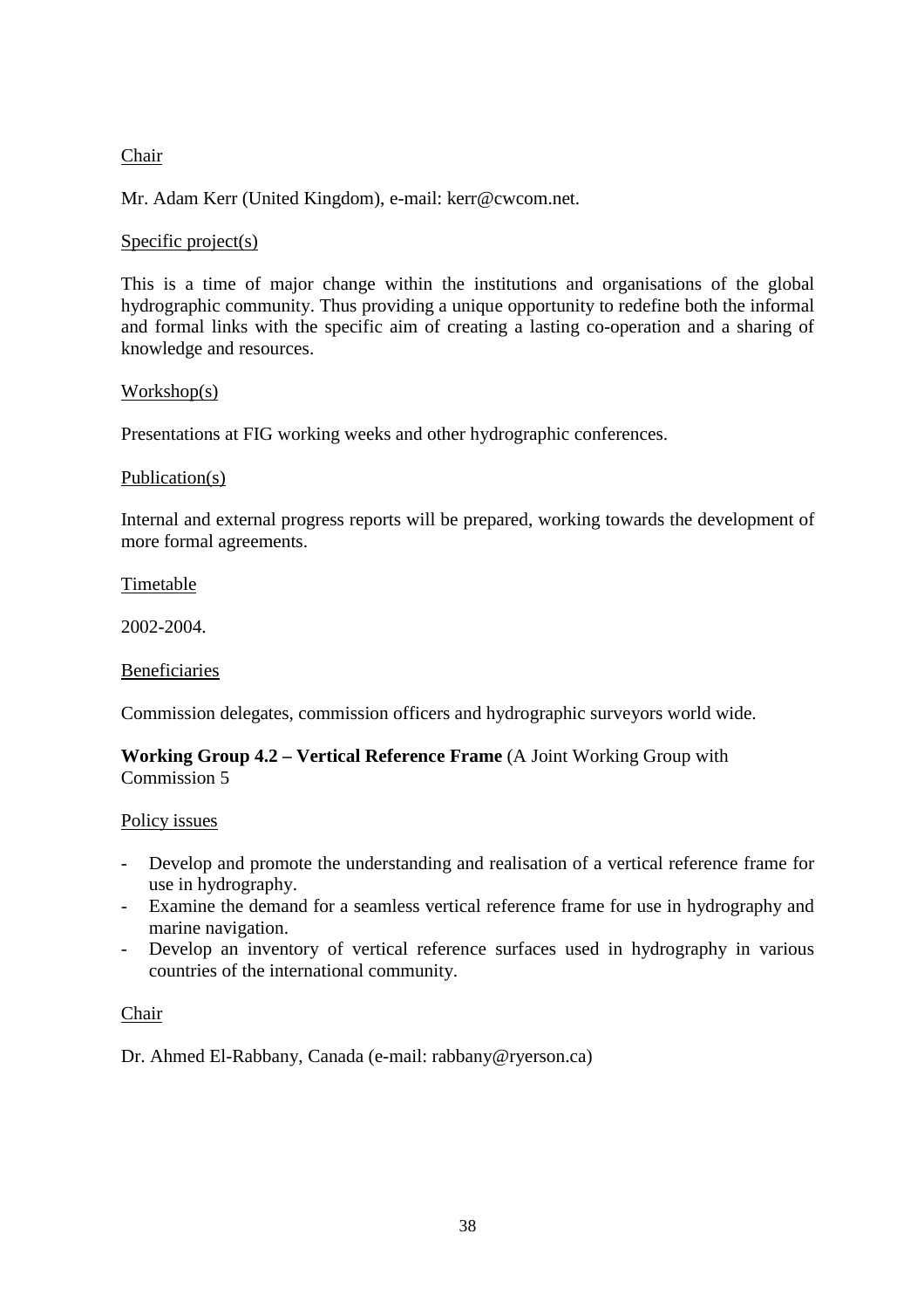Chair

Mr. Adam Kerr (United Kingdom), e-mail: kerr@cwcom.net.

Specific project(s)

This is a time of major change within the institutions and organisations of the global hydrographic community. Thus providing a unique opportunity to redefine both the informal and formal links with the specific aim of creating a lasting co-operation and a sharing of knowledge and resources.

Workshop(s)

Presentations at FIG working weeks and other hydrographic conferences.

Publication(s)

Internal and external progress reports will be prepared, working towards the development of more formal agreements.

Timetable

2002-2004.

Beneficiaries

Commission delegates, commission officers and hydrographic surveyors world wide.

**Working Group 4.2 – Vertical Reference Frame** (A Joint Working Group with Commission 5

Policy issues

- Develop and promote the understanding and realisation of a vertical reference frame for use in hydrography.
- Examine the demand for a seamless vertical reference frame for use in hydrography and marine navigation.
- Develop an inventory of vertical reference surfaces used in hydrography in various countries of the international community.

Chair

Dr. Ahmed El-Rabbany, Canada (e-mail: rabbany@ryerson.ca)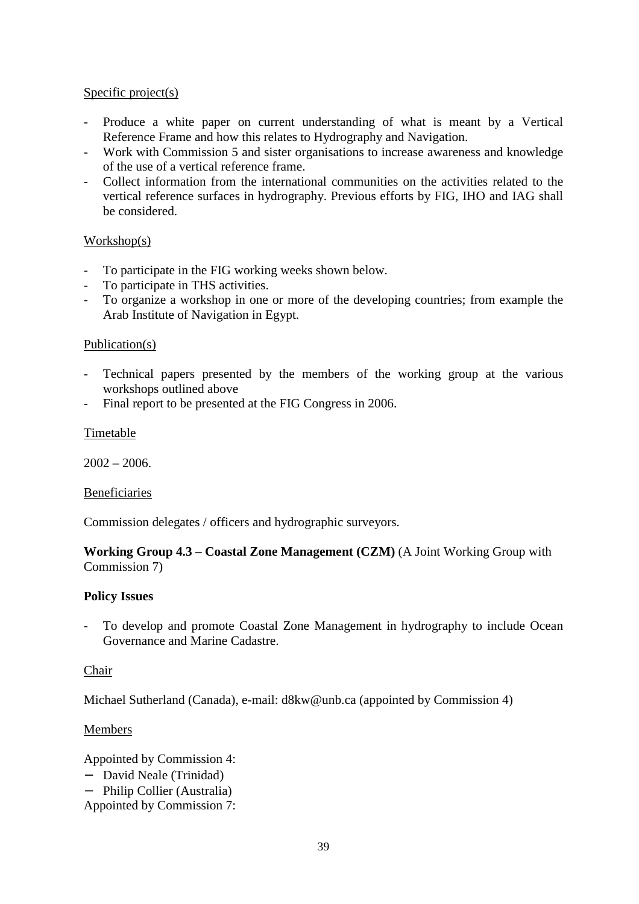Specific project(s)

- Produce a white paper on current understanding of what is meant by a Vertical Reference Frame and how this relates to Hydrography and Navigation.
- Work with Commission 5 and sister organisations to increase awareness and knowledge of the use of a vertical reference frame.
- Collect information from the international communities on the activities related to the vertical reference surfaces in hydrography. Previous efforts by FIG, IHO and IAG shall be considered.

Workshop(s)

- To participate in the FIG working weeks shown below.
- To participate in THS activities.
- To organize a workshop in one or more of the developing countries; from example the Arab Institute of Navigation in Egypt.

Publication(s)

- Technical papers presented by the members of the working group at the various workshops outlined above
- Final report to be presented at the FIG Congress in 2006.

Timetable

2002 – 2006.

Beneficiaries

Commission delegates / officers and hydrographic surveyors.

**Working Group 4.3 – Coastal Zone Management (CZM)** (A Joint Working Group with Commission 7)

**Policy Issues**

- To develop and promote Coastal Zone Management in hydrography to include Ocean Governance and Marine Cadastre.

Chair

Michael Sutherland (Canada), e-mail: d8kw@unb.ca (appointed by Commission 4)

Members

Appointed by Commission 4:
- David Neale (Trinidad)
- Philip Collier (Australia)

Appointed by Commission 7: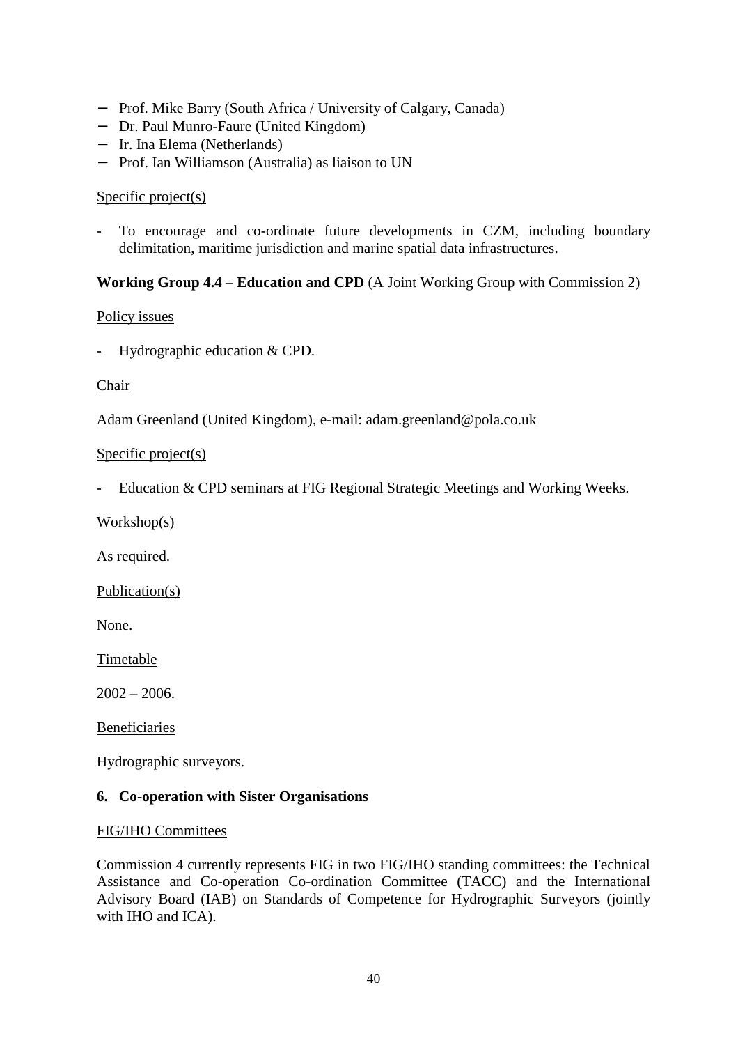- Prof. Mike Barry (South Africa / University of Calgary, Canada)
- Dr. Paul Munro-Faure (United Kingdom)
- Ir. Ina Elema (Netherlands)
- Prof. Ian Williamson (Australia) as liaison to UN

Specific project(s)

- To encourage and co-ordinate future developments in CZM, including boundary delimitation, maritime jurisdiction and marine spatial data infrastructures.

**Working Group 4.4 – Education and CPD** (A Joint Working Group with Commission 2)

Policy issues

- Hydrographic education & CPD.

Chair

Adam Greenland (United Kingdom), e-mail: adam.greenland@pola.co.uk

Specific project(s)

- Education & CPD seminars at FIG Regional Strategic Meetings and Working Weeks.

Workshop(s)

As required.

Publication(s)

None.

Timetable

2002 – 2006.

Beneficiaries

Hydrographic surveyors.

## 6. Co-operation with Sister Organisations

FIG/IHO Committees

Commission 4 currently represents FIG in two FIG/IHO standing committees: the Technical Assistance and Co-operation Co-ordination Committee (TACC) and the International Advisory Board (IAB) on Standards of Competence for Hydrographic Surveyors (jointly with IHO and ICA).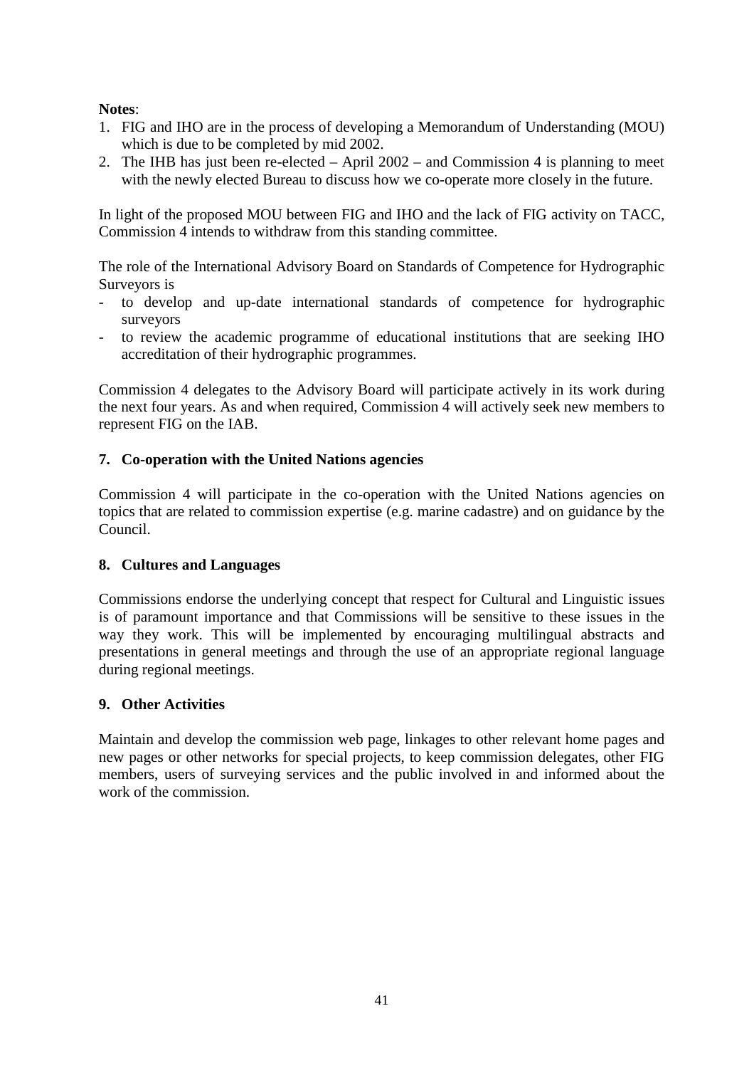**Notes**:

1. FIG and IHO are in the process of developing a Memorandum of Understanding (MOU) which is due to be completed by mid 2002.
2. The IHB has just been re-elected – April 2002 – and Commission 4 is planning to meet with the newly elected Bureau to discuss how we co-operate more closely in the future.

In light of the proposed MOU between FIG and IHO and the lack of FIG activity on TACC, Commission 4 intends to withdraw from this standing committee.

The role of the International Advisory Board on Standards of Competence for Hydrographic Surveyors is

- to develop and up-date international standards of competence for hydrographic surveyors
- to review the academic programme of educational institutions that are seeking IHO accreditation of their hydrographic programmes.

Commission 4 delegates to the Advisory Board will participate actively in its work during the next four years. As and when required, Commission 4 will actively seek new members to represent FIG on the IAB.

## 7. Co-operation with the United Nations agencies

Commission 4 will participate in the co-operation with the United Nations agencies on topics that are related to commission expertise (e.g. marine cadastre) and on guidance by the Council.

## 8. Cultures and Languages

Commissions endorse the underlying concept that respect for Cultural and Linguistic issues is of paramount importance and that Commissions will be sensitive to these issues in the way they work. This will be implemented by encouraging multilingual abstracts and presentations in general meetings and through the use of an appropriate regional language during regional meetings.

## 9. Other Activities

Maintain and develop the commission web page, linkages to other relevant home pages and new pages or other networks for special projects, to keep commission delegates, other FIG members, users of surveying services and the public involved in and informed about the work of the commission.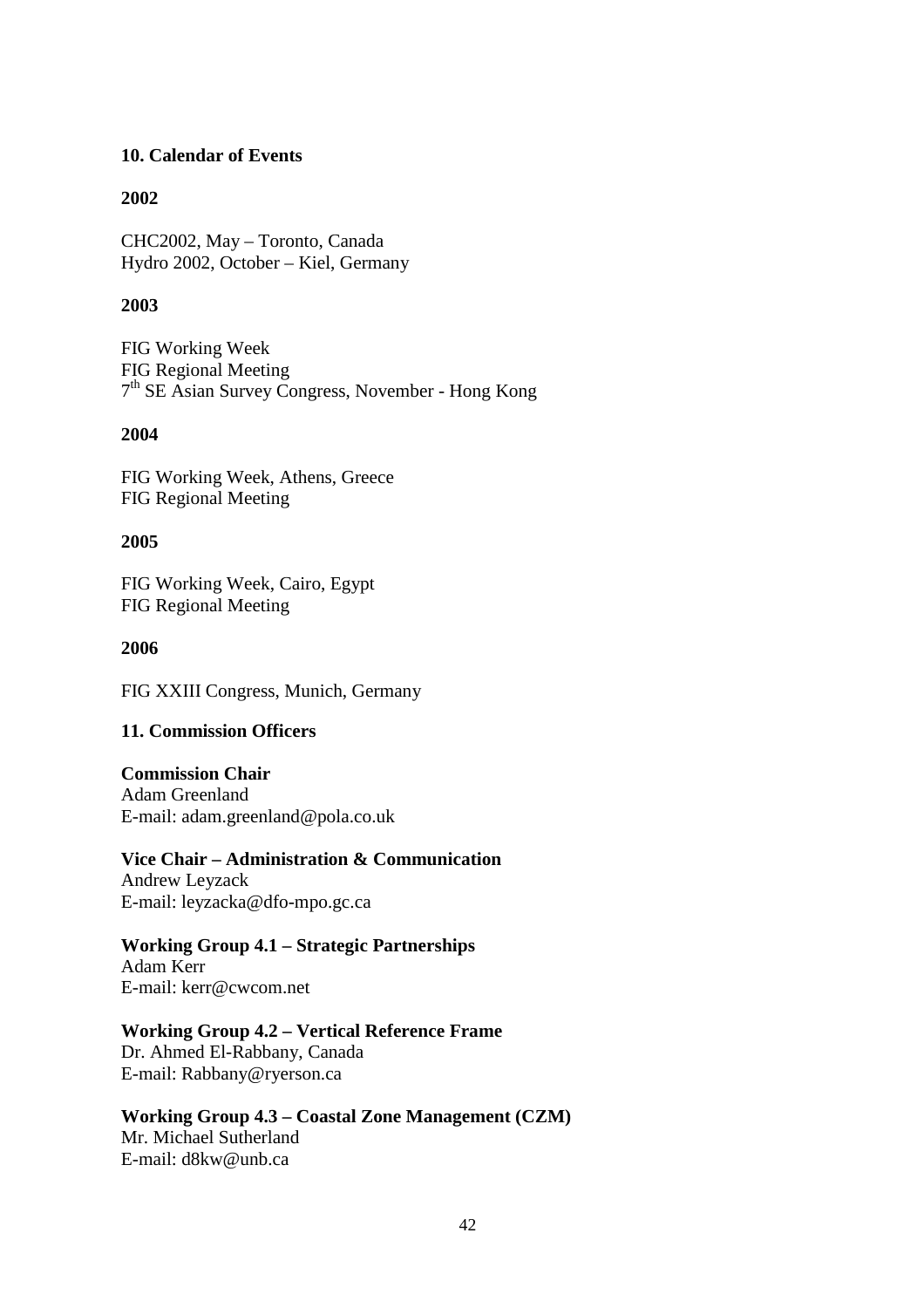## 10. Calendar of Events

### 2002

CHC2002, May – Toronto, Canada
Hydro 2002, October – Kiel, Germany

### 2003

FIG Working Week
FIG Regional Meeting
7th SE Asian Survey Congress, November - Hong Kong

### 2004

FIG Working Week, Athens, Greece
FIG Regional Meeting

### 2005

FIG Working Week, Cairo, Egypt
FIG Regional Meeting

### 2006

FIG XXIII Congress, Munich, Germany

## 11. Commission Officers

**Commission Chair**
Adam Greenland
E-mail: adam.greenland@pola.co.uk

**Vice Chair – Administration & Communication**
Andrew Leyzack
E-mail: leyzacka@dfo-mpo.gc.ca

**Working Group 4.1 – Strategic Partnerships**
Adam Kerr
E-mail: kerr@cwcom.net

**Working Group 4.2 – Vertical Reference Frame**
Dr. Ahmed El-Rabbany, Canada
E-mail: Rabbany@ryerson.ca

**Working Group 4.3 – Coastal Zone Management (CZM)**
Mr. Michael Sutherland
E-mail: d8kw@unb.ca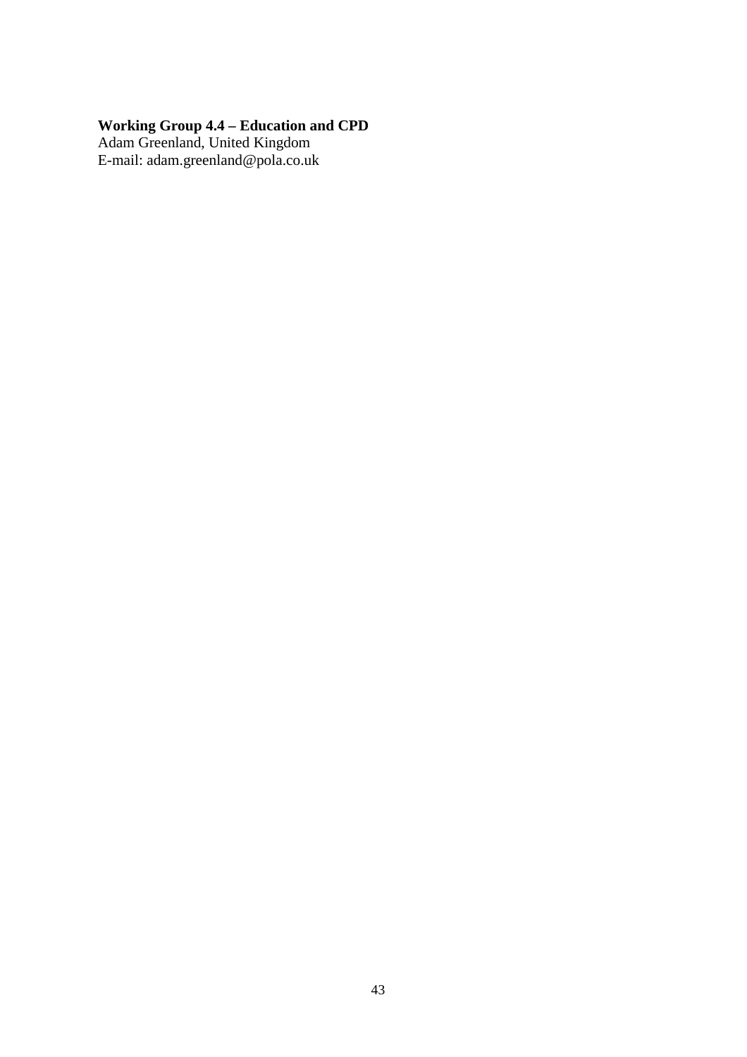**Working Group 4.4 – Education and CPD**
Adam Greenland, United Kingdom
E-mail: adam.greenland@pola.co.uk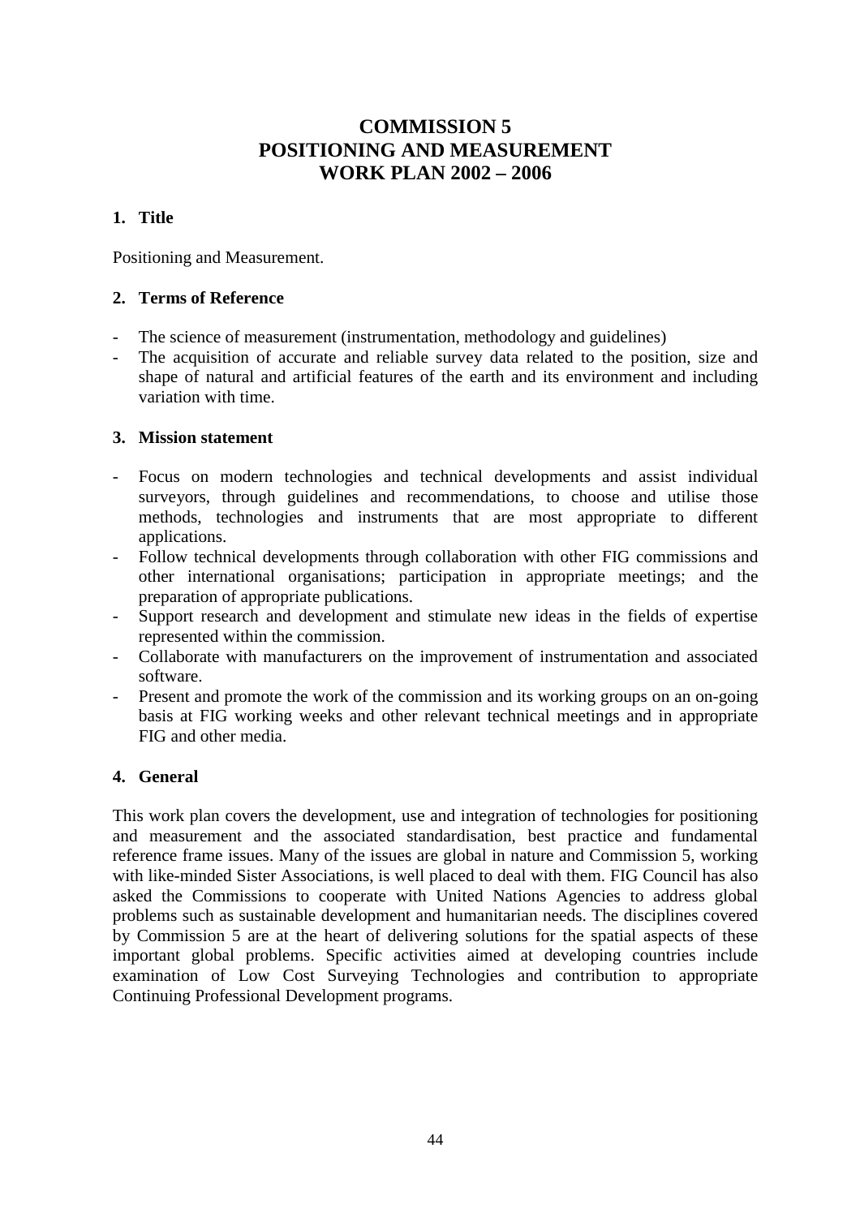# COMMISSION 5
# POSITIONING AND MEASUREMENT
# WORK PLAN 2002 – 2006

## 1. Title

Positioning and Measurement.

## 2. Terms of Reference

- The science of measurement (instrumentation, methodology and guidelines)
- The acquisition of accurate and reliable survey data related to the position, size and shape of natural and artificial features of the earth and its environment and including variation with time.

## 3. Mission statement

- Focus on modern technologies and technical developments and assist individual surveyors, through guidelines and recommendations, to choose and utilise those methods, technologies and instruments that are most appropriate to different applications.
- Follow technical developments through collaboration with other FIG commissions and other international organisations; participation in appropriate meetings; and the preparation of appropriate publications.
- Support research and development and stimulate new ideas in the fields of expertise represented within the commission.
- Collaborate with manufacturers on the improvement of instrumentation and associated software.
- Present and promote the work of the commission and its working groups on an on-going basis at FIG working weeks and other relevant technical meetings and in appropriate FIG and other media.

## 4. General

This work plan covers the development, use and integration of technologies for positioning and measurement and the associated standardisation, best practice and fundamental reference frame issues. Many of the issues are global in nature and Commission 5, working with like-minded Sister Associations, is well placed to deal with them. FIG Council has also asked the Commissions to cooperate with United Nations Agencies to address global problems such as sustainable development and humanitarian needs. The disciplines covered by Commission 5 are at the heart of delivering solutions for the spatial aspects of these important global problems. Specific activities aimed at developing countries include examination of Low Cost Surveying Technologies and contribution to appropriate Continuing Professional Development programs.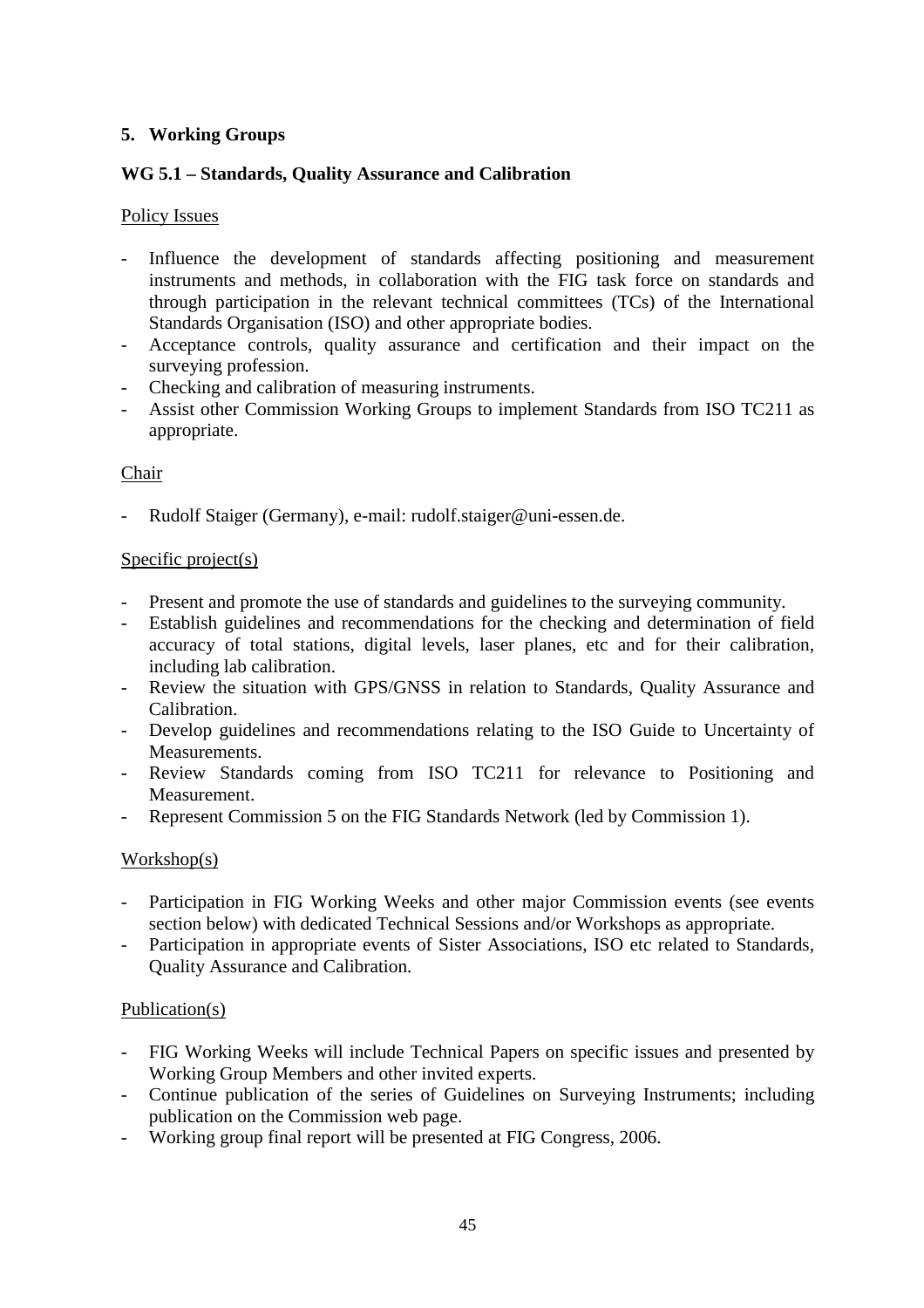## 5. Working Groups

### WG 5.1 – Standards, Quality Assurance and Calibration

Policy Issues

- Influence the development of standards affecting positioning and measurement instruments and methods, in collaboration with the FIG task force on standards and through participation in the relevant technical committees (TCs) of the International Standards Organisation (ISO) and other appropriate bodies.
- Acceptance controls, quality assurance and certification and their impact on the surveying profession.
- Checking and calibration of measuring instruments.
- Assist other Commission Working Groups to implement Standards from ISO TC211 as appropriate.

Chair

- Rudolf Staiger (Germany), e-mail: rudolf.staiger@uni-essen.de.

Specific project(s)

- Present and promote the use of standards and guidelines to the surveying community.
- Establish guidelines and recommendations for the checking and determination of field accuracy of total stations, digital levels, laser planes, etc and for their calibration, including lab calibration.
- Review the situation with GPS/GNSS in relation to Standards, Quality Assurance and Calibration.
- Develop guidelines and recommendations relating to the ISO Guide to Uncertainty of Measurements.
- Review Standards coming from ISO TC211 for relevance to Positioning and Measurement.
- Represent Commission 5 on the FIG Standards Network (led by Commission 1).

Workshop(s)

- Participation in FIG Working Weeks and other major Commission events (see events section below) with dedicated Technical Sessions and/or Workshops as appropriate.
- Participation in appropriate events of Sister Associations, ISO etc related to Standards, Quality Assurance and Calibration.

Publication(s)

- FIG Working Weeks will include Technical Papers on specific issues and presented by Working Group Members and other invited experts.
- Continue publication of the series of Guidelines on Surveying Instruments; including publication on the Commission web page.
- Working group final report will be presented at FIG Congress, 2006.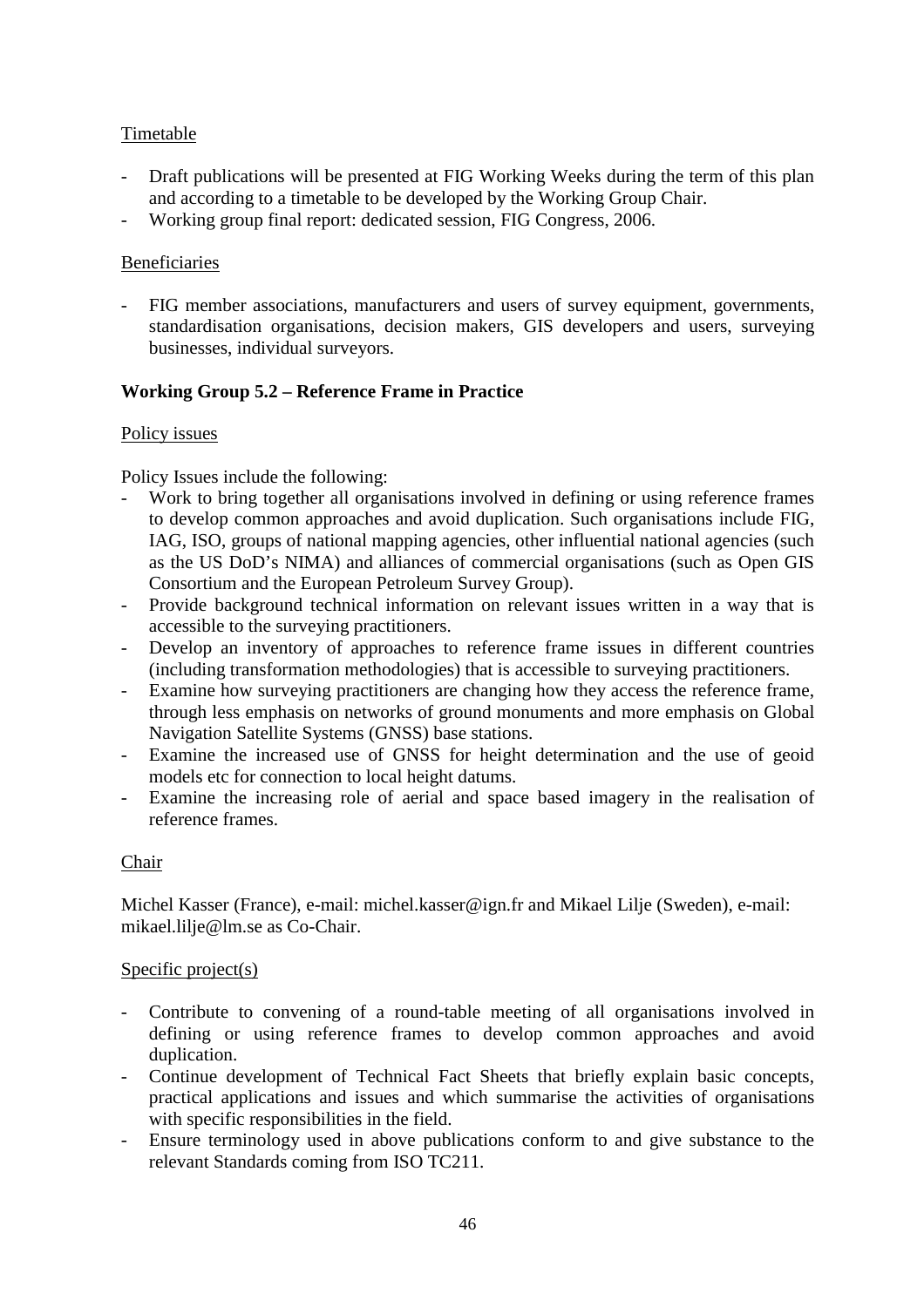Timetable

- Draft publications will be presented at FIG Working Weeks during the term of this plan and according to a timetable to be developed by the Working Group Chair.
- Working group final report: dedicated session, FIG Congress, 2006.

Beneficiaries

- FIG member associations, manufacturers and users of survey equipment, governments, standardisation organisations, decision makers, GIS developers and users, surveying businesses, individual surveyors.

**Working Group 5.2 – Reference Frame in Practice**

Policy issues

Policy Issues include the following:

- Work to bring together all organisations involved in defining or using reference frames to develop common approaches and avoid duplication. Such organisations include FIG, IAG, ISO, groups of national mapping agencies, other influential national agencies (such as the US DoD's NIMA) and alliances of commercial organisations (such as Open GIS Consortium and the European Petroleum Survey Group).
- Provide background technical information on relevant issues written in a way that is accessible to the surveying practitioners.
- Develop an inventory of approaches to reference frame issues in different countries (including transformation methodologies) that is accessible to surveying practitioners.
- Examine how surveying practitioners are changing how they access the reference frame, through less emphasis on networks of ground monuments and more emphasis on Global Navigation Satellite Systems (GNSS) base stations.
- Examine the increased use of GNSS for height determination and the use of geoid models etc for connection to local height datums.
- Examine the increasing role of aerial and space based imagery in the realisation of reference frames.

Chair

Michel Kasser (France), e-mail: michel.kasser@ign.fr and Mikael Lilje (Sweden), e-mail: mikael.lilje@lm.se as Co-Chair.

Specific project(s)

- Contribute to convening of a round-table meeting of all organisations involved in defining or using reference frames to develop common approaches and avoid duplication.
- Continue development of Technical Fact Sheets that briefly explain basic concepts, practical applications and issues and which summarise the activities of organisations with specific responsibilities in the field.
- Ensure terminology used in above publications conform to and give substance to the relevant Standards coming from ISO TC211.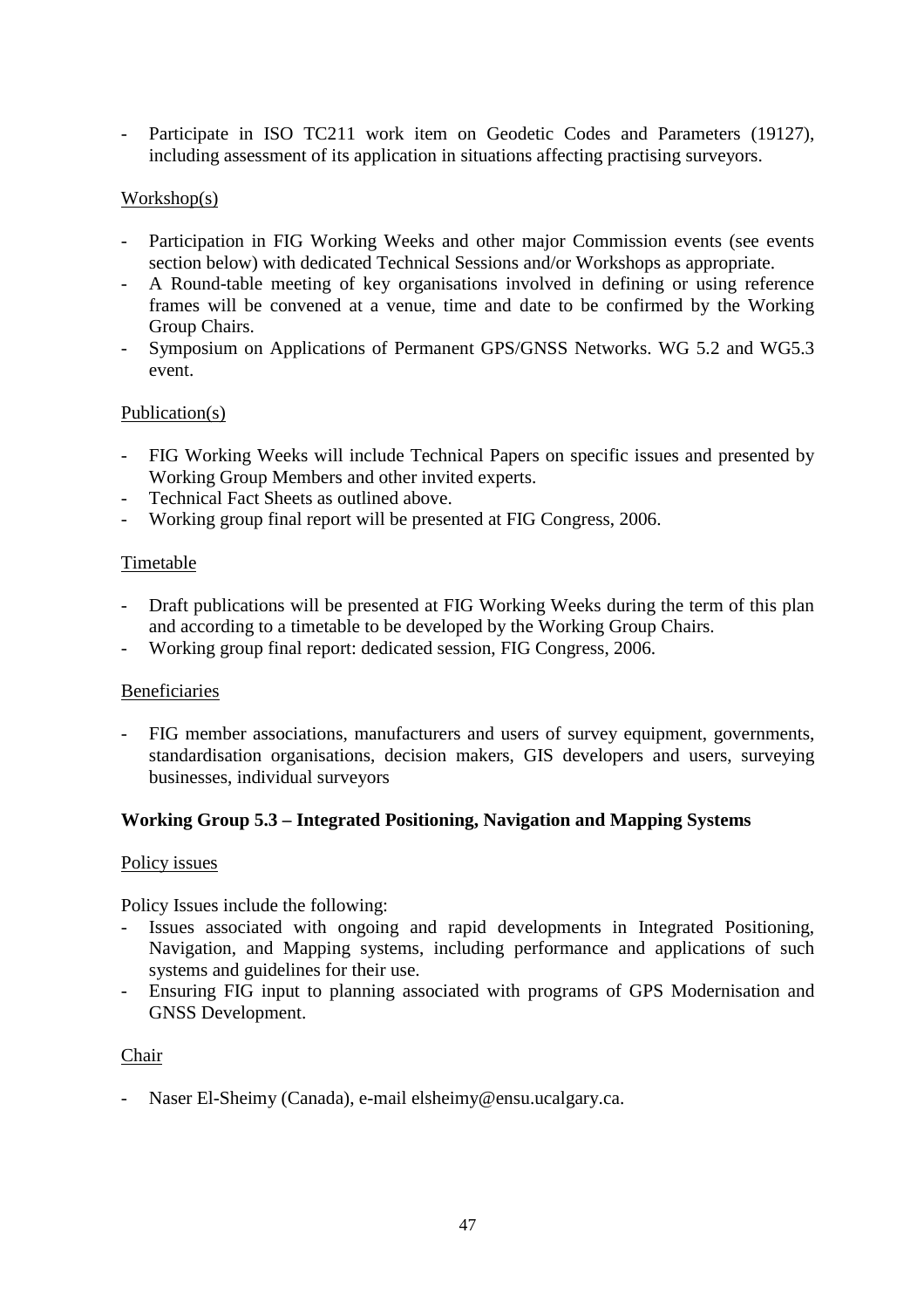- Participate in ISO TC211 work item on Geodetic Codes and Parameters (19127), including assessment of its application in situations affecting practising surveyors.

Workshop(s)

- Participation in FIG Working Weeks and other major Commission events (see events section below) with dedicated Technical Sessions and/or Workshops as appropriate.
- A Round-table meeting of key organisations involved in defining or using reference frames will be convened at a venue, time and date to be confirmed by the Working Group Chairs.
- Symposium on Applications of Permanent GPS/GNSS Networks. WG 5.2 and WG5.3 event.

Publication(s)

- FIG Working Weeks will include Technical Papers on specific issues and presented by Working Group Members and other invited experts.
- Technical Fact Sheets as outlined above.
- Working group final report will be presented at FIG Congress, 2006.

Timetable

- Draft publications will be presented at FIG Working Weeks during the term of this plan and according to a timetable to be developed by the Working Group Chairs.
- Working group final report: dedicated session, FIG Congress, 2006.

Beneficiaries

- FIG member associations, manufacturers and users of survey equipment, governments, standardisation organisations, decision makers, GIS developers and users, surveying businesses, individual surveyors

**Working Group 5.3 – Integrated Positioning, Navigation and Mapping Systems**

Policy issues

Policy Issues include the following:

- Issues associated with ongoing and rapid developments in Integrated Positioning, Navigation, and Mapping systems, including performance and applications of such systems and guidelines for their use.
- Ensuring FIG input to planning associated with programs of GPS Modernisation and GNSS Development.

Chair

- Naser El-Sheimy (Canada), e-mail elsheimy@ensu.ucalgary.ca.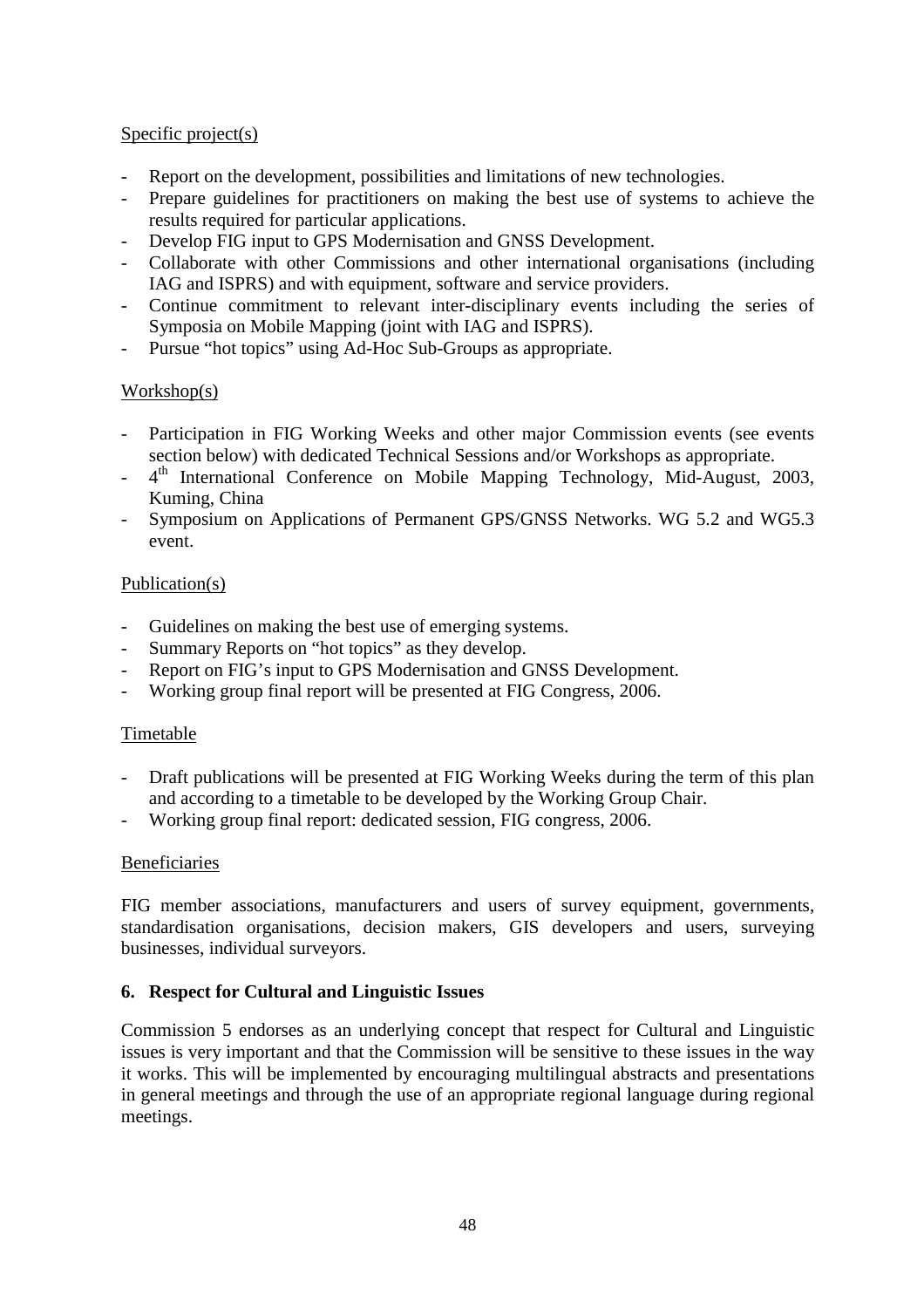Specific project(s)

- Report on the development, possibilities and limitations of new technologies.
- Prepare guidelines for practitioners on making the best use of systems to achieve the results required for particular applications.
- Develop FIG input to GPS Modernisation and GNSS Development.
- Collaborate with other Commissions and other international organisations (including IAG and ISPRS) and with equipment, software and service providers.
- Continue commitment to relevant inter-disciplinary events including the series of Symposia on Mobile Mapping (joint with IAG and ISPRS).
- Pursue "hot topics" using Ad-Hoc Sub-Groups as appropriate.

Workshop(s)

- Participation in FIG Working Weeks and other major Commission events (see events section below) with dedicated Technical Sessions and/or Workshops as appropriate.
- 4th International Conference on Mobile Mapping Technology, Mid-August, 2003, Kuming, China
- Symposium on Applications of Permanent GPS/GNSS Networks. WG 5.2 and WG5.3 event.

Publication(s)

- Guidelines on making the best use of emerging systems.
- Summary Reports on "hot topics" as they develop.
- Report on FIG's input to GPS Modernisation and GNSS Development.
- Working group final report will be presented at FIG Congress, 2006.

Timetable

- Draft publications will be presented at FIG Working Weeks during the term of this plan and according to a timetable to be developed by the Working Group Chair.
- Working group final report: dedicated session, FIG congress, 2006.

Beneficiaries

FIG member associations, manufacturers and users of survey equipment, governments, standardisation organisations, decision makers, GIS developers and users, surveying businesses, individual surveyors.

## 6. Respect for Cultural and Linguistic Issues

Commission 5 endorses as an underlying concept that respect for Cultural and Linguistic issues is very important and that the Commission will be sensitive to these issues in the way it works. This will be implemented by encouraging multilingual abstracts and presentations in general meetings and through the use of an appropriate regional language during regional meetings.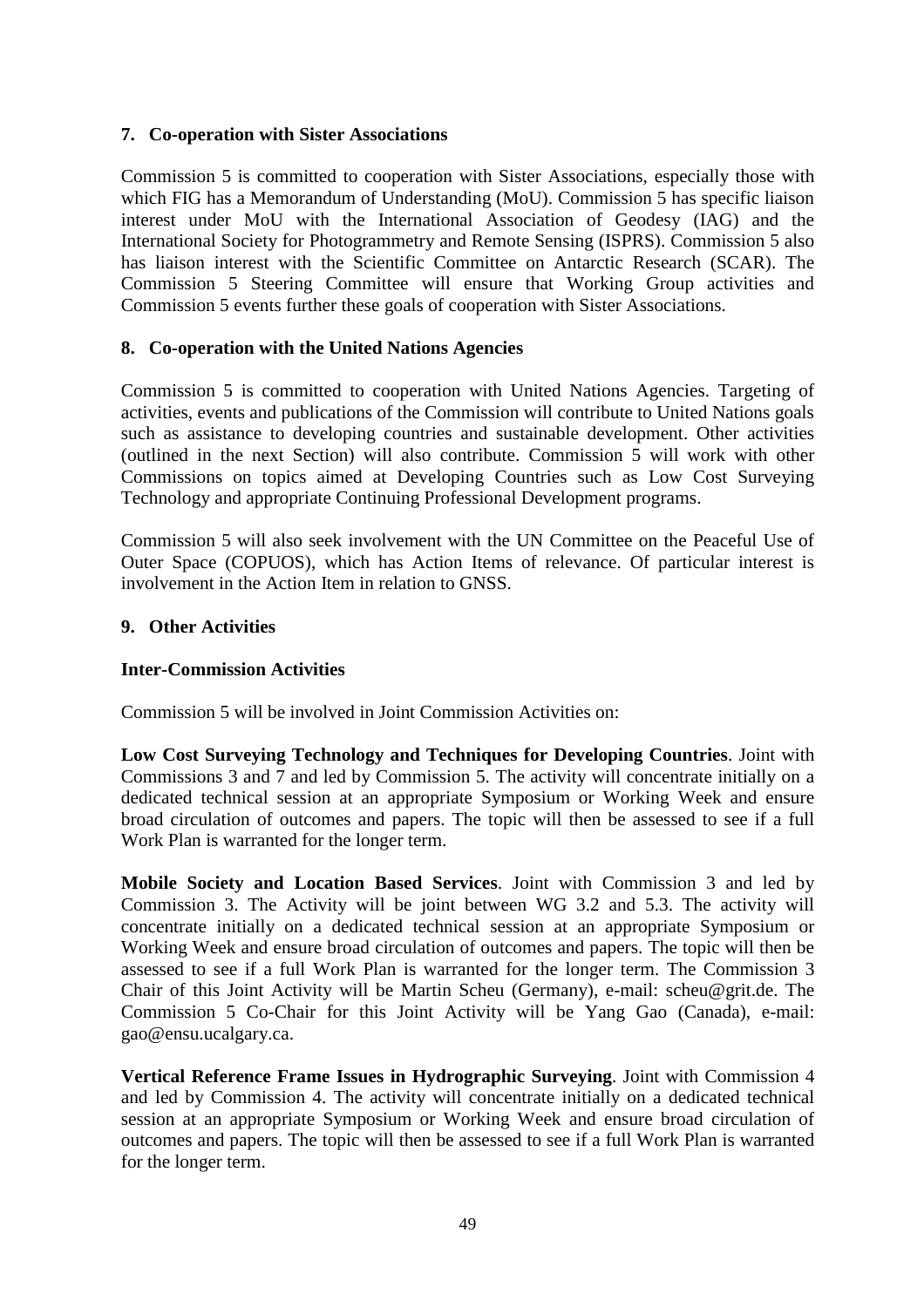## 7. Co-operation with Sister Associations

Commission 5 is committed to cooperation with Sister Associations, especially those with which FIG has a Memorandum of Understanding (MoU). Commission 5 has specific liaison interest under MoU with the International Association of Geodesy (IAG) and the International Society for Photogrammetry and Remote Sensing (ISPRS). Commission 5 also has liaison interest with the Scientific Committee on Antarctic Research (SCAR). The Commission 5 Steering Committee will ensure that Working Group activities and Commission 5 events further these goals of cooperation with Sister Associations.

## 8. Co-operation with the United Nations Agencies

Commission 5 is committed to cooperation with United Nations Agencies. Targeting of activities, events and publications of the Commission will contribute to United Nations goals such as assistance to developing countries and sustainable development. Other activities (outlined in the next Section) will also contribute. Commission 5 will work with other Commissions on topics aimed at Developing Countries such as Low Cost Surveying Technology and appropriate Continuing Professional Development programs.

Commission 5 will also seek involvement with the UN Committee on the Peaceful Use of Outer Space (COPUOS), which has Action Items of relevance. Of particular interest is involvement in the Action Item in relation to GNSS.

## 9. Other Activities

### Inter-Commission Activities

Commission 5 will be involved in Joint Commission Activities on:

**Low Cost Surveying Technology and Techniques for Developing Countries**. Joint with Commissions 3 and 7 and led by Commission 5. The activity will concentrate initially on a dedicated technical session at an appropriate Symposium or Working Week and ensure broad circulation of outcomes and papers. The topic will then be assessed to see if a full Work Plan is warranted for the longer term.

**Mobile Society and Location Based Services**. Joint with Commission 3 and led by Commission 3. The Activity will be joint between WG 3.2 and 5.3. The activity will concentrate initially on a dedicated technical session at an appropriate Symposium or Working Week and ensure broad circulation of outcomes and papers. The topic will then be assessed to see if a full Work Plan is warranted for the longer term. The Commission 3 Chair of this Joint Activity will be Martin Scheu (Germany), e-mail: scheu@grit.de. The Commission 5 Co-Chair for this Joint Activity will be Yang Gao (Canada), e-mail: gao@ensu.ucalgary.ca.

**Vertical Reference Frame Issues in Hydrographic Surveying**. Joint with Commission 4 and led by Commission 4. The activity will concentrate initially on a dedicated technical session at an appropriate Symposium or Working Week and ensure broad circulation of outcomes and papers. The topic will then be assessed to see if a full Work Plan is warranted for the longer term.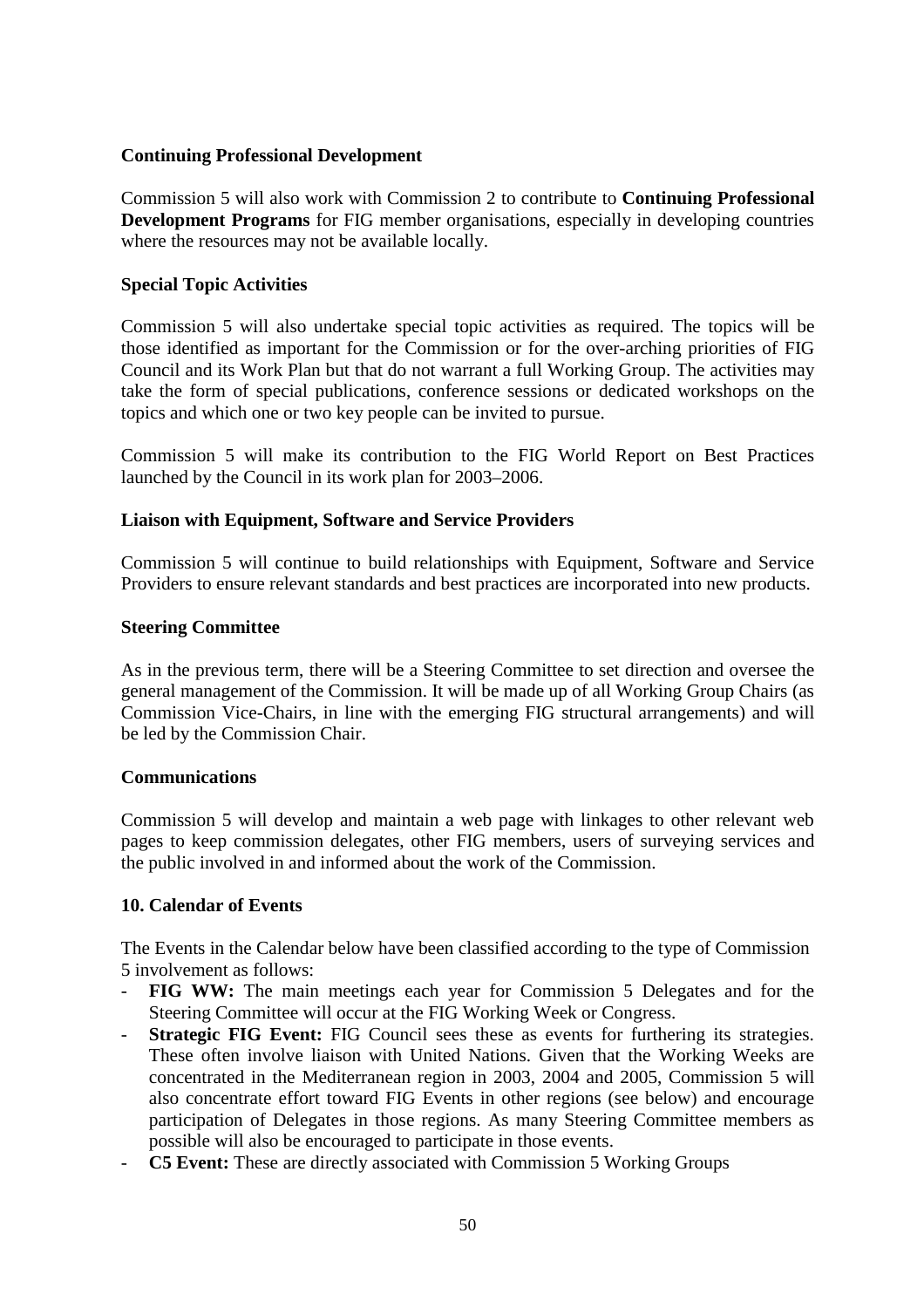### Continuing Professional Development

Commission 5 will also work with Commission 2 to contribute to **Continuing Professional Development Programs** for FIG member organisations, especially in developing countries where the resources may not be available locally.

### Special Topic Activities

Commission 5 will also undertake special topic activities as required. The topics will be those identified as important for the Commission or for the over-arching priorities of FIG Council and its Work Plan but that do not warrant a full Working Group. The activities may take the form of special publications, conference sessions or dedicated workshops on the topics and which one or two key people can be invited to pursue.

Commission 5 will make its contribution to the FIG World Report on Best Practices launched by the Council in its work plan for 2003–2006.

### Liaison with Equipment, Software and Service Providers

Commission 5 will continue to build relationships with Equipment, Software and Service Providers to ensure relevant standards and best practices are incorporated into new products.

### Steering Committee

As in the previous term, there will be a Steering Committee to set direction and oversee the general management of the Commission. It will be made up of all Working Group Chairs (as Commission Vice-Chairs, in line with the emerging FIG structural arrangements) and will be led by the Commission Chair.

### Communications

Commission 5 will develop and maintain a web page with linkages to other relevant web pages to keep commission delegates, other FIG members, users of surveying services and the public involved in and informed about the work of the Commission.

## 10. Calendar of Events

The Events in the Calendar below have been classified according to the type of Commission 5 involvement as follows:

- **FIG WW:** The main meetings each year for Commission 5 Delegates and for the Steering Committee will occur at the FIG Working Week or Congress.
- **Strategic FIG Event:** FIG Council sees these as events for furthering its strategies. These often involve liaison with United Nations. Given that the Working Weeks are concentrated in the Mediterranean region in 2003, 2004 and 2005, Commission 5 will also concentrate effort toward FIG Events in other regions (see below) and encourage participation of Delegates in those regions. As many Steering Committee members as possible will also be encouraged to participate in those events.
- **C5 Event:** These are directly associated with Commission 5 Working Groups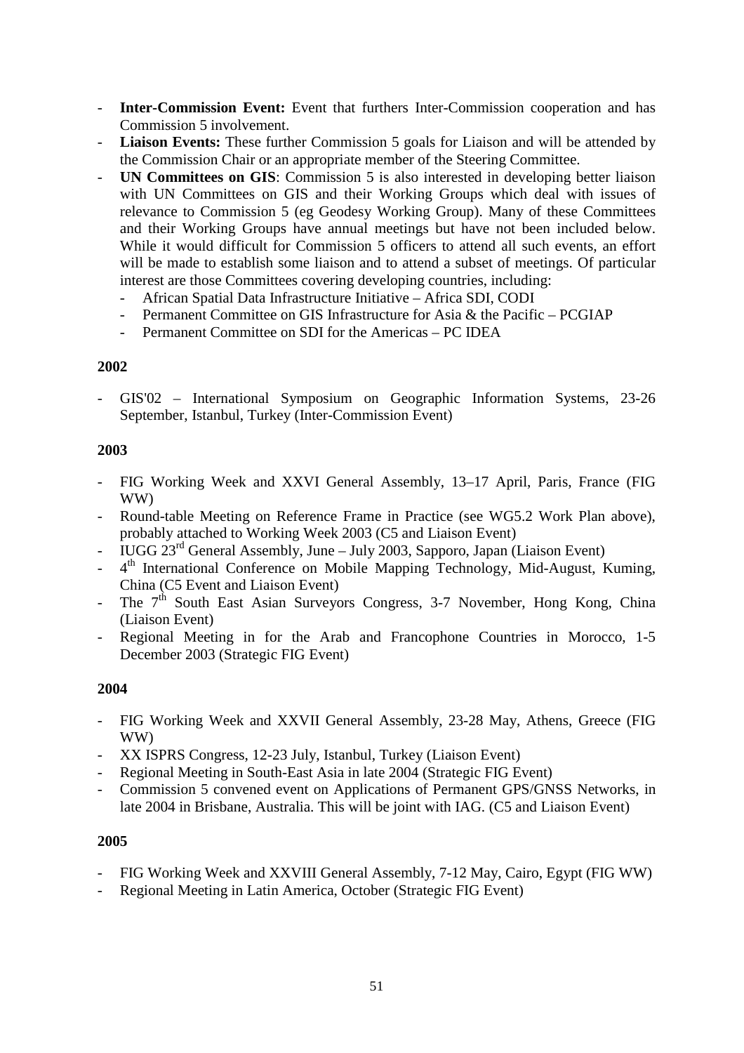- **Inter-Commission Event:** Event that furthers Inter-Commission cooperation and has Commission 5 involvement.
- **Liaison Events:** These further Commission 5 goals for Liaison and will be attended by the Commission Chair or an appropriate member of the Steering Committee.
- **UN Committees on GIS**: Commission 5 is also interested in developing better liaison with UN Committees on GIS and their Working Groups which deal with issues of relevance to Commission 5 (eg Geodesy Working Group). Many of these Committees and their Working Groups have annual meetings but have not been included below. While it would difficult for Commission 5 officers to attend all such events, an effort will be made to establish some liaison and to attend a subset of meetings. Of particular interest are those Committees covering developing countries, including:
  - African Spatial Data Infrastructure Initiative – Africa SDI, CODI
  - Permanent Committee on GIS Infrastructure for Asia & the Pacific – PCGIAP
  - Permanent Committee on SDI for the Americas – PC IDEA

**2002**

- GIS'02 – International Symposium on Geographic Information Systems, 23-26 September, Istanbul, Turkey (Inter-Commission Event)

**2003**

- FIG Working Week and XXVI General Assembly, 13–17 April, Paris, France (FIG WW)
- Round-table Meeting on Reference Frame in Practice (see WG5.2 Work Plan above), probably attached to Working Week 2003 (C5 and Liaison Event)
- IUGG 23rd General Assembly, June – July 2003, Sapporo, Japan (Liaison Event)
- 4th International Conference on Mobile Mapping Technology, Mid-August, Kuming, China (C5 Event and Liaison Event)
- The 7th South East Asian Surveyors Congress, 3-7 November, Hong Kong, China (Liaison Event)
- Regional Meeting in for the Arab and Francophone Countries in Morocco, 1-5 December 2003 (Strategic FIG Event)

**2004**

- FIG Working Week and XXVII General Assembly, 23-28 May, Athens, Greece (FIG WW)
- XX ISPRS Congress, 12-23 July, Istanbul, Turkey (Liaison Event)
- Regional Meeting in South-East Asia in late 2004 (Strategic FIG Event)
- Commission 5 convened event on Applications of Permanent GPS/GNSS Networks, in late 2004 in Brisbane, Australia. This will be joint with IAG. (C5 and Liaison Event)

**2005**

- FIG Working Week and XXVIII General Assembly, 7-12 May, Cairo, Egypt (FIG WW)
- Regional Meeting in Latin America, October (Strategic FIG Event)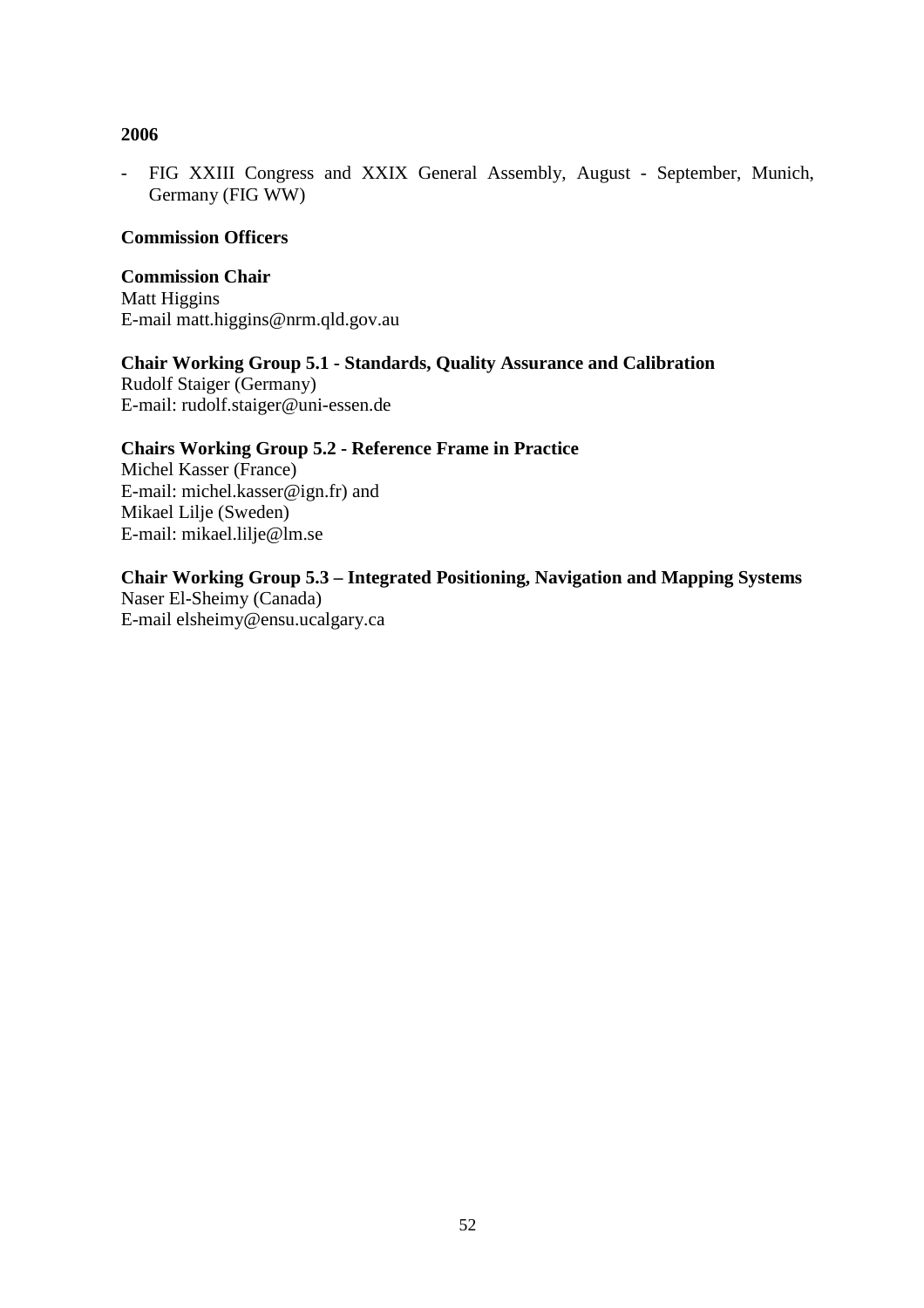**2006**

- FIG XXIII Congress and XXIX General Assembly, August - September, Munich, Germany (FIG WW)

**Commission Officers**

**Commission Chair**
Matt Higgins
E-mail matt.higgins@nrm.qld.gov.au

**Chair Working Group 5.1 - Standards, Quality Assurance and Calibration**
Rudolf Staiger (Germany)
E-mail: rudolf.staiger@uni-essen.de

**Chairs Working Group 5.2 - Reference Frame in Practice**
Michel Kasser (France)
E-mail: michel.kasser@ign.fr) and
Mikael Lilje (Sweden)
E-mail: mikael.lilje@lm.se

**Chair Working Group 5.3 – Integrated Positioning, Navigation and Mapping Systems**
Naser El-Sheimy (Canada)
E-mail elsheimy@ensu.ucalgary.ca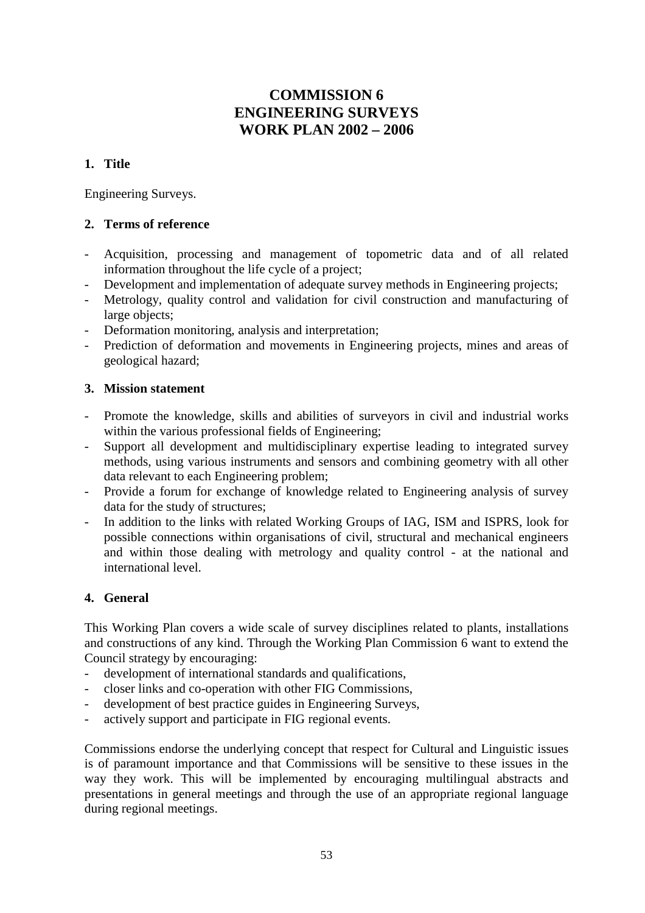# COMMISSION 6
# ENGINEERING SURVEYS
# WORK PLAN 2002 – 2006

## 1. Title

Engineering Surveys.

## 2. Terms of reference

- Acquisition, processing and management of topometric data and of all related information throughout the life cycle of a project;
- Development and implementation of adequate survey methods in Engineering projects;
- Metrology, quality control and validation for civil construction and manufacturing of large objects;
- Deformation monitoring, analysis and interpretation;
- Prediction of deformation and movements in Engineering projects, mines and areas of geological hazard;

## 3. Mission statement

- Promote the knowledge, skills and abilities of surveyors in civil and industrial works within the various professional fields of Engineering;
- Support all development and multidisciplinary expertise leading to integrated survey methods, using various instruments and sensors and combining geometry with all other data relevant to each Engineering problem;
- Provide a forum for exchange of knowledge related to Engineering analysis of survey data for the study of structures;
- In addition to the links with related Working Groups of IAG, ISM and ISPRS, look for possible connections within organisations of civil, structural and mechanical engineers and within those dealing with metrology and quality control - at the national and international level.

## 4. General

This Working Plan covers a wide scale of survey disciplines related to plants, installations and constructions of any kind. Through the Working Plan Commission 6 want to extend the Council strategy by encouraging:

- development of international standards and qualifications,
- closer links and co-operation with other FIG Commissions,
- development of best practice guides in Engineering Surveys,
- actively support and participate in FIG regional events.

Commissions endorse the underlying concept that respect for Cultural and Linguistic issues is of paramount importance and that Commissions will be sensitive to these issues in the way they work. This will be implemented by encouraging multilingual abstracts and presentations in general meetings and through the use of an appropriate regional language during regional meetings.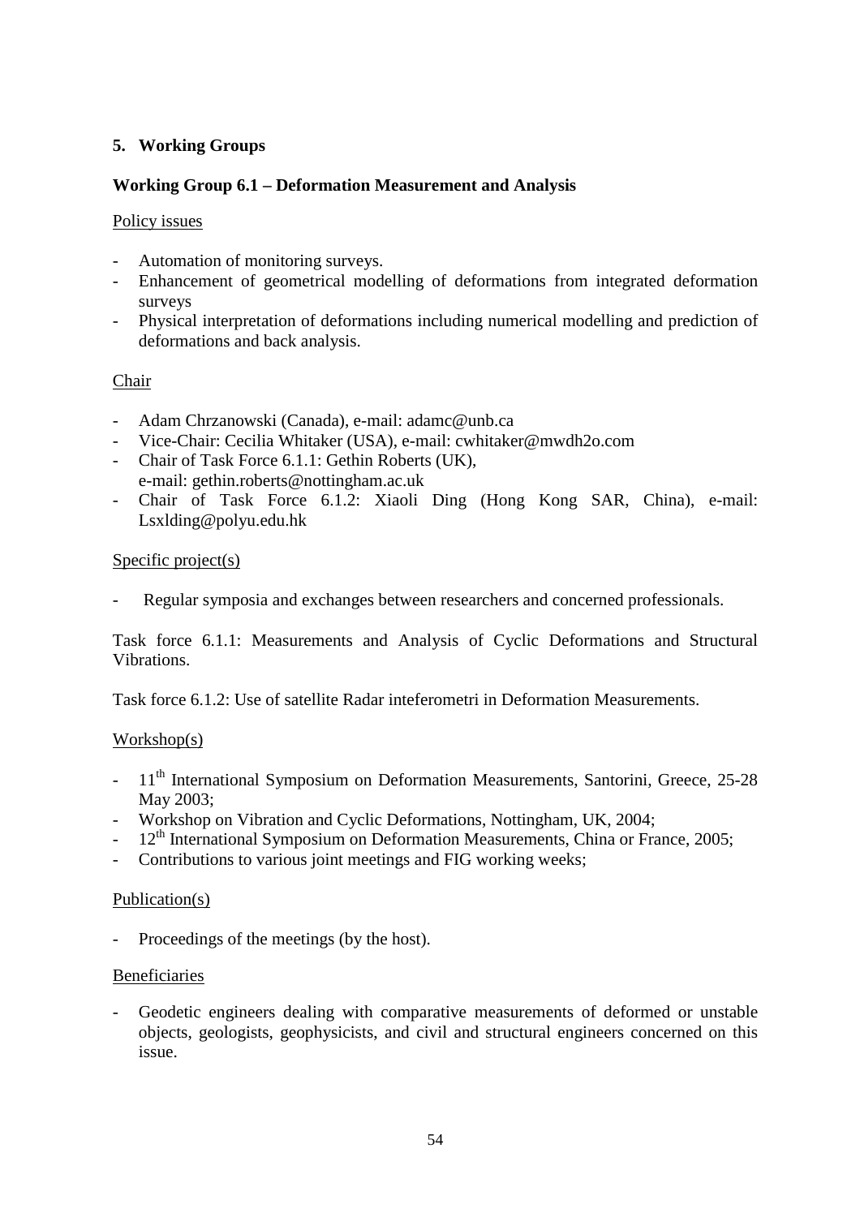## 5. Working Groups

### Working Group 6.1 – Deformation Measurement and Analysis

Policy issues

- Automation of monitoring surveys.
- Enhancement of geometrical modelling of deformations from integrated deformation surveys
- Physical interpretation of deformations including numerical modelling and prediction of deformations and back analysis.

Chair

- Adam Chrzanowski (Canada), e-mail: adamc@unb.ca
- Vice-Chair: Cecilia Whitaker (USA), e-mail: cwhitaker@mwdh2o.com
- Chair of Task Force 6.1.1: Gethin Roberts (UK), e-mail: gethin.roberts@nottingham.ac.uk
- Chair of Task Force 6.1.2: Xiaoli Ding (Hong Kong SAR, China), e-mail: Lsxlding@polyu.edu.hk

Specific project(s)

- Regular symposia and exchanges between researchers and concerned professionals.

Task force 6.1.1: Measurements and Analysis of Cyclic Deformations and Structural Vibrations.

Task force 6.1.2: Use of satellite Radar inteferometri in Deformation Measurements.

Workshop(s)

- 11th International Symposium on Deformation Measurements, Santorini, Greece, 25-28 May 2003;
- Workshop on Vibration and Cyclic Deformations, Nottingham, UK, 2004;
- 12th International Symposium on Deformation Measurements, China or France, 2005;
- Contributions to various joint meetings and FIG working weeks;

Publication(s)

- Proceedings of the meetings (by the host).

Beneficiaries

- Geodetic engineers dealing with comparative measurements of deformed or unstable objects, geologists, geophysicists, and civil and structural engineers concerned on this issue.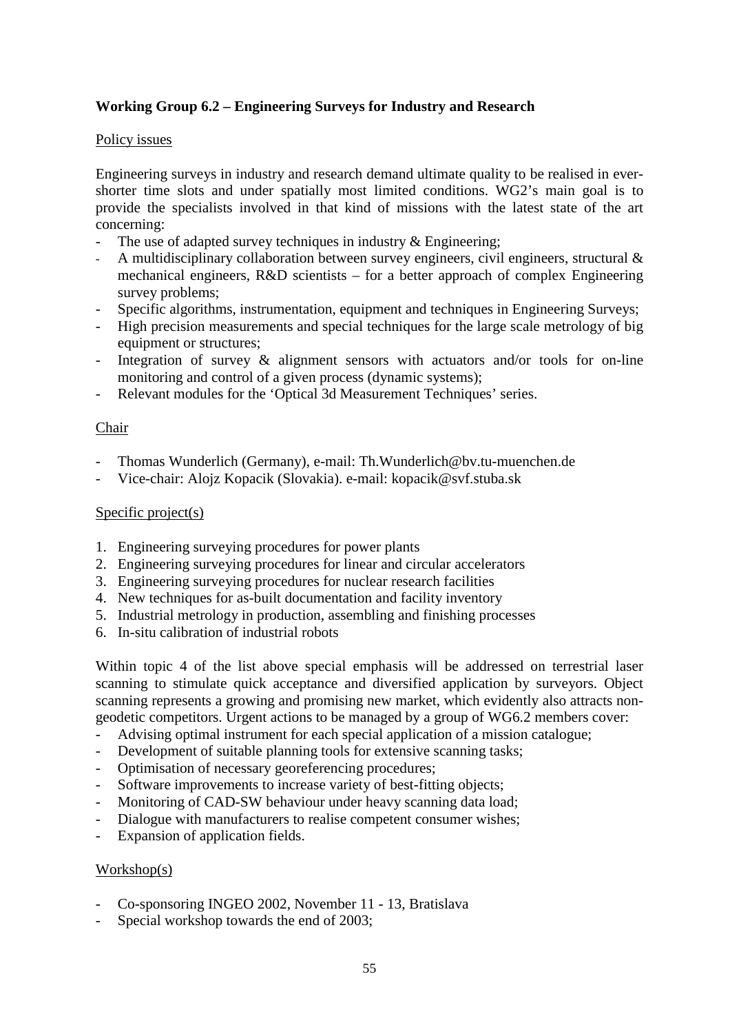**Working Group 6.2 – Engineering Surveys for Industry and Research**

Policy issues

Engineering surveys in industry and research demand ultimate quality to be realised in ever-shorter time slots and under spatially most limited conditions. WG2's main goal is to provide the specialists involved in that kind of missions with the latest state of the art concerning:

- The use of adapted survey techniques in industry & Engineering;
- A multidisciplinary collaboration between survey engineers, civil engineers, structural & mechanical engineers, R&D scientists – for a better approach of complex Engineering survey problems;
- Specific algorithms, instrumentation, equipment and techniques in Engineering Surveys;
- High precision measurements and special techniques for the large scale metrology of big equipment or structures;
- Integration of survey & alignment sensors with actuators and/or tools for on-line monitoring and control of a given process (dynamic systems);
- Relevant modules for the 'Optical 3d Measurement Techniques' series.

Chair

- Thomas Wunderlich (Germany), e-mail: Th.Wunderlich@bv.tu-muenchen.de
- Vice-chair: Alojz Kopacik (Slovakia). e-mail: kopacik@svf.stuba.sk

Specific project(s)

1. Engineering surveying procedures for power plants
2. Engineering surveying procedures for linear and circular accelerators
3. Engineering surveying procedures for nuclear research facilities
4. New techniques for as-built documentation and facility inventory
5. Industrial metrology in production, assembling and finishing processes
6. In-situ calibration of industrial robots

Within topic 4 of the list above special emphasis will be addressed on terrestrial laser scanning to stimulate quick acceptance and diversified application by surveyors. Object scanning represents a growing and promising new market, which evidently also attracts non-geodetic competitors. Urgent actions to be managed by a group of WG6.2 members cover:

- Advising optimal instrument for each special application of a mission catalogue;
- Development of suitable planning tools for extensive scanning tasks;
- Optimisation of necessary georeferencing procedures;
- Software improvements to increase variety of best-fitting objects;
- Monitoring of CAD-SW behaviour under heavy scanning data load;
- Dialogue with manufacturers to realise competent consumer wishes;
- Expansion of application fields.

Workshop(s)

- Co-sponsoring INGEO 2002, November 11 - 13, Bratislava
- Special workshop towards the end of 2003;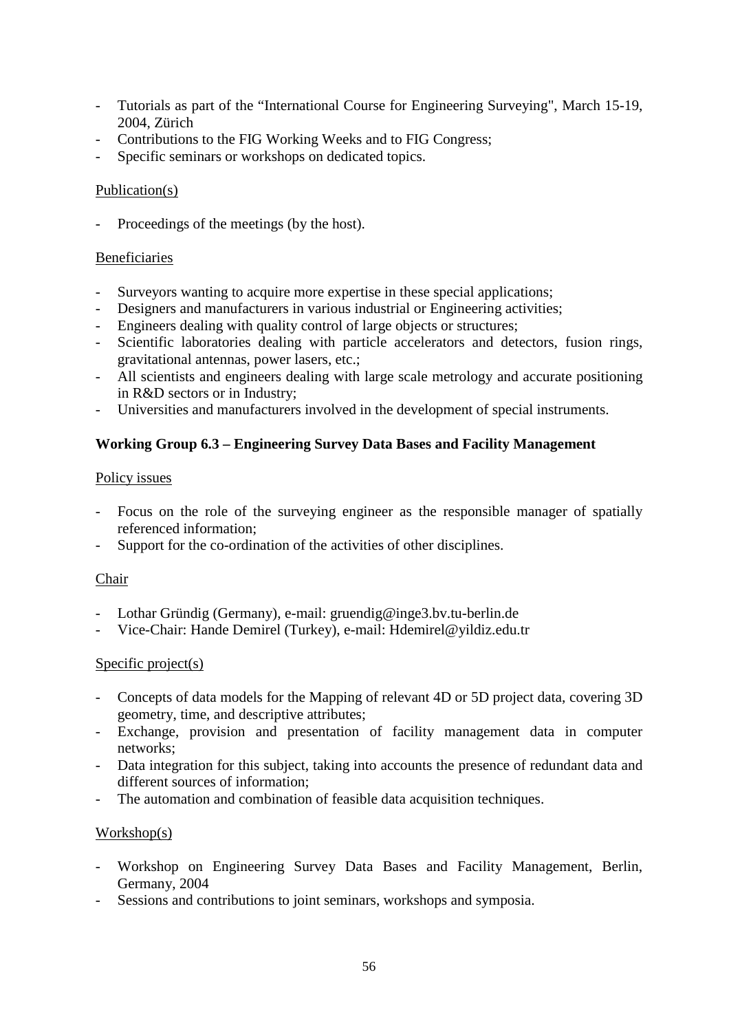- Tutorials as part of the "International Course for Engineering Surveying", March 15-19, 2004, Zürich
- Contributions to the FIG Working Weeks and to FIG Congress;
- Specific seminars or workshops on dedicated topics.

Publication(s)

- Proceedings of the meetings (by the host).

Beneficiaries

- Surveyors wanting to acquire more expertise in these special applications;
- Designers and manufacturers in various industrial or Engineering activities;
- Engineers dealing with quality control of large objects or structures;
- Scientific laboratories dealing with particle accelerators and detectors, fusion rings, gravitational antennas, power lasers, etc.;
- All scientists and engineers dealing with large scale metrology and accurate positioning in R&D sectors or in Industry;
- Universities and manufacturers involved in the development of special instruments.

**Working Group 6.3 – Engineering Survey Data Bases and Facility Management**

Policy issues

- Focus on the role of the surveying engineer as the responsible manager of spatially referenced information;
- Support for the co-ordination of the activities of other disciplines.

Chair

- Lothar Gründig (Germany), e-mail: gruendig@inge3.bv.tu-berlin.de
- Vice-Chair: Hande Demirel (Turkey), e-mail: Hdemirel@yildiz.edu.tr

Specific project(s)

- Concepts of data models for the Mapping of relevant 4D or 5D project data, covering 3D geometry, time, and descriptive attributes;
- Exchange, provision and presentation of facility management data in computer networks;
- Data integration for this subject, taking into accounts the presence of redundant data and different sources of information;
- The automation and combination of feasible data acquisition techniques.

Workshop(s)

- Workshop on Engineering Survey Data Bases and Facility Management, Berlin, Germany, 2004
- Sessions and contributions to joint seminars, workshops and symposia.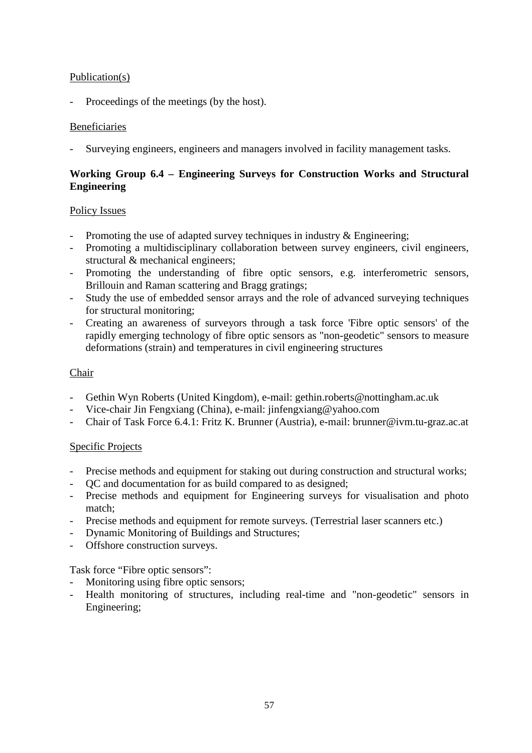Publication(s)

- Proceedings of the meetings (by the host).

Beneficiaries

- Surveying engineers, engineers and managers involved in facility management tasks.

**Working Group 6.4 – Engineering Surveys for Construction Works and Structural Engineering**

Policy Issues

- Promoting the use of adapted survey techniques in industry & Engineering;
- Promoting a multidisciplinary collaboration between survey engineers, civil engineers, structural & mechanical engineers;
- Promoting the understanding of fibre optic sensors, e.g. interferometric sensors, Brillouin and Raman scattering and Bragg gratings;
- Study the use of embedded sensor arrays and the role of advanced surveying techniques for structural monitoring;
- Creating an awareness of surveyors through a task force 'Fibre optic sensors' of the rapidly emerging technology of fibre optic sensors as "non-geodetic" sensors to measure deformations (strain) and temperatures in civil engineering structures

Chair

- Gethin Wyn Roberts (United Kingdom), e-mail: gethin.roberts@nottingham.ac.uk
- Vice-chair Jin Fengxiang (China), e-mail: jinfengxiang@yahoo.com
- Chair of Task Force 6.4.1: Fritz K. Brunner (Austria), e-mail: brunner@ivm.tu-graz.ac.at

Specific Projects

- Precise methods and equipment for staking out during construction and structural works;
- QC and documentation for as build compared to as designed;
- Precise methods and equipment for Engineering surveys for visualisation and photo match;
- Precise methods and equipment for remote surveys. (Terrestrial laser scanners etc.)
- Dynamic Monitoring of Buildings and Structures;
- Offshore construction surveys.

Task force "Fibre optic sensors":
- Monitoring using fibre optic sensors;
- Health monitoring of structures, including real-time and "non-geodetic" sensors in Engineering;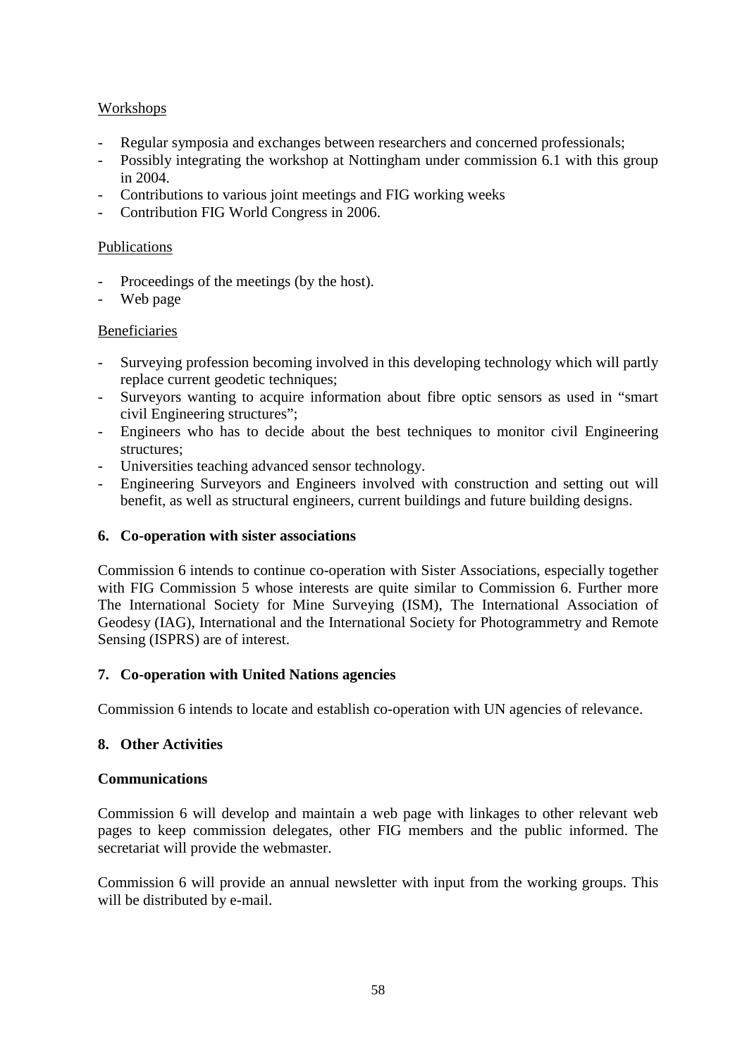Workshops

- Regular symposia and exchanges between researchers and concerned professionals;
- Possibly integrating the workshop at Nottingham under commission 6.1 with this group in 2004.
- Contributions to various joint meetings and FIG working weeks
- Contribution FIG World Congress in 2006.

Publications

- Proceedings of the meetings (by the host).
- Web page

Beneficiaries

- Surveying profession becoming involved in this developing technology which will partly replace current geodetic techniques;
- Surveyors wanting to acquire information about fibre optic sensors as used in "smart civil Engineering structures";
- Engineers who has to decide about the best techniques to monitor civil Engineering structures;
- Universities teaching advanced sensor technology.
- Engineering Surveyors and Engineers involved with construction and setting out will benefit, as well as structural engineers, current buildings and future building designs.

## 6. Co-operation with sister associations

Commission 6 intends to continue co-operation with Sister Associations, especially together with FIG Commission 5 whose interests are quite similar to Commission 6. Further more The International Society for Mine Surveying (ISM), The International Association of Geodesy (IAG), International and the International Society for Photogrammetry and Remote Sensing (ISPRS) are of interest.

## 7. Co-operation with United Nations agencies

Commission 6 intends to locate and establish co-operation with UN agencies of relevance.

## 8. Other Activities

**Communications**

Commission 6 will develop and maintain a web page with linkages to other relevant web pages to keep commission delegates, other FIG members and the public informed. The secretariat will provide the webmaster.

Commission 6 will provide an annual newsletter with input from the working groups. This will be distributed by e-mail.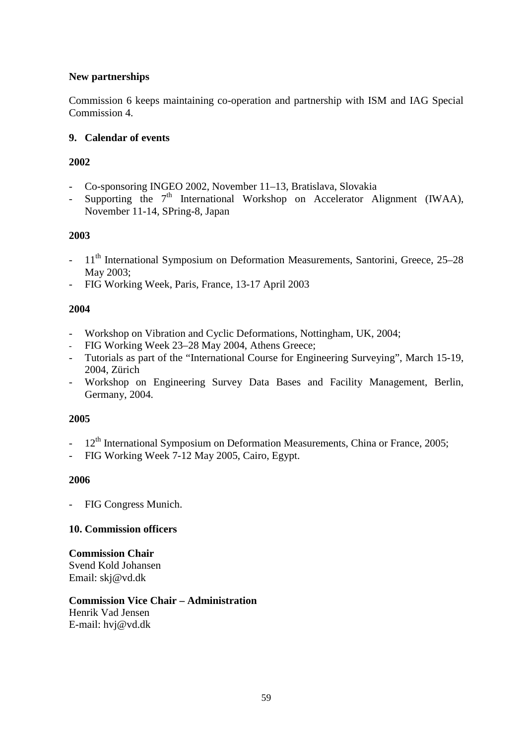**New partnerships**

Commission 6 keeps maintaining co-operation and partnership with ISM and IAG Special Commission 4.

## 9. Calendar of events

**2002**

- Co-sponsoring INGEO 2002, November 11–13, Bratislava, Slovakia
- Supporting the 7th International Workshop on Accelerator Alignment (IWAA), November 11-14, SPring-8, Japan

**2003**

- 11th International Symposium on Deformation Measurements, Santorini, Greece, 25–28 May 2003;
- FIG Working Week, Paris, France, 13-17 April 2003

**2004**

- Workshop on Vibration and Cyclic Deformations, Nottingham, UK, 2004;
- FIG Working Week 23–28 May 2004, Athens Greece;
- Tutorials as part of the "International Course for Engineering Surveying", March 15-19, 2004, Zürich
- Workshop on Engineering Survey Data Bases and Facility Management, Berlin, Germany, 2004.

**2005**

- 12th International Symposium on Deformation Measurements, China or France, 2005;
- FIG Working Week 7-12 May 2005, Cairo, Egypt.

**2006**

- FIG Congress Munich.

## 10. Commission officers

**Commission Chair**
Svend Kold Johansen
Email: skj@vd.dk

**Commission Vice Chair – Administration**
Henrik Vad Jensen
E-mail: hvj@vd.dk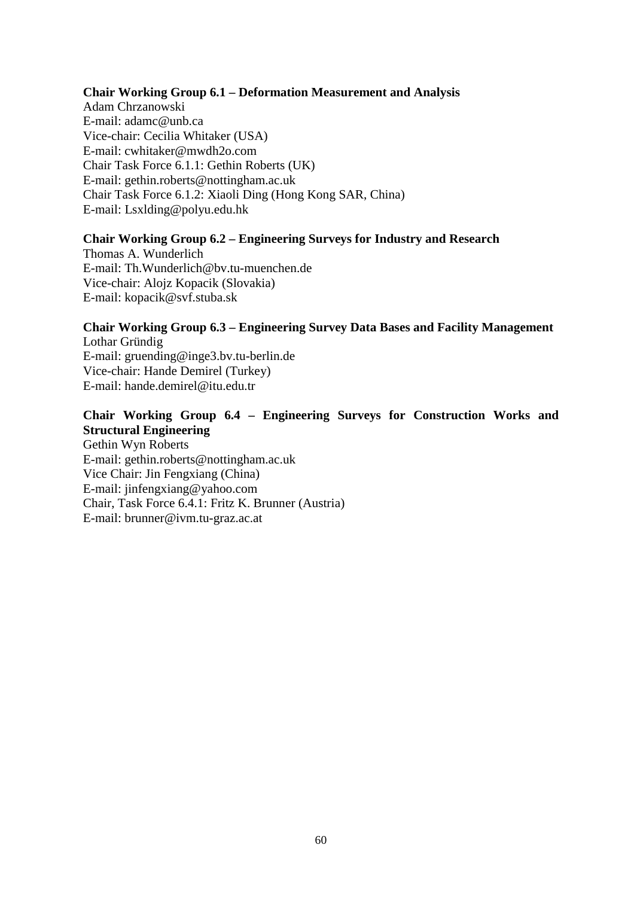**Chair Working Group 6.1 – Deformation Measurement and Analysis**
Adam Chrzanowski
E-mail: adamc@unb.ca
Vice-chair: Cecilia Whitaker (USA)
E-mail: cwhitaker@mwdh2o.com
Chair Task Force 6.1.1: Gethin Roberts (UK)
E-mail: gethin.roberts@nottingham.ac.uk
Chair Task Force 6.1.2: Xiaoli Ding (Hong Kong SAR, China)
E-mail: Lsxlding@polyu.edu.hk

**Chair Working Group 6.2 – Engineering Surveys for Industry and Research**
Thomas A. Wunderlich
E-mail: Th.Wunderlich@bv.tu-muenchen.de
Vice-chair: Alojz Kopacik (Slovakia)
E-mail: kopacik@svf.stuba.sk

**Chair Working Group 6.3 – Engineering Survey Data Bases and Facility Management**
Lothar Gründig
E-mail: gruending@inge3.bv.tu-berlin.de
Vice-chair: Hande Demirel (Turkey)
E-mail: hande.demirel@itu.edu.tr

**Chair Working Group 6.4 – Engineering Surveys for Construction Works and Structural Engineering**
Gethin Wyn Roberts
E-mail: gethin.roberts@nottingham.ac.uk
Vice Chair: Jin Fengxiang (China)
E-mail: jinfengxiang@yahoo.com
Chair, Task Force 6.4.1: Fritz K. Brunner (Austria)
E-mail: brunner@ivm.tu-graz.ac.at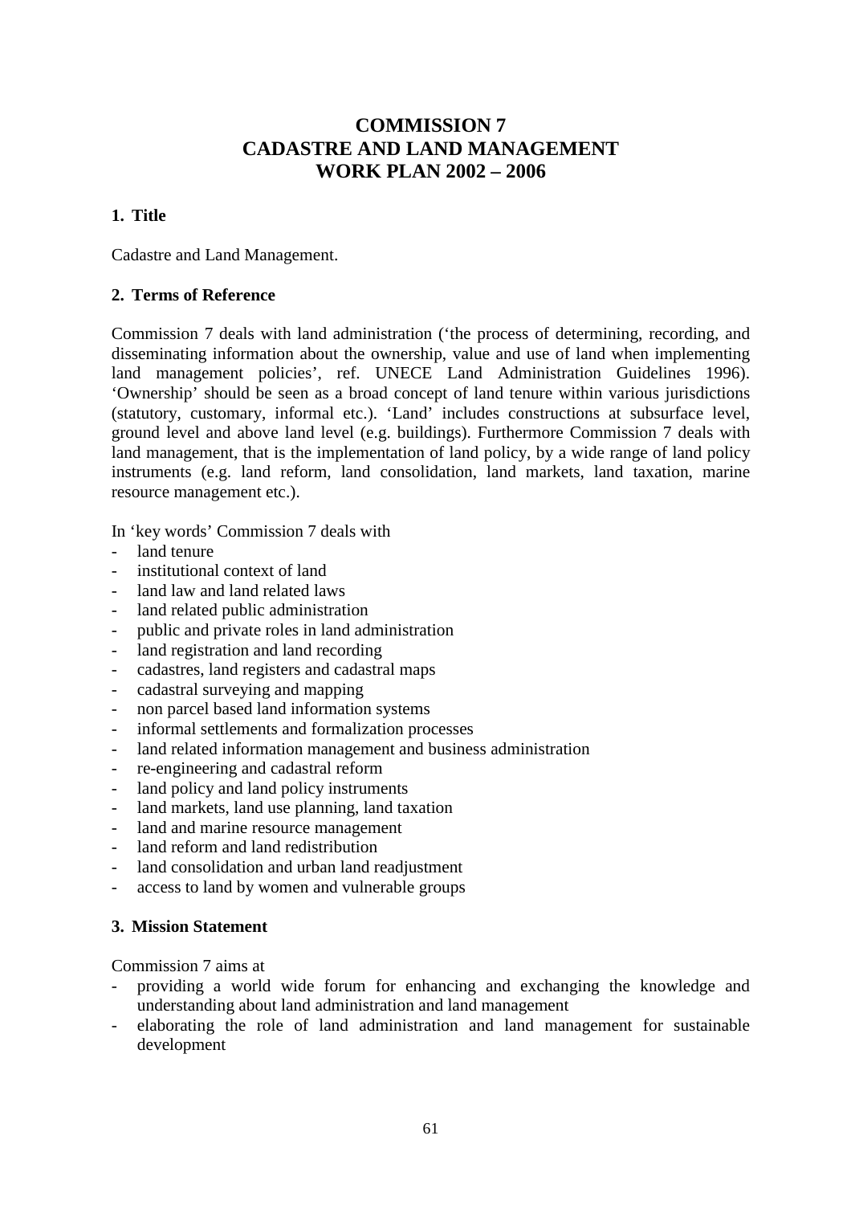# COMMISSION 7
# CADASTRE AND LAND MANAGEMENT
# WORK PLAN 2002 – 2006

## 1. Title

Cadastre and Land Management.

## 2. Terms of Reference

Commission 7 deals with land administration ('the process of determining, recording, and disseminating information about the ownership, value and use of land when implementing land management policies', ref. UNECE Land Administration Guidelines 1996). 'Ownership' should be seen as a broad concept of land tenure within various jurisdictions (statutory, customary, informal etc.). 'Land' includes constructions at subsurface level, ground level and above land level (e.g. buildings). Furthermore Commission 7 deals with land management, that is the implementation of land policy, by a wide range of land policy instruments (e.g. land reform, land consolidation, land markets, land taxation, marine resource management etc.).

In 'key words' Commission 7 deals with

- land tenure
- institutional context of land
- land law and land related laws
- land related public administration
- public and private roles in land administration
- land registration and land recording
- cadastres, land registers and cadastral maps
- cadastral surveying and mapping
- non parcel based land information systems
- informal settlements and formalization processes
- land related information management and business administration
- re-engineering and cadastral reform
- land policy and land policy instruments
- land markets, land use planning, land taxation
- land and marine resource management
- land reform and land redistribution
- land consolidation and urban land readjustment
- access to land by women and vulnerable groups

## 3. Mission Statement

Commission 7 aims at

- providing a world wide forum for enhancing and exchanging the knowledge and understanding about land administration and land management
- elaborating the role of land administration and land management for sustainable development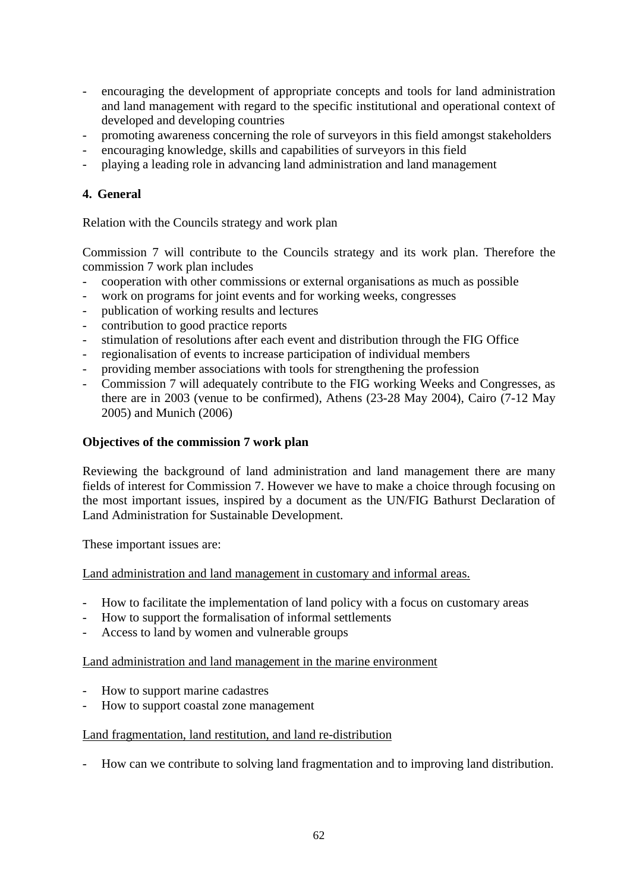- encouraging the development of appropriate concepts and tools for land administration and land management with regard to the specific institutional and operational context of developed and developing countries
- promoting awareness concerning the role of surveyors in this field amongst stakeholders
- encouraging knowledge, skills and capabilities of surveyors in this field
- playing a leading role in advancing land administration and land management

## 4. General

Relation with the Councils strategy and work plan

Commission 7 will contribute to the Councils strategy and its work plan. Therefore the commission 7 work plan includes

- cooperation with other commissions or external organisations as much as possible
- work on programs for joint events and for working weeks, congresses
- publication of working results and lectures
- contribution to good practice reports
- stimulation of resolutions after each event and distribution through the FIG Office
- regionalisation of events to increase participation of individual members
- providing member associations with tools for strengthening the profession
- Commission 7 will adequately contribute to the FIG working Weeks and Congresses, as there are in 2003 (venue to be confirmed), Athens (23-28 May 2004), Cairo (7-12 May 2005) and Munich (2006)

**Objectives of the commission 7 work plan**

Reviewing the background of land administration and land management there are many fields of interest for Commission 7. However we have to make a choice through focusing on the most important issues, inspired by a document as the UN/FIG Bathurst Declaration of Land Administration for Sustainable Development.

These important issues are:

<u>Land administration and land management in customary and informal areas.</u>

- How to facilitate the implementation of land policy with a focus on customary areas
- How to support the formalisation of informal settlements
- Access to land by women and vulnerable groups

<u>Land administration and land management in the marine environment</u>

- How to support marine cadastres
- How to support coastal zone management

<u>Land fragmentation, land restitution, and land re-distribution</u>

- How can we contribute to solving land fragmentation and to improving land distribution.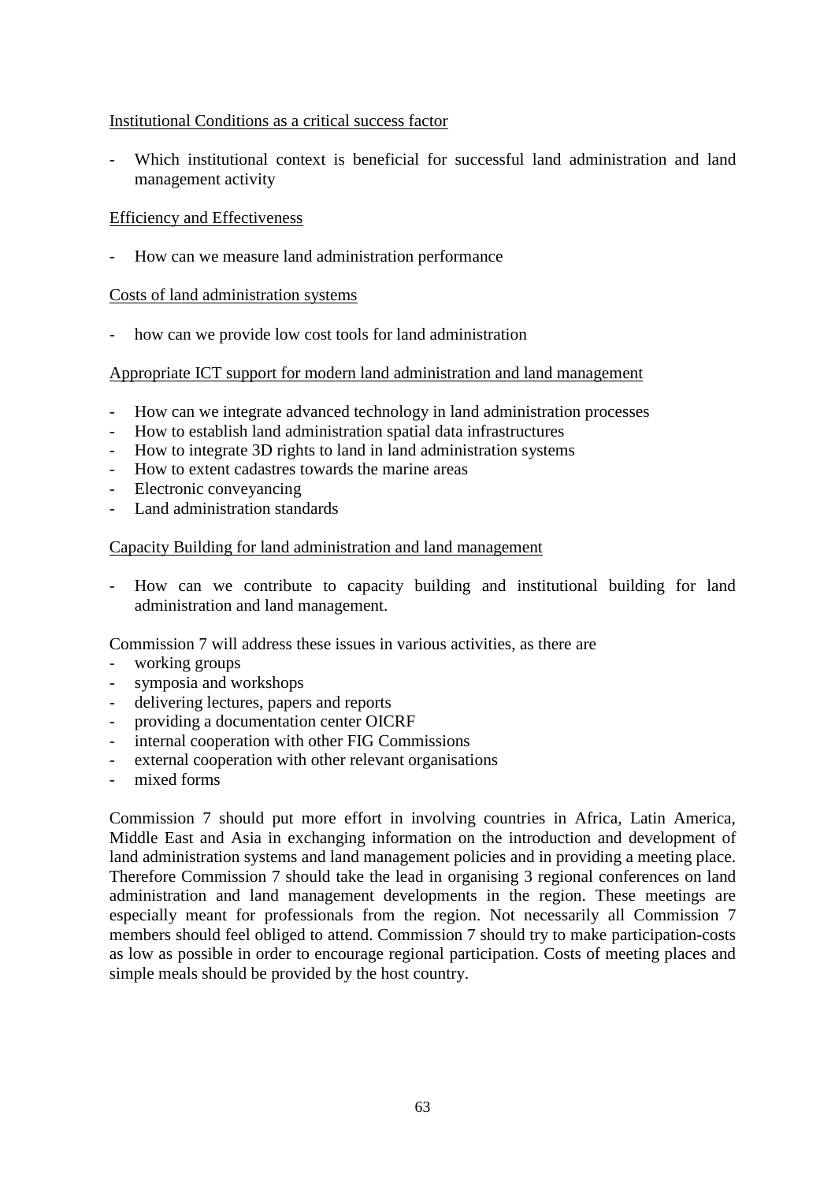Institutional Conditions as a critical success factor

- Which institutional context is beneficial for successful land administration and land management activity

Efficiency and Effectiveness

- How can we measure land administration performance

Costs of land administration systems

- how can we provide low cost tools for land administration

Appropriate ICT support for modern land administration and land management

- How can we integrate advanced technology in land administration processes
- How to establish land administration spatial data infrastructures
- How to integrate 3D rights to land in land administration systems
- How to extent cadastres towards the marine areas
- Electronic conveyancing
- Land administration standards

Capacity Building for land administration and land management

- How can we contribute to capacity building and institutional building for land administration and land management.

Commission 7 will address these issues in various activities, as there are

- working groups
- symposia and workshops
- delivering lectures, papers and reports
- providing a documentation center OICRF
- internal cooperation with other FIG Commissions
- external cooperation with other relevant organisations
- mixed forms

Commission 7 should put more effort in involving countries in Africa, Latin America, Middle East and Asia in exchanging information on the introduction and development of land administration systems and land management policies and in providing a meeting place. Therefore Commission 7 should take the lead in organising 3 regional conferences on land administration and land management developments in the region. These meetings are especially meant for professionals from the region. Not necessarily all Commission 7 members should feel obliged to attend. Commission 7 should try to make participation-costs as low as possible in order to encourage regional participation. Costs of meeting places and simple meals should be provided by the host country.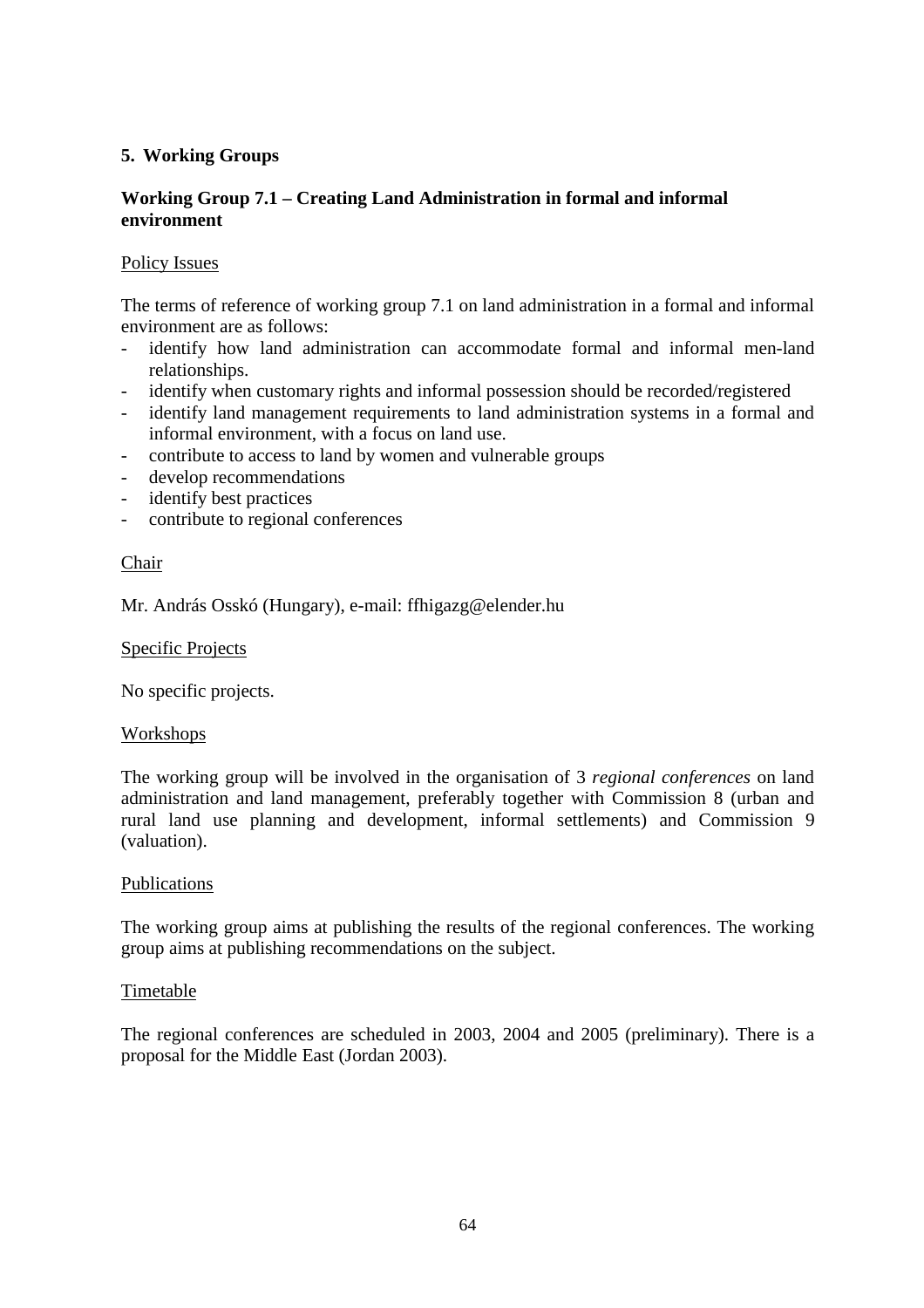## 5. Working Groups

### Working Group 7.1 – Creating Land Administration in formal and informal environment

Policy Issues

The terms of reference of working group 7.1 on land administration in a formal and informal environment are as follows:

- identify how land administration can accommodate formal and informal men-land relationships.
- identify when customary rights and informal possession should be recorded/registered
- identify land management requirements to land administration systems in a formal and informal environment, with a focus on land use.
- contribute to access to land by women and vulnerable groups
- develop recommendations
- identify best practices
- contribute to regional conferences

Chair

Mr. András Osskó (Hungary), e-mail: ffhigazg@elender.hu

Specific Projects

No specific projects.

Workshops

The working group will be involved in the organisation of 3 *regional conferences* on land administration and land management, preferably together with Commission 8 (urban and rural land use planning and development, informal settlements) and Commission 9 (valuation).

Publications

The working group aims at publishing the results of the regional conferences. The working group aims at publishing recommendations on the subject.

Timetable

The regional conferences are scheduled in 2003, 2004 and 2005 (preliminary). There is a proposal for the Middle East (Jordan 2003).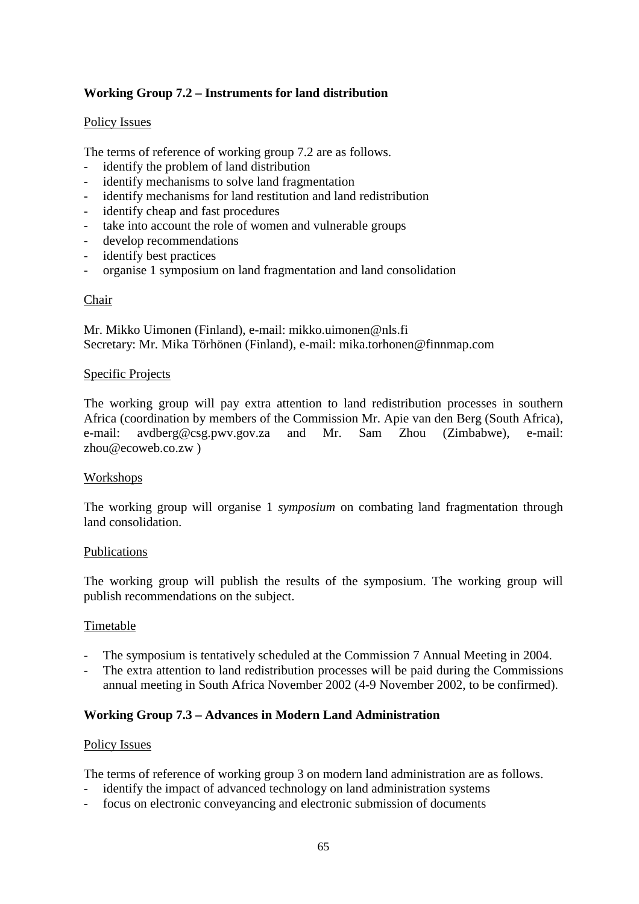### Working Group 7.2 – Instruments for land distribution

Policy Issues

The terms of reference of working group 7.2 are as follows.

- identify the problem of land distribution
- identify mechanisms to solve land fragmentation
- identify mechanisms for land restitution and land redistribution
- identify cheap and fast procedures
- take into account the role of women and vulnerable groups
- develop recommendations
- identify best practices
- organise 1 symposium on land fragmentation and land consolidation

Chair

Mr. Mikko Uimonen (Finland), e-mail: mikko.uimonen@nls.fi
Secretary: Mr. Mika Törhönen (Finland), e-mail: mika.torhonen@finnmap.com

Specific Projects

The working group will pay extra attention to land redistribution processes in southern Africa (coordination by members of the Commission Mr. Apie van den Berg (South Africa), e-mail: avdberg@csg.pwv.gov.za and Mr. Sam Zhou (Zimbabwe), e-mail: zhou@ecoweb.co.zw )

Workshops

The working group will organise 1 *symposium* on combating land fragmentation through land consolidation.

Publications

The working group will publish the results of the symposium. The working group will publish recommendations on the subject.

Timetable

- The symposium is tentatively scheduled at the Commission 7 Annual Meeting in 2004.
- The extra attention to land redistribution processes will be paid during the Commissions annual meeting in South Africa November 2002 (4-9 November 2002, to be confirmed).

### Working Group 7.3 – Advances in Modern Land Administration

Policy Issues

The terms of reference of working group 3 on modern land administration are as follows.

- identify the impact of advanced technology on land administration systems
- focus on electronic conveyancing and electronic submission of documents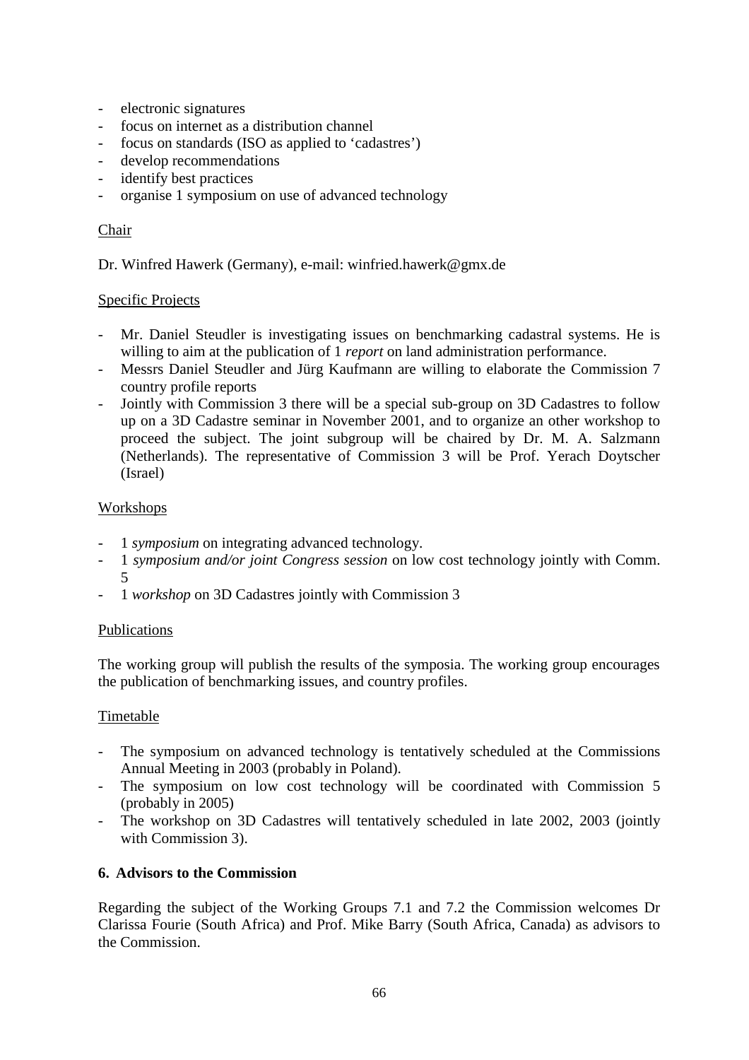- electronic signatures
- focus on internet as a distribution channel
- focus on standards (ISO as applied to 'cadastres')
- develop recommendations
- identify best practices
- organise 1 symposium on use of advanced technology

Chair

Dr. Winfred Hawerk (Germany), e-mail: winfried.hawerk@gmx.de

Specific Projects

- Mr. Daniel Steudler is investigating issues on benchmarking cadastral systems. He is willing to aim at the publication of 1 *report* on land administration performance.
- Messrs Daniel Steudler and Jürg Kaufmann are willing to elaborate the Commission 7 country profile reports
- Jointly with Commission 3 there will be a special sub-group on 3D Cadastres to follow up on a 3D Cadastre seminar in November 2001, and to organize an other workshop to proceed the subject. The joint subgroup will be chaired by Dr. M. A. Salzmann (Netherlands). The representative of Commission 3 will be Prof. Yerach Doytscher (Israel)

Workshops

- 1 *symposium* on integrating advanced technology.
- 1 *symposium and/or joint Congress session* on low cost technology jointly with Comm. 5
- 1 *workshop* on 3D Cadastres jointly with Commission 3

Publications

The working group will publish the results of the symposia. The working group encourages the publication of benchmarking issues, and country profiles.

Timetable

- The symposium on advanced technology is tentatively scheduled at the Commissions Annual Meeting in 2003 (probably in Poland).
- The symposium on low cost technology will be coordinated with Commission 5 (probably in 2005)
- The workshop on 3D Cadastres will tentatively scheduled in late 2002, 2003 (jointly with Commission 3).

**6. Advisors to the Commission**

Regarding the subject of the Working Groups 7.1 and 7.2 the Commission welcomes Dr Clarissa Fourie (South Africa) and Prof. Mike Barry (South Africa, Canada) as advisors to the Commission.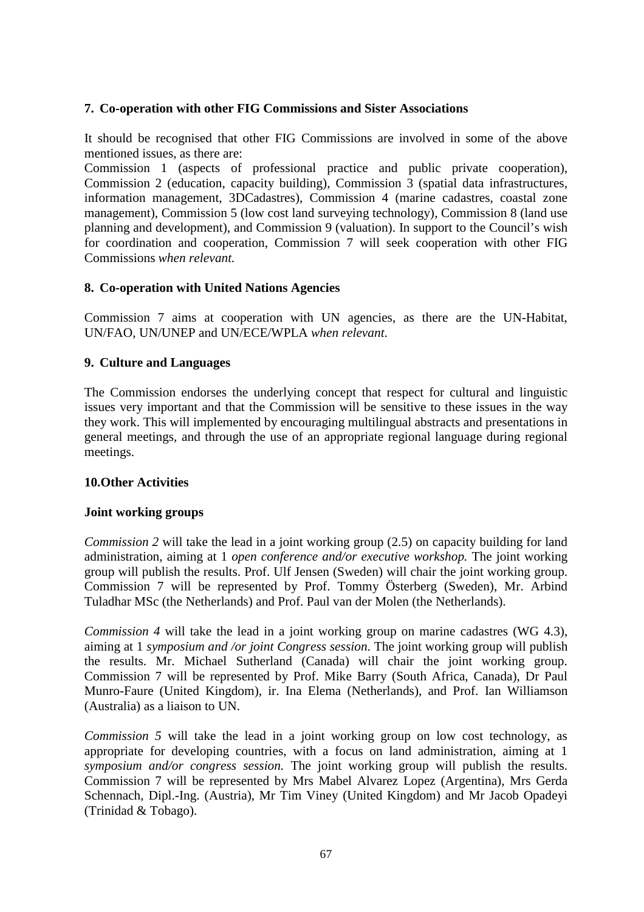## 7. Co-operation with other FIG Commissions and Sister Associations

It should be recognised that other FIG Commissions are involved in some of the above mentioned issues, as there are:
Commission 1 (aspects of professional practice and public private cooperation), Commission 2 (education, capacity building), Commission 3 (spatial data infrastructures, information management, 3DCadastres), Commission 4 (marine cadastres, coastal zone management), Commission 5 (low cost land surveying technology), Commission 8 (land use planning and development), and Commission 9 (valuation). In support to the Council's wish for coordination and cooperation, Commission 7 will seek cooperation with other FIG Commissions *when relevant.*

## 8. Co-operation with United Nations Agencies

Commission 7 aims at cooperation with UN agencies, as there are the UN-Habitat, UN/FAO, UN/UNEP and UN/ECE/WPLA *when relevant.*

## 9. Culture and Languages

The Commission endorses the underlying concept that respect for cultural and linguistic issues very important and that the Commission will be sensitive to these issues in the way they work. This will implemented by encouraging multilingual abstracts and presentations in general meetings, and through the use of an appropriate regional language during regional meetings.

## 10.Other Activities

### Joint working groups

*Commission 2* will take the lead in a joint working group (2.5) on capacity building for land administration, aiming at 1 *open conference and/or executive workshop.* The joint working group will publish the results. Prof. Ulf Jensen (Sweden) will chair the joint working group. Commission 7 will be represented by Prof. Tommy Österberg (Sweden), Mr. Arbind Tuladhar MSc (the Netherlands) and Prof. Paul van der Molen (the Netherlands).

*Commission 4* will take the lead in a joint working group on marine cadastres (WG 4.3), aiming at 1 *symposium and /or joint Congress session.* The joint working group will publish the results. Mr. Michael Sutherland (Canada) will chair the joint working group. Commission 7 will be represented by Prof. Mike Barry (South Africa, Canada), Dr Paul Munro-Faure (United Kingdom), ir. Ina Elema (Netherlands), and Prof. Ian Williamson (Australia) as a liaison to UN.

*Commission 5* will take the lead in a joint working group on low cost technology, as appropriate for developing countries, with a focus on land administration, aiming at 1 *symposium and/or congress session.* The joint working group will publish the results. Commission 7 will be represented by Mrs Mabel Alvarez Lopez (Argentina), Mrs Gerda Schennach, Dipl.-Ing. (Austria), Mr Tim Viney (United Kingdom) and Mr Jacob Opadeyi (Trinidad & Tobago).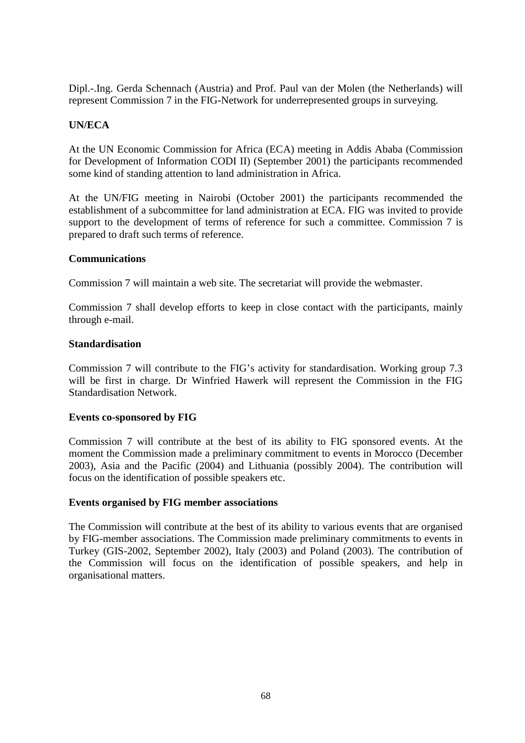Dipl.-.Ing. Gerda Schennach (Austria) and Prof. Paul van der Molen (the Netherlands) will represent Commission 7 in the FIG-Network for underrepresented groups in surveying.

**UN/ECA**

At the UN Economic Commission for Africa (ECA) meeting in Addis Ababa (Commission for Development of Information CODI II) (September 2001) the participants recommended some kind of standing attention to land administration in Africa.

At the UN/FIG meeting in Nairobi (October 2001) the participants recommended the establishment of a subcommittee for land administration at ECA. FIG was invited to provide support to the development of terms of reference for such a committee. Commission 7 is prepared to draft such terms of reference.

**Communications**

Commission 7 will maintain a web site. The secretariat will provide the webmaster.

Commission 7 shall develop efforts to keep in close contact with the participants, mainly through e-mail.

**Standardisation**

Commission 7 will contribute to the FIG's activity for standardisation. Working group 7.3 will be first in charge. Dr Winfried Hawerk will represent the Commission in the FIG Standardisation Network.

**Events co-sponsored by FIG**

Commission 7 will contribute at the best of its ability to FIG sponsored events. At the moment the Commission made a preliminary commitment to events in Morocco (December 2003), Asia and the Pacific (2004) and Lithuania (possibly 2004). The contribution will focus on the identification of possible speakers etc.

**Events organised by FIG member associations**

The Commission will contribute at the best of its ability to various events that are organised by FIG-member associations. The Commission made preliminary commitments to events in Turkey (GIS-2002, September 2002), Italy (2003) and Poland (2003). The contribution of the Commission will focus on the identification of possible speakers, and help in organisational matters.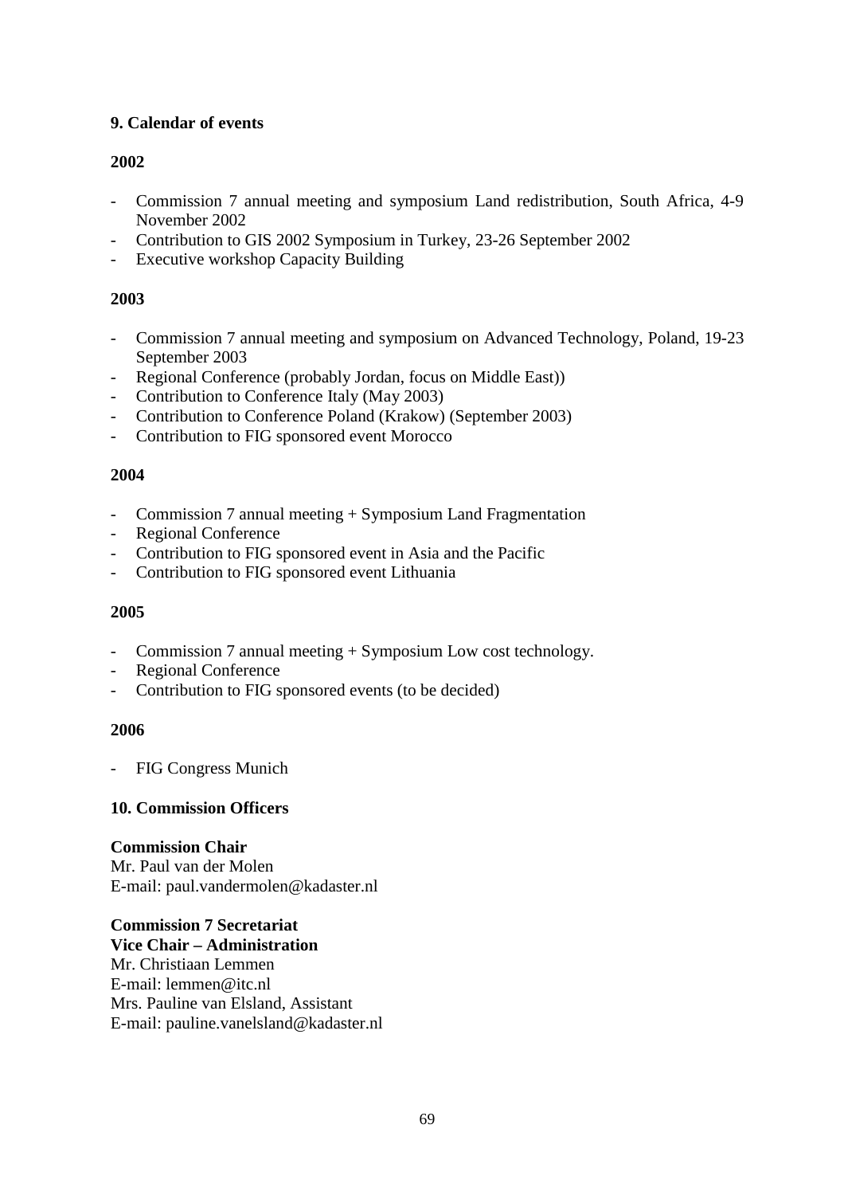## 9. Calendar of events

**2002**

- Commission 7 annual meeting and symposium Land redistribution, South Africa, 4-9 November 2002
- Contribution to GIS 2002 Symposium in Turkey, 23-26 September 2002
- Executive workshop Capacity Building

**2003**

- Commission 7 annual meeting and symposium on Advanced Technology, Poland, 19-23 September 2003
- Regional Conference (probably Jordan, focus on Middle East))
- Contribution to Conference Italy (May 2003)
- Contribution to Conference Poland (Krakow) (September 2003)
- Contribution to FIG sponsored event Morocco

**2004**

- Commission 7 annual meeting + Symposium Land Fragmentation
- Regional Conference
- Contribution to FIG sponsored event in Asia and the Pacific
- Contribution to FIG sponsored event Lithuania

**2005**

- Commission 7 annual meeting + Symposium Low cost technology.
- Regional Conference
- Contribution to FIG sponsored events (to be decided)

**2006**

- FIG Congress Munich

## 10. Commission Officers

**Commission Chair**
Mr. Paul van der Molen
E-mail: paul.vandermolen@kadaster.nl

**Commission 7 Secretariat**
**Vice Chair – Administration**
Mr. Christiaan Lemmen
E-mail: lemmen@itc.nl
Mrs. Pauline van Elsland, Assistant
E-mail: pauline.vanelsland@kadaster.nl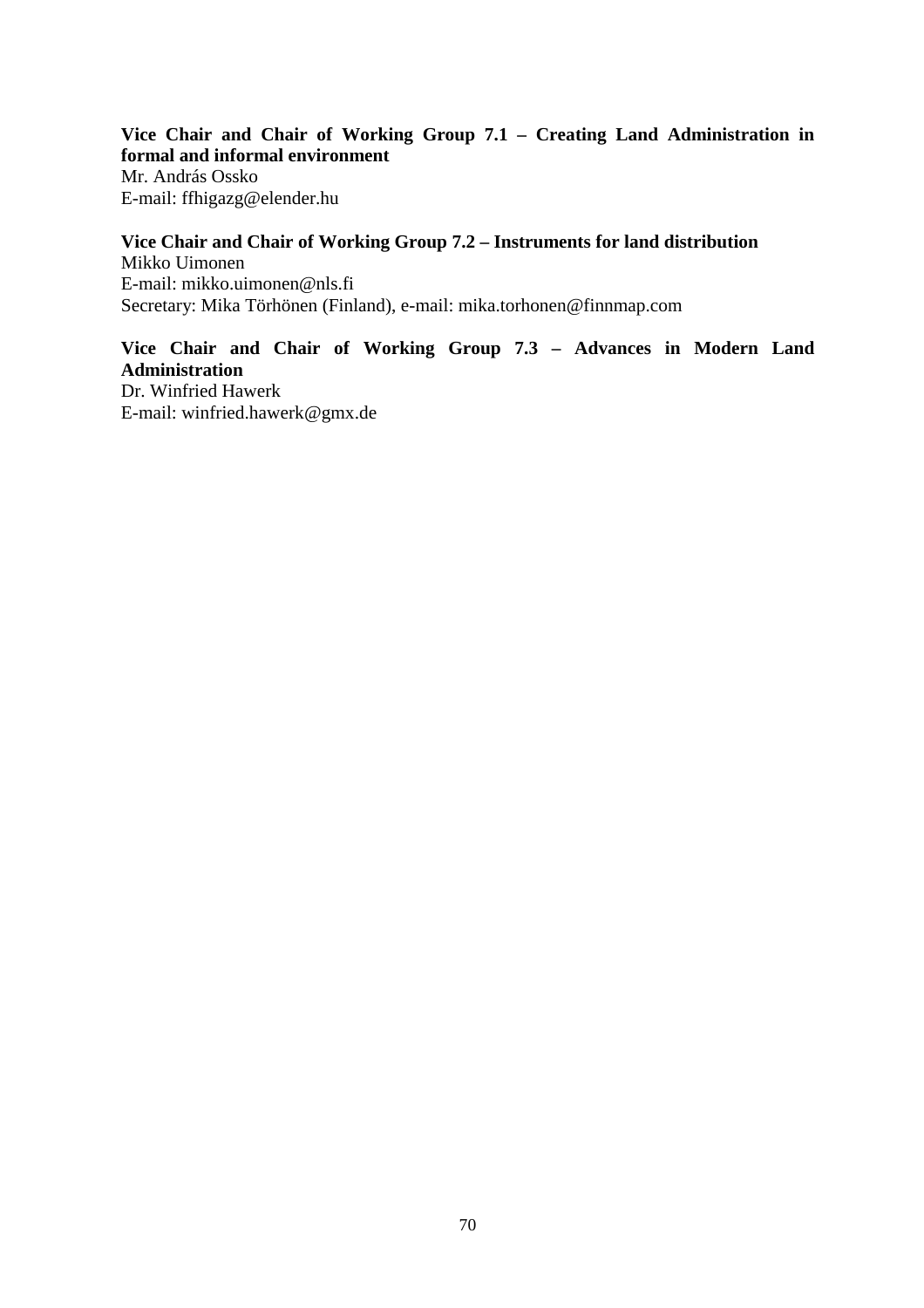**Vice Chair and Chair of Working Group 7.1 – Creating Land Administration in formal and informal environment**
Mr. András Ossko
E-mail: ffhigazg@elender.hu

**Vice Chair and Chair of Working Group 7.2 – Instruments for land distribution**
Mikko Uimonen
E-mail: mikko.uimonen@nls.fi
Secretary: Mika Törhönen (Finland), e-mail: mika.torhonen@finnmap.com

**Vice Chair and Chair of Working Group 7.3 – Advances in Modern Land Administration**
Dr. Winfried Hawerk
E-mail: winfried.hawerk@gmx.de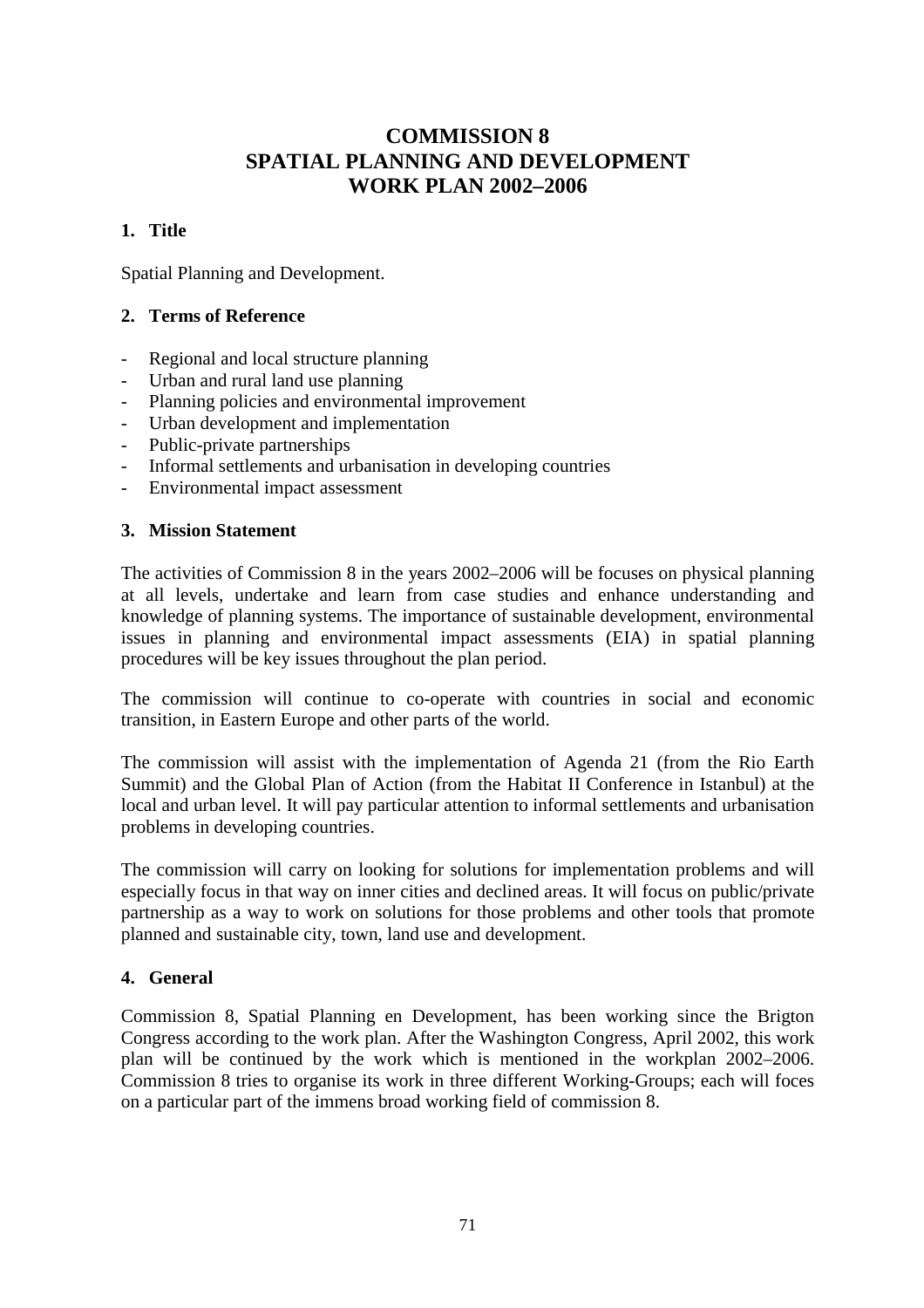# COMMISSION 8
# SPATIAL PLANNING AND DEVELOPMENT
# WORK PLAN 2002–2006

## 1. Title

Spatial Planning and Development.

## 2. Terms of Reference

- Regional and local structure planning
- Urban and rural land use planning
- Planning policies and environmental improvement
- Urban development and implementation
- Public-private partnerships
- Informal settlements and urbanisation in developing countries
- Environmental impact assessment

## 3. Mission Statement

The activities of Commission 8 in the years 2002–2006 will be focuses on physical planning at all levels, undertake and learn from case studies and enhance understanding and knowledge of planning systems. The importance of sustainable development, environmental issues in planning and environmental impact assessments (EIA) in spatial planning procedures will be key issues throughout the plan period.

The commission will continue to co-operate with countries in social and economic transition, in Eastern Europe and other parts of the world.

The commission will assist with the implementation of Agenda 21 (from the Rio Earth Summit) and the Global Plan of Action (from the Habitat II Conference in Istanbul) at the local and urban level. It will pay particular attention to informal settlements and urbanisation problems in developing countries.

The commission will carry on looking for solutions for implementation problems and will especially focus in that way on inner cities and declined areas. It will focus on public/private partnership as a way to work on solutions for those problems and other tools that promote planned and sustainable city, town, land use and development.

## 4. General

Commission 8, Spatial Planning en Development, has been working since the Brigton Congress according to the work plan. After the Washington Congress, April 2002, this work plan will be continued by the work which is mentioned in the workplan 2002–2006. Commission 8 tries to organise its work in three different Working-Groups; each will foces on a particular part of the immens broad working field of commission 8.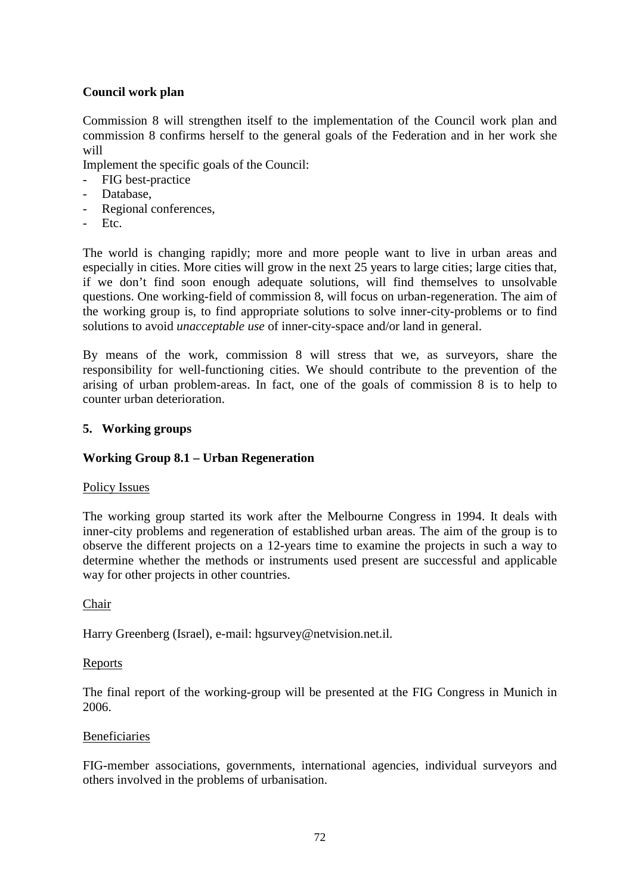**Council work plan**

Commission 8 will strengthen itself to the implementation of the Council work plan and commission 8 confirms herself to the general goals of the Federation and in her work she will

Implement the specific goals of the Council:

- FIG best-practice
- Database,
- Regional conferences,
- Etc.

The world is changing rapidly; more and more people want to live in urban areas and especially in cities. More cities will grow in the next 25 years to large cities; large cities that, if we don't find soon enough adequate solutions, will find themselves to unsolvable questions. One working-field of commission 8, will focus on urban-regeneration. The aim of the working group is, to find appropriate solutions to solve inner-city-problems or to find solutions to avoid *unacceptable use* of inner-city-space and/or land in general.

By means of the work, commission 8 will stress that we, as surveyors, share the responsibility for well-functioning cities. We should contribute to the prevention of the arising of urban problem-areas. In fact, one of the goals of commission 8 is to help to counter urban deterioration.

## 5. Working groups

### Working Group 8.1 – Urban Regeneration

Policy Issues

The working group started its work after the Melbourne Congress in 1994. It deals with inner-city problems and regeneration of established urban areas. The aim of the group is to observe the different projects on a 12-years time to examine the projects in such a way to determine whether the methods or instruments used present are successful and applicable way for other projects in other countries.

Chair

Harry Greenberg (Israel), e-mail: hgsurvey@netvision.net.il.

Reports

The final report of the working-group will be presented at the FIG Congress in Munich in 2006.

Beneficiaries

FIG-member associations, governments, international agencies, individual surveyors and others involved in the problems of urbanisation.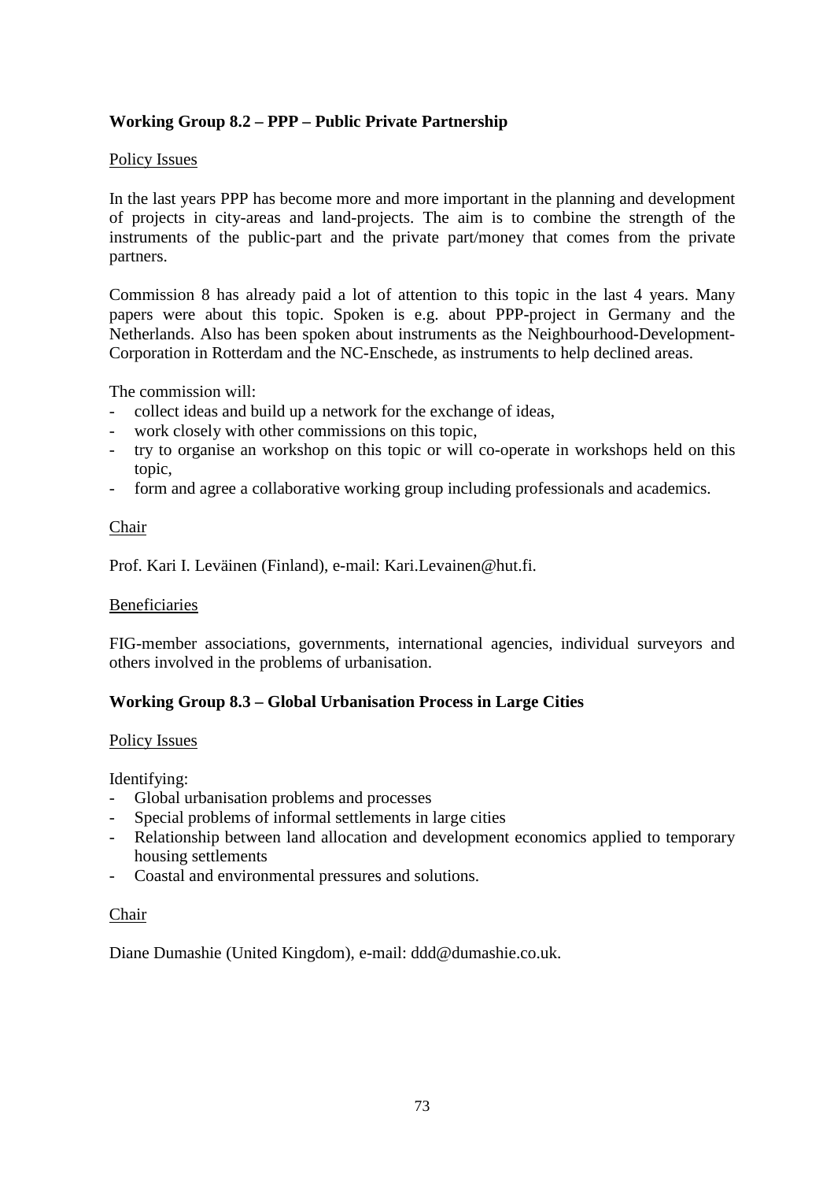### Working Group 8.2 – PPP – Public Private Partnership

Policy Issues

In the last years PPP has become more and more important in the planning and development of projects in city-areas and land-projects. The aim is to combine the strength of the instruments of the public-part and the private part/money that comes from the private partners.

Commission 8 has already paid a lot of attention to this topic in the last 4 years. Many papers were about this topic. Spoken is e.g. about PPP-project in Germany and the Netherlands. Also has been spoken about instruments as the Neighbourhood-Development-Corporation in Rotterdam and the NC-Enschede, as instruments to help declined areas.

The commission will:

- collect ideas and build up a network for the exchange of ideas,
- work closely with other commissions on this topic,
- try to organise an workshop on this topic or will co-operate in workshops held on this topic,
- form and agree a collaborative working group including professionals and academics.

Chair

Prof. Kari I. Leväinen (Finland), e-mail: Kari.Levainen@hut.fi.

Beneficiaries

FIG-member associations, governments, international agencies, individual surveyors and others involved in the problems of urbanisation.

### Working Group 8.3 – Global Urbanisation Process in Large Cities

Policy Issues

Identifying:

- Global urbanisation problems and processes
- Special problems of informal settlements in large cities
- Relationship between land allocation and development economics applied to temporary housing settlements
- Coastal and environmental pressures and solutions.

Chair

Diane Dumashie (United Kingdom), e-mail: ddd@dumashie.co.uk.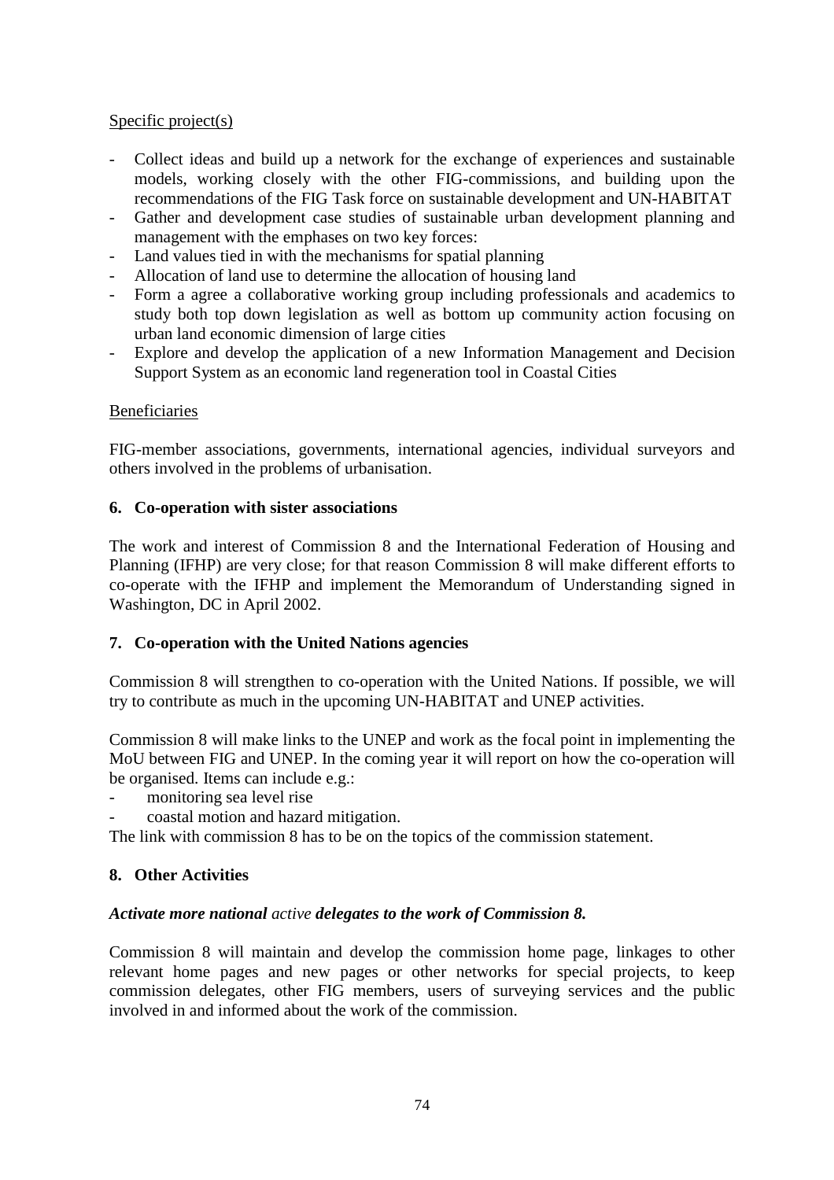Specific project(s)

- Collect ideas and build up a network for the exchange of experiences and sustainable models, working closely with the other FIG-commissions, and building upon the recommendations of the FIG Task force on sustainable development and UN-HABITAT
- Gather and development case studies of sustainable urban development planning and management with the emphases on two key forces:
- Land values tied in with the mechanisms for spatial planning
- Allocation of land use to determine the allocation of housing land
- Form a agree a collaborative working group including professionals and academics to study both top down legislation as well as bottom up community action focusing on urban land economic dimension of large cities
- Explore and develop the application of a new Information Management and Decision Support System as an economic land regeneration tool in Coastal Cities

Beneficiaries

FIG-member associations, governments, international agencies, individual surveyors and others involved in the problems of urbanisation.

**6. Co-operation with sister associations**

The work and interest of Commission 8 and the International Federation of Housing and Planning (IFHP) are very close; for that reason Commission 8 will make different efforts to co-operate with the IFHP and implement the Memorandum of Understanding signed in Washington, DC in April 2002.

**7. Co-operation with the United Nations agencies**

Commission 8 will strengthen to co-operation with the United Nations. If possible, we will try to contribute as much in the upcoming UN-HABITAT and UNEP activities.

Commission 8 will make links to the UNEP and work as the focal point in implementing the MoU between FIG and UNEP. In the coming year it will report on how the co-operation will be organised. Items can include e.g.:

- monitoring sea level rise
- coastal motion and hazard mitigation.

The link with commission 8 has to be on the topics of the commission statement.

**8. Other Activities**

***Activate more national*** *active* ***delegates to the work of Commission 8.***

Commission 8 will maintain and develop the commission home page, linkages to other relevant home pages and new pages or other networks for special projects, to keep commission delegates, other FIG members, users of surveying services and the public involved in and informed about the work of the commission.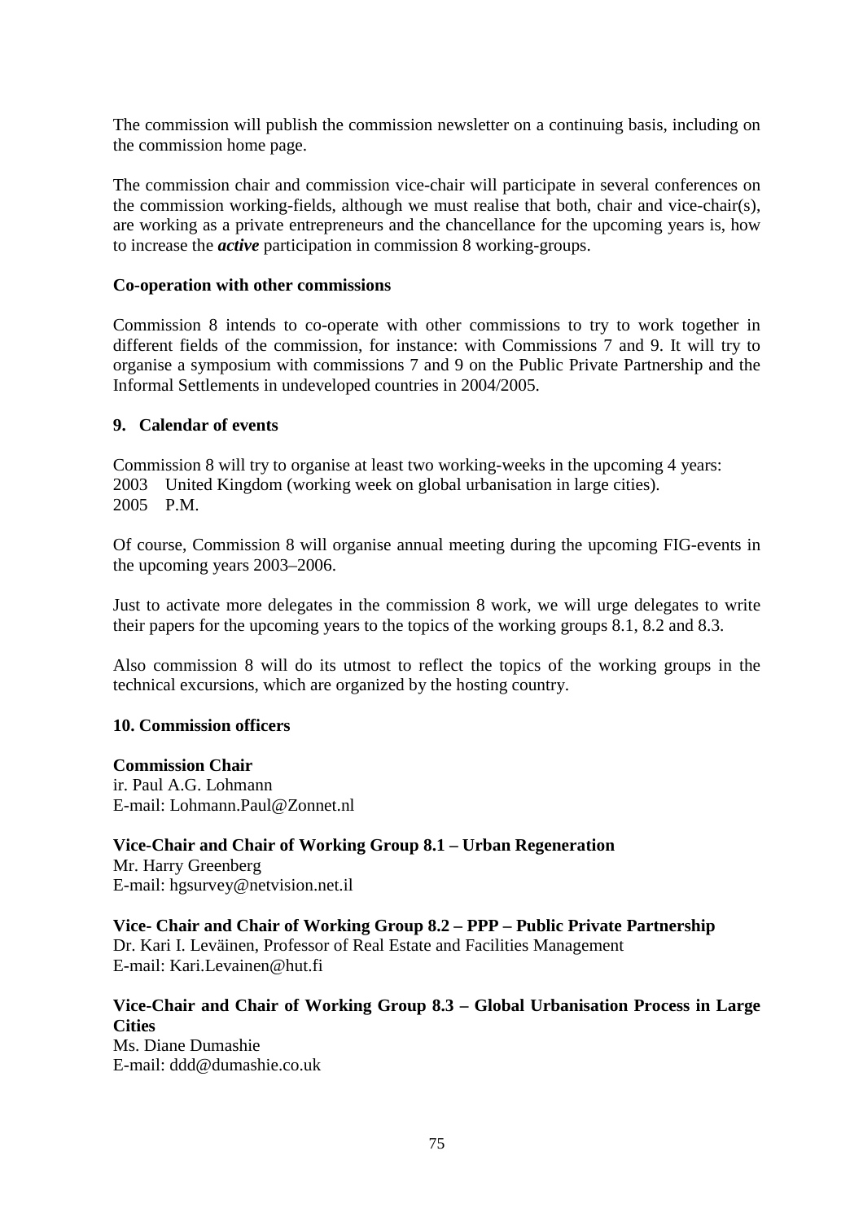The commission will publish the commission newsletter on a continuing basis, including on the commission home page.

The commission chair and commission vice-chair will participate in several conferences on the commission working-fields, although we must realise that both, chair and vice-chair(s), are working as a private entrepreneurs and the chancellance for the upcoming years is, how to increase the ***active*** participation in commission 8 working-groups.

**Co-operation with other commissions**

Commission 8 intends to co-operate with other commissions to try to work together in different fields of the commission, for instance: with Commissions 7 and 9. It will try to organise a symposium with commissions 7 and 9 on the Public Private Partnership and the Informal Settlements in undeveloped countries in 2004/2005.

**9. Calendar of events**

Commission 8 will try to organise at least two working-weeks in the upcoming 4 years:
2003 United Kingdom (working week on global urbanisation in large cities).
2005 P.M.

Of course, Commission 8 will organise annual meeting during the upcoming FIG-events in the upcoming years 2003–2006.

Just to activate more delegates in the commission 8 work, we will urge delegates to write their papers for the upcoming years to the topics of the working groups 8.1, 8.2 and 8.3.

Also commission 8 will do its utmost to reflect the topics of the working groups in the technical excursions, which are organized by the hosting country.

**10. Commission officers**

**Commission Chair**
ir. Paul A.G. Lohmann
E-mail: Lohmann.Paul@Zonnet.nl

**Vice-Chair and Chair of Working Group 8.1 – Urban Regeneration**
Mr. Harry Greenberg
E-mail: hgsurvey@netvision.net.il

**Vice- Chair and Chair of Working Group 8.2 – PPP – Public Private Partnership**
Dr. Kari I. Leväinen, Professor of Real Estate and Facilities Management
E-mail: Kari.Levainen@hut.fi

**Vice-Chair and Chair of Working Group 8.3 – Global Urbanisation Process in Large Cities**
Ms. Diane Dumashie
E-mail: ddd@dumashie.co.uk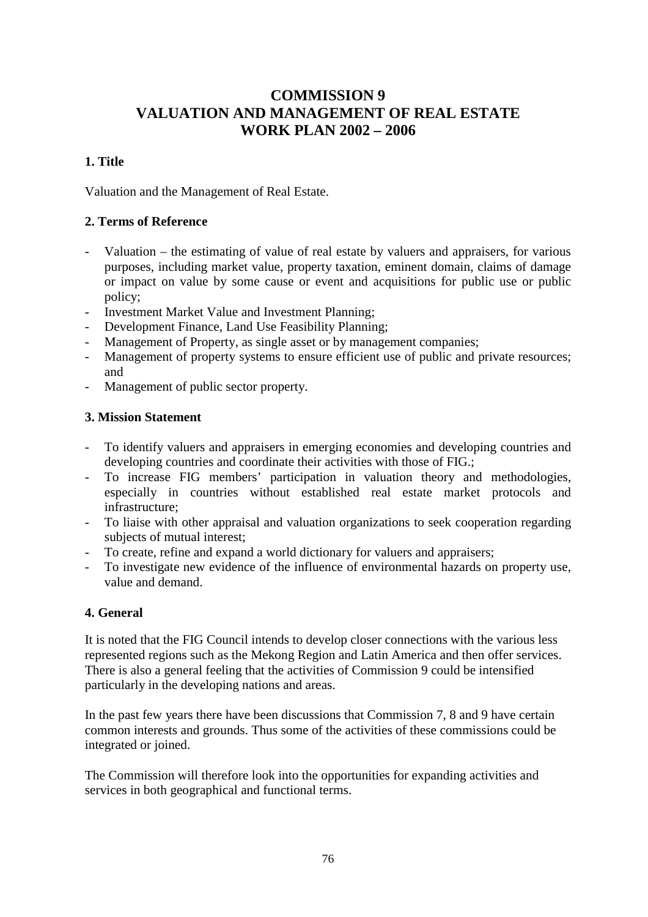# COMMISSION 9
# VALUATION AND MANAGEMENT OF REAL ESTATE
# WORK PLAN 2002 – 2006

## 1. Title

Valuation and the Management of Real Estate.

## 2. Terms of Reference

- Valuation – the estimating of value of real estate by valuers and appraisers, for various purposes, including market value, property taxation, eminent domain, claims of damage or impact on value by some cause or event and acquisitions for public use or public policy;
- Investment Market Value and Investment Planning;
- Development Finance, Land Use Feasibility Planning;
- Management of Property, as single asset or by management companies;
- Management of property systems to ensure efficient use of public and private resources; and
- Management of public sector property.

## 3. Mission Statement

- To identify valuers and appraisers in emerging economies and developing countries and developing countries and coordinate their activities with those of FIG.;
- To increase FIG members' participation in valuation theory and methodologies, especially in countries without established real estate market protocols and infrastructure;
- To liaise with other appraisal and valuation organizations to seek cooperation regarding subjects of mutual interest;
- To create, refine and expand a world dictionary for valuers and appraisers;
- To investigate new evidence of the influence of environmental hazards on property use, value and demand.

## 4. General

It is noted that the FIG Council intends to develop closer connections with the various less represented regions such as the Mekong Region and Latin America and then offer services. There is also a general feeling that the activities of Commission 9 could be intensified particularly in the developing nations and areas.

In the past few years there have been discussions that Commission 7, 8 and 9 have certain common interests and grounds. Thus some of the activities of these commissions could be integrated or joined.

The Commission will therefore look into the opportunities for expanding activities and services in both geographical and functional terms.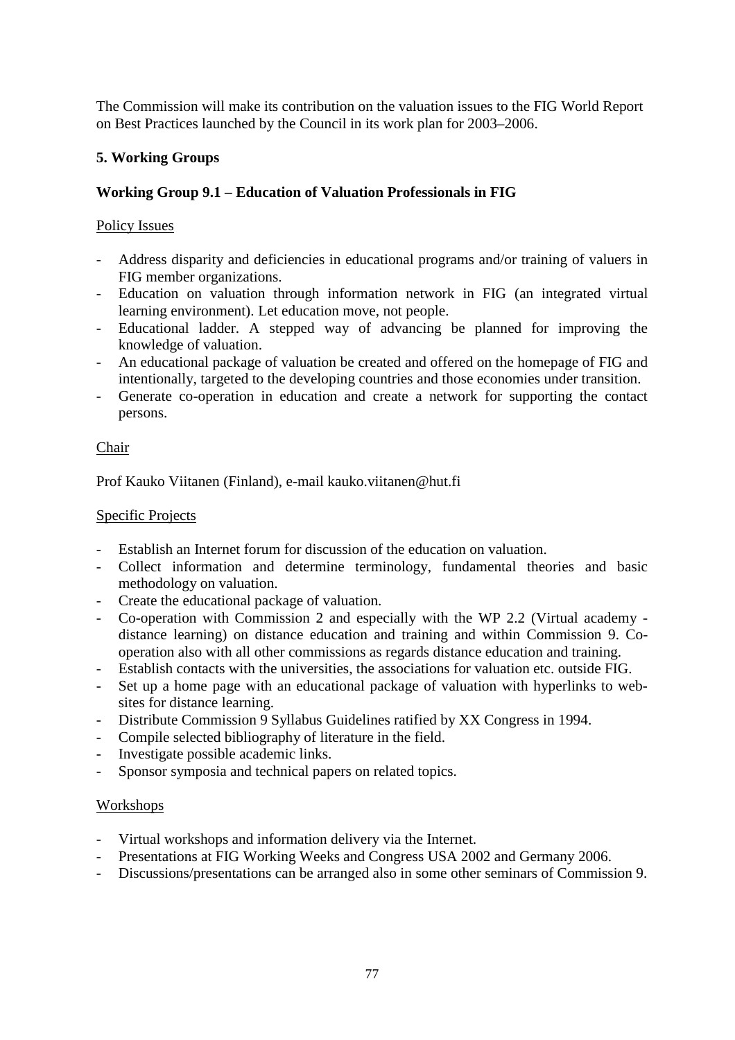The Commission will make its contribution on the valuation issues to the FIG World Report on Best Practices launched by the Council in its work plan for 2003–2006.

## 5. Working Groups

### Working Group 9.1 – Education of Valuation Professionals in FIG

Policy Issues

- Address disparity and deficiencies in educational programs and/or training of valuers in FIG member organizations.
- Education on valuation through information network in FIG (an integrated virtual learning environment). Let education move, not people.
- Educational ladder. A stepped way of advancing be planned for improving the knowledge of valuation.
- An educational package of valuation be created and offered on the homepage of FIG and intentionally, targeted to the developing countries and those economies under transition.
- Generate co-operation in education and create a network for supporting the contact persons.

Chair

Prof Kauko Viitanen (Finland), e-mail kauko.viitanen@hut.fi

Specific Projects

- Establish an Internet forum for discussion of the education on valuation.
- Collect information and determine terminology, fundamental theories and basic methodology on valuation.
- Create the educational package of valuation.
- Co-operation with Commission 2 and especially with the WP 2.2 (Virtual academy - distance learning) on distance education and training and within Commission 9. Co-operation also with all other commissions as regards distance education and training.
- Establish contacts with the universities, the associations for valuation etc. outside FIG.
- Set up a home page with an educational package of valuation with hyperlinks to web-sites for distance learning.
- Distribute Commission 9 Syllabus Guidelines ratified by XX Congress in 1994.
- Compile selected bibliography of literature in the field.
- Investigate possible academic links.
- Sponsor symposia and technical papers on related topics.

Workshops

- Virtual workshops and information delivery via the Internet.
- Presentations at FIG Working Weeks and Congress USA 2002 and Germany 2006.
- Discussions/presentations can be arranged also in some other seminars of Commission 9.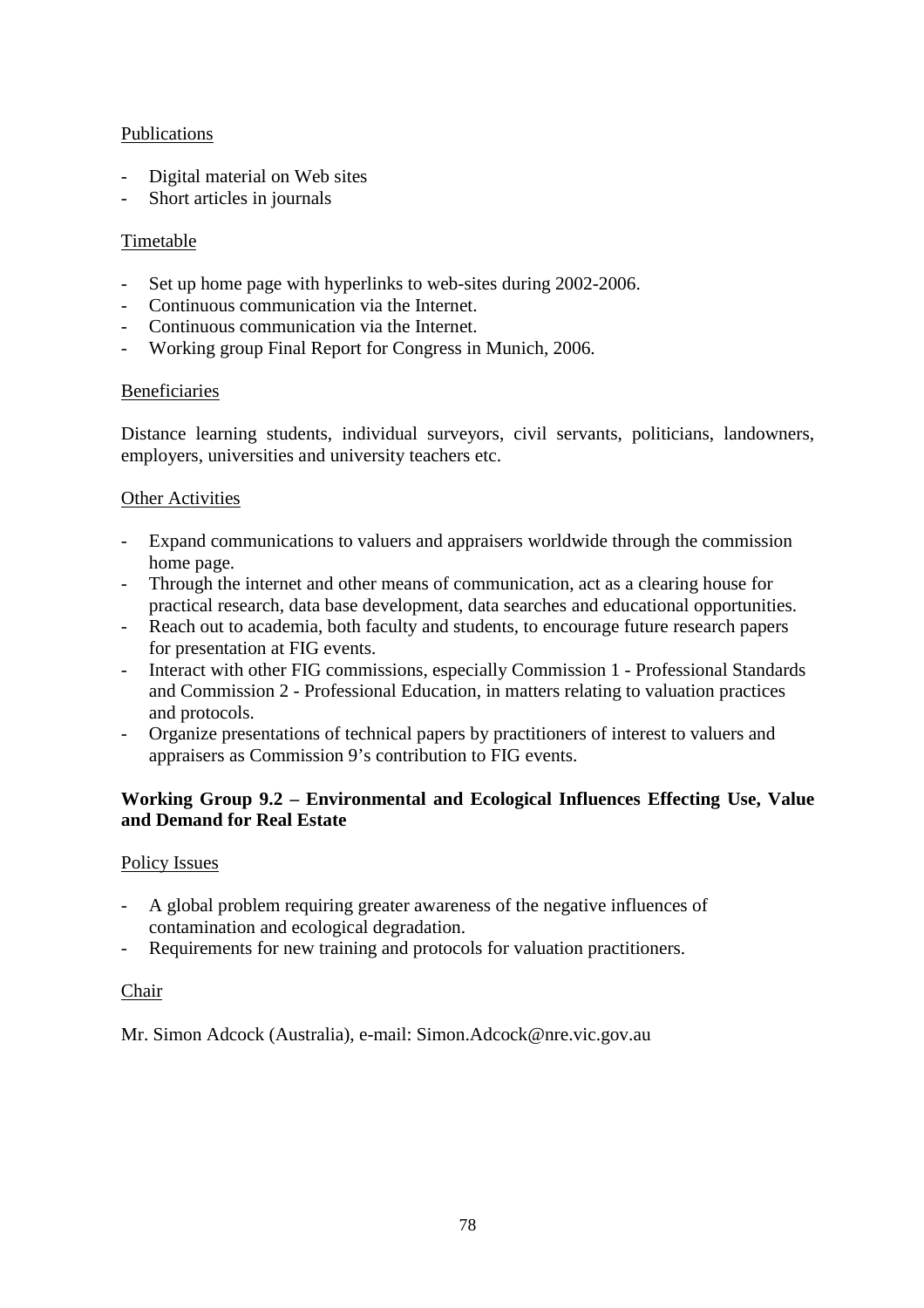Publications

- Digital material on Web sites
- Short articles in journals

Timetable

- Set up home page with hyperlinks to web-sites during 2002-2006.
- Continuous communication via the Internet.
- Continuous communication via the Internet.
- Working group Final Report for Congress in Munich, 2006.

Beneficiaries

Distance learning students, individual surveyors, civil servants, politicians, landowners, employers, universities and university teachers etc.

Other Activities

- Expand communications to valuers and appraisers worldwide through the commission home page.
- Through the internet and other means of communication, act as a clearing house for practical research, data base development, data searches and educational opportunities.
- Reach out to academia, both faculty and students, to encourage future research papers for presentation at FIG events.
- Interact with other FIG commissions, especially Commission 1 - Professional Standards and Commission 2 - Professional Education, in matters relating to valuation practices and protocols.
- Organize presentations of technical papers by practitioners of interest to valuers and appraisers as Commission 9's contribution to FIG events.

**Working Group 9.2 – Environmental and Ecological Influences Effecting Use, Value and Demand for Real Estate**

Policy Issues

- A global problem requiring greater awareness of the negative influences of contamination and ecological degradation.
- Requirements for new training and protocols for valuation practitioners.

Chair

Mr. Simon Adcock (Australia), e-mail: Simon.Adcock@nre.vic.gov.au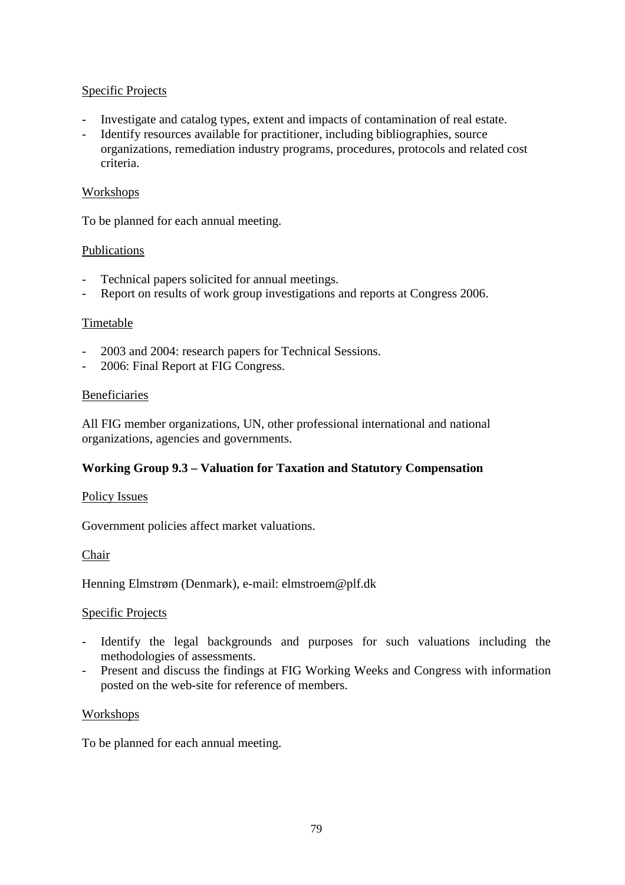Specific Projects

- Investigate and catalog types, extent and impacts of contamination of real estate.
- Identify resources available for practitioner, including bibliographies, source organizations, remediation industry programs, procedures, protocols and related cost criteria.

Workshops

To be planned for each annual meeting.

Publications

- Technical papers solicited for annual meetings.
- Report on results of work group investigations and reports at Congress 2006.

Timetable

- 2003 and 2004: research papers for Technical Sessions.
- 2006: Final Report at FIG Congress.

Beneficiaries

All FIG member organizations, UN, other professional international and national organizations, agencies and governments.

**Working Group 9.3 – Valuation for Taxation and Statutory Compensation**

Policy Issues

Government policies affect market valuations.

Chair

Henning Elmstrøm (Denmark), e-mail: elmstroem@plf.dk

Specific Projects

- Identify the legal backgrounds and purposes for such valuations including the methodologies of assessments.
- Present and discuss the findings at FIG Working Weeks and Congress with information posted on the web-site for reference of members.

Workshops

To be planned for each annual meeting.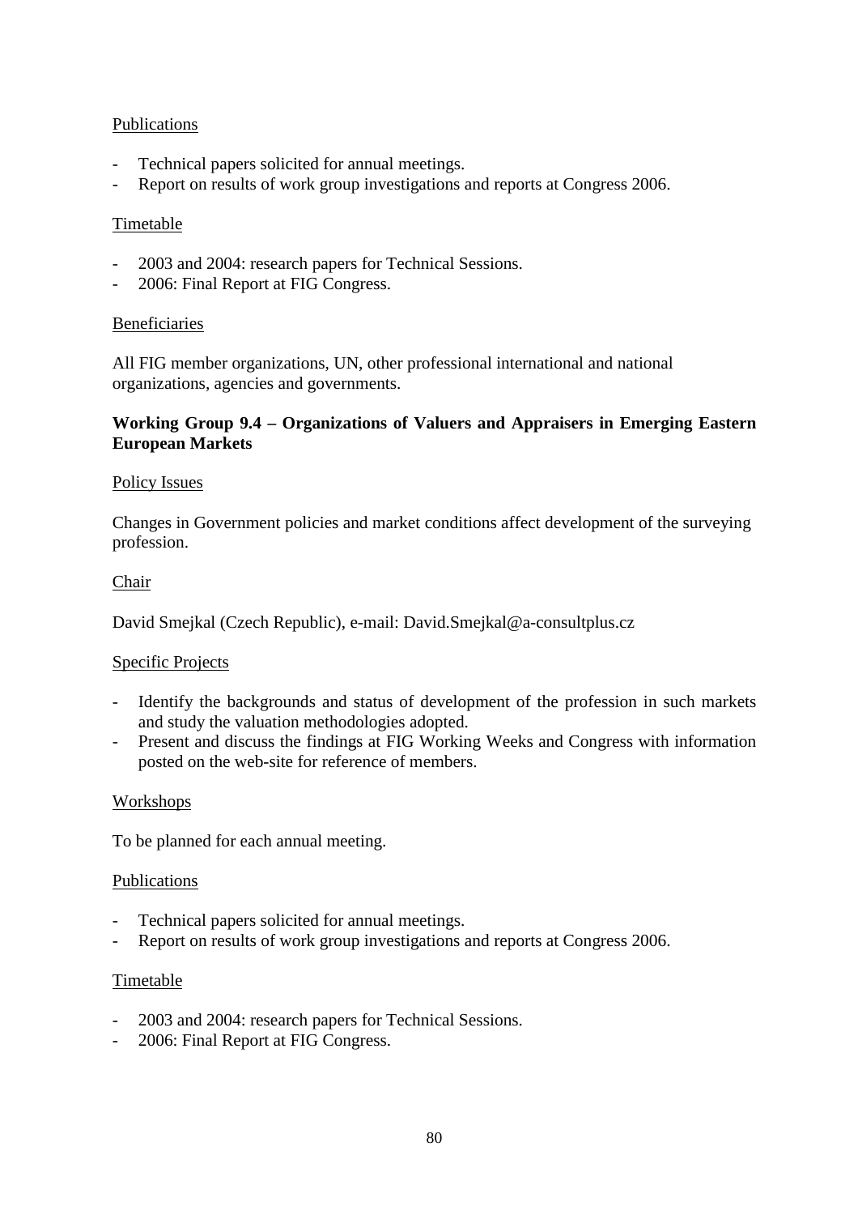Publications

- Technical papers solicited for annual meetings.
- Report on results of work group investigations and reports at Congress 2006.

Timetable

- 2003 and 2004: research papers for Technical Sessions.
- 2006: Final Report at FIG Congress.

Beneficiaries

All FIG member organizations, UN, other professional international and national organizations, agencies and governments.

**Working Group 9.4 – Organizations of Valuers and Appraisers in Emerging Eastern European Markets**

Policy Issues

Changes in Government policies and market conditions affect development of the surveying profession.

Chair

David Smejkal (Czech Republic), e-mail: David.Smejkal@a-consultplus.cz

Specific Projects

- Identify the backgrounds and status of development of the profession in such markets and study the valuation methodologies adopted.
- Present and discuss the findings at FIG Working Weeks and Congress with information posted on the web-site for reference of members.

Workshops

To be planned for each annual meeting.

Publications

- Technical papers solicited for annual meetings.
- Report on results of work group investigations and reports at Congress 2006.

Timetable

- 2003 and 2004: research papers for Technical Sessions.
- 2006: Final Report at FIG Congress.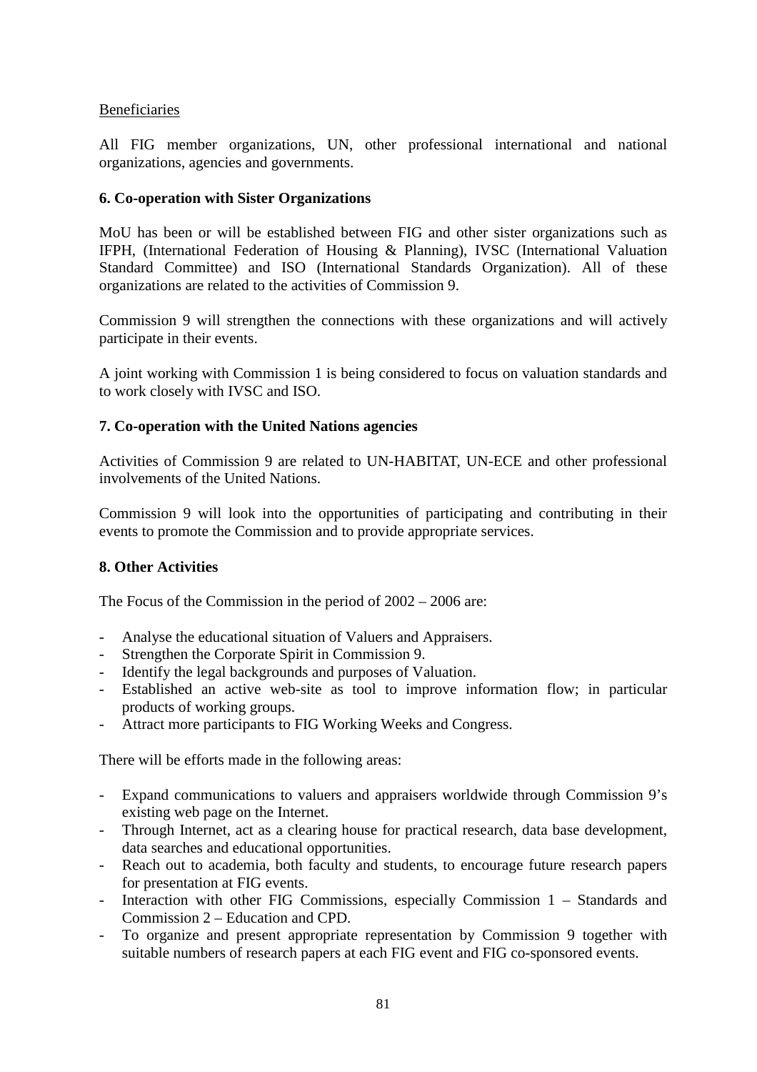Beneficiaries

All FIG member organizations, UN, other professional international and national organizations, agencies and governments.

**6. Co-operation with Sister Organizations**

MoU has been or will be established between FIG and other sister organizations such as IFPH, (International Federation of Housing & Planning), IVSC (International Valuation Standard Committee) and ISO (International Standards Organization). All of these organizations are related to the activities of Commission 9.

Commission 9 will strengthen the connections with these organizations and will actively participate in their events.

A joint working with Commission 1 is being considered to focus on valuation standards and to work closely with IVSC and ISO.

**7. Co-operation with the United Nations agencies**

Activities of Commission 9 are related to UN-HABITAT, UN-ECE and other professional involvements of the United Nations.

Commission 9 will look into the opportunities of participating and contributing in their events to promote the Commission and to provide appropriate services.

**8. Other Activities**

The Focus of the Commission in the period of 2002 – 2006 are:

- Analyse the educational situation of Valuers and Appraisers.
- Strengthen the Corporate Spirit in Commission 9.
- Identify the legal backgrounds and purposes of Valuation.
- Established an active web-site as tool to improve information flow; in particular products of working groups.
- Attract more participants to FIG Working Weeks and Congress.

There will be efforts made in the following areas:

- Expand communications to valuers and appraisers worldwide through Commission 9's existing web page on the Internet.
- Through Internet, act as a clearing house for practical research, data base development, data searches and educational opportunities.
- Reach out to academia, both faculty and students, to encourage future research papers for presentation at FIG events.
- Interaction with other FIG Commissions, especially Commission 1 – Standards and Commission 2 – Education and CPD.
- To organize and present appropriate representation by Commission 9 together with suitable numbers of research papers at each FIG event and FIG co-sponsored events.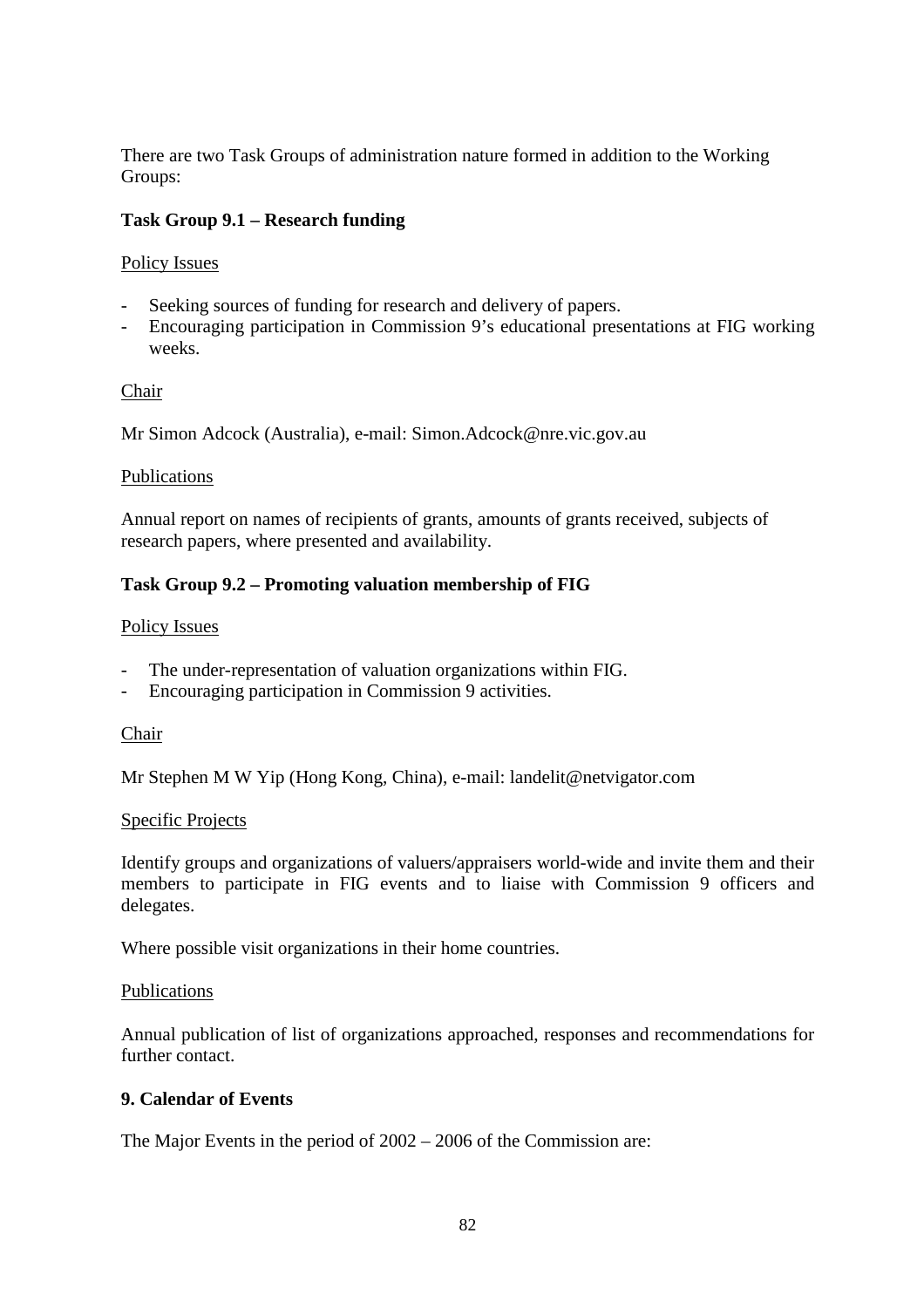There are two Task Groups of administration nature formed in addition to the Working Groups:

**Task Group 9.1 – Research funding**

Policy Issues

- Seeking sources of funding for research and delivery of papers.
- Encouraging participation in Commission 9's educational presentations at FIG working weeks.

Chair

Mr Simon Adcock (Australia), e-mail: Simon.Adcock@nre.vic.gov.au

Publications

Annual report on names of recipients of grants, amounts of grants received, subjects of research papers, where presented and availability.

**Task Group 9.2 – Promoting valuation membership of FIG**

Policy Issues

- The under-representation of valuation organizations within FIG.
- Encouraging participation in Commission 9 activities.

Chair

Mr Stephen M W Yip (Hong Kong, China), e-mail: landelit@netvigator.com

Specific Projects

Identify groups and organizations of valuers/appraisers world-wide and invite them and their members to participate in FIG events and to liaise with Commission 9 officers and delegates.

Where possible visit organizations in their home countries.

Publications

Annual publication of list of organizations approached, responses and recommendations for further contact.

**9. Calendar of Events**

The Major Events in the period of 2002 – 2006 of the Commission are: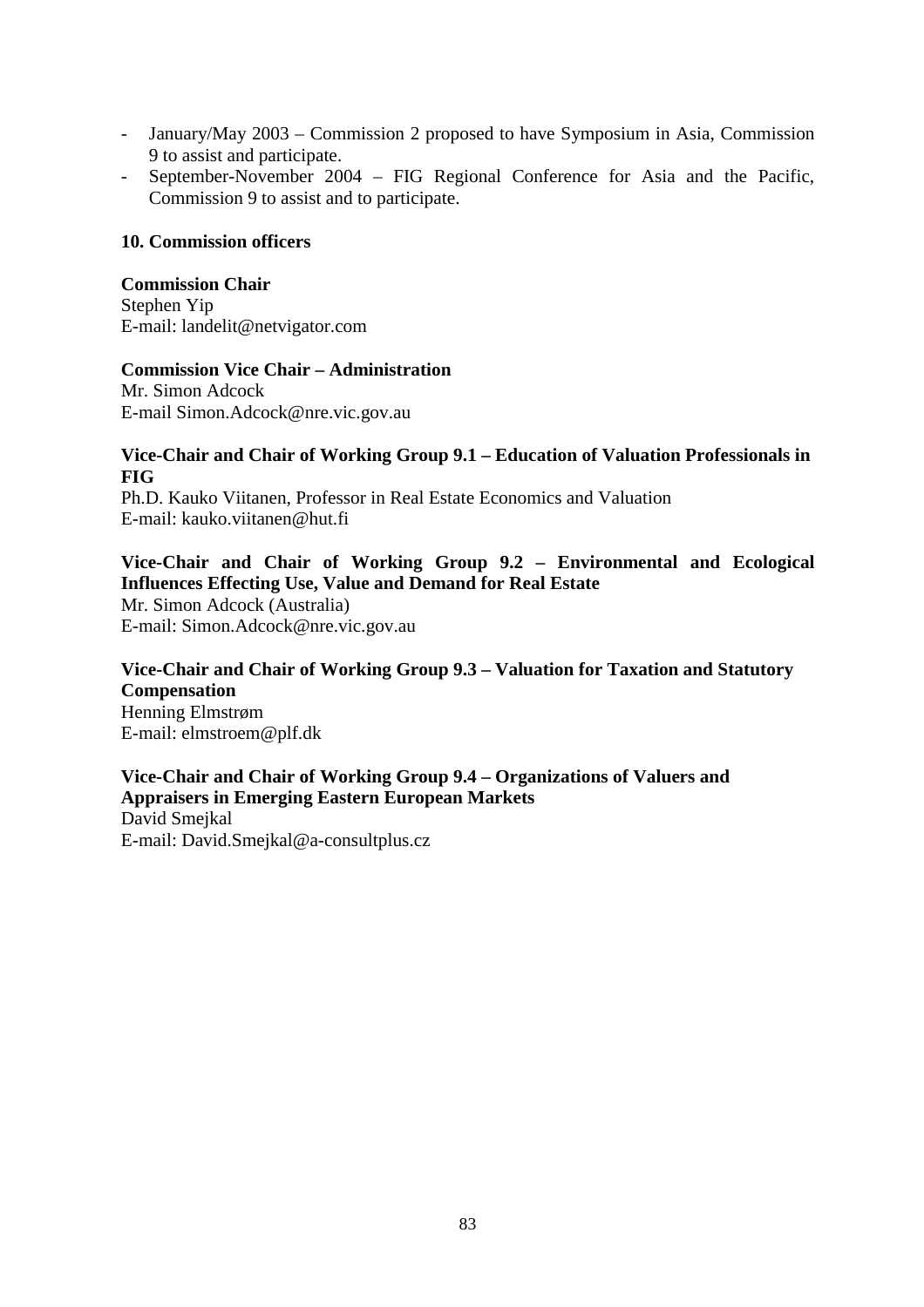- January/May 2003 – Commission 2 proposed to have Symposium in Asia, Commission 9 to assist and participate.
- September-November 2004 – FIG Regional Conference for Asia and the Pacific, Commission 9 to assist and to participate.

## 10. Commission officers

**Commission Chair**
Stephen Yip
E-mail: landelit@netvigator.com

**Commission Vice Chair – Administration**
Mr. Simon Adcock
E-mail Simon.Adcock@nre.vic.gov.au

**Vice-Chair and Chair of Working Group 9.1 – Education of Valuation Professionals in FIG**
Ph.D. Kauko Viitanen, Professor in Real Estate Economics and Valuation
E-mail: kauko.viitanen@hut.fi

**Vice-Chair and Chair of Working Group 9.2 – Environmental and Ecological Influences Effecting Use, Value and Demand for Real Estate**
Mr. Simon Adcock (Australia)
E-mail: Simon.Adcock@nre.vic.gov.au

**Vice-Chair and Chair of Working Group 9.3 – Valuation for Taxation and Statutory Compensation**
Henning Elmstrøm
E-mail: elmstroem@plf.dk

**Vice-Chair and Chair of Working Group 9.4 – Organizations of Valuers and Appraisers in Emerging Eastern European Markets**
David Smejkal
E-mail: David.Smejkal@a-consultplus.cz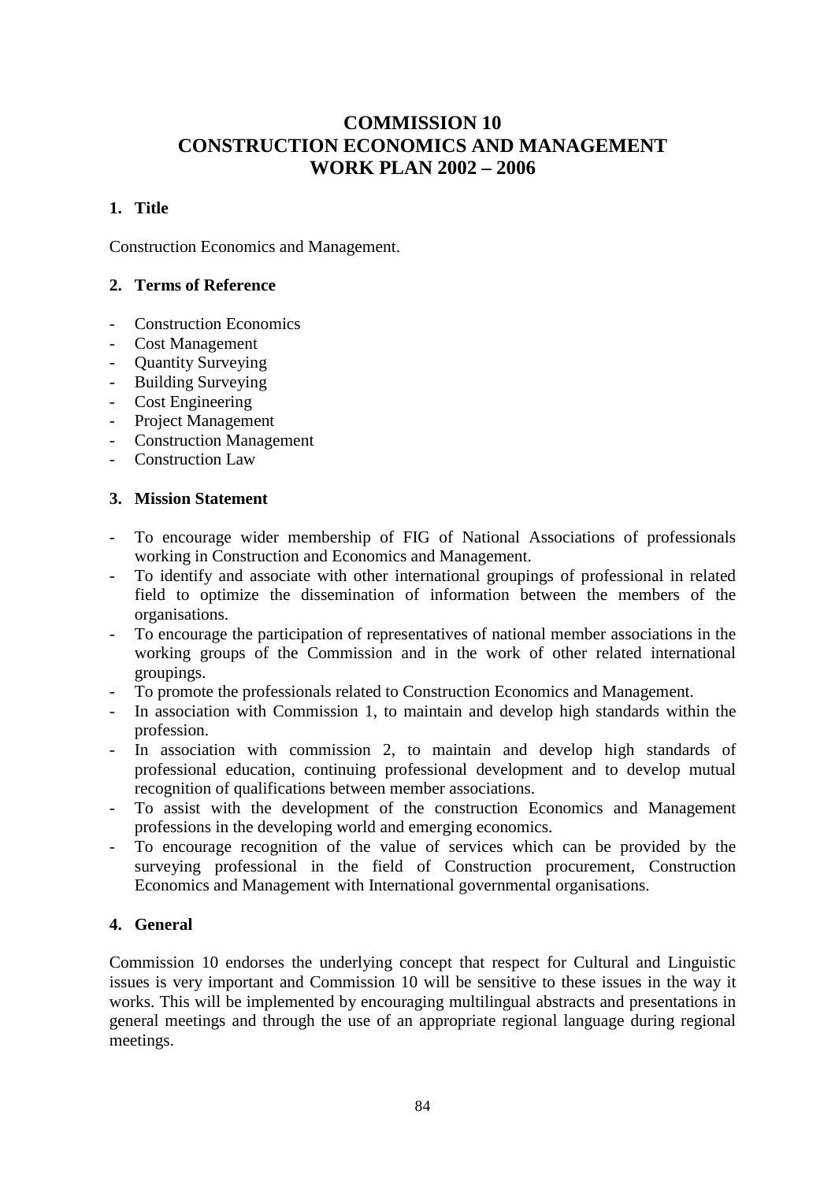# COMMISSION 10
# CONSTRUCTION ECONOMICS AND MANAGEMENT
# WORK PLAN 2002 – 2006

## 1. Title

Construction Economics and Management.

## 2. Terms of Reference

- Construction Economics
- Cost Management
- Quantity Surveying
- Building Surveying
- Cost Engineering
- Project Management
- Construction Management
- Construction Law

## 3. Mission Statement

- To encourage wider membership of FIG of National Associations of professionals working in Construction and Economics and Management.
- To identify and associate with other international groupings of professional in related field to optimize the dissemination of information between the members of the organisations.
- To encourage the participation of representatives of national member associations in the working groups of the Commission and in the work of other related international groupings.
- To promote the professionals related to Construction Economics and Management.
- In association with Commission 1, to maintain and develop high standards within the profession.
- In association with commission 2, to maintain and develop high standards of professional education, continuing professional development and to develop mutual recognition of qualifications between member associations.
- To assist with the development of the construction Economics and Management professions in the developing world and emerging economics.
- To encourage recognition of the value of services which can be provided by the surveying professional in the field of Construction procurement, Construction Economics and Management with International governmental organisations.

## 4. General

Commission 10 endorses the underlying concept that respect for Cultural and Linguistic issues is very important and Commission 10 will be sensitive to these issues in the way it works. This will be implemented by encouraging multilingual abstracts and presentations in general meetings and through the use of an appropriate regional language during regional meetings.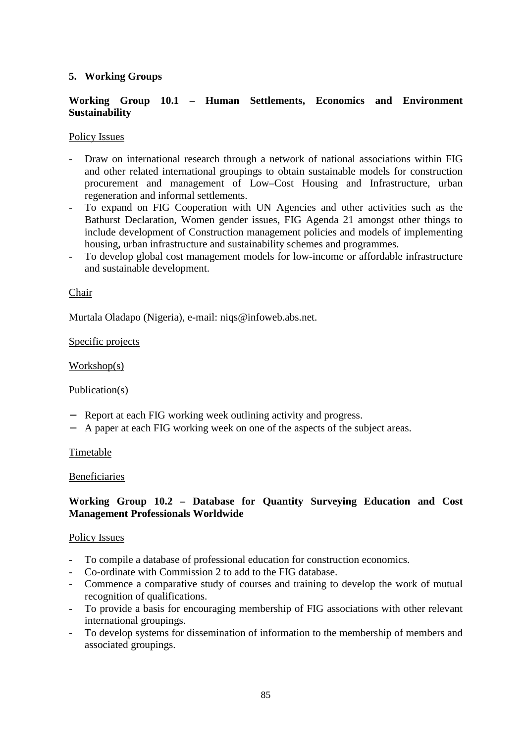## 5. Working Groups

### Working Group 10.1 – Human Settlements, Economics and Environment Sustainability

Policy Issues

- Draw on international research through a network of national associations within FIG and other related international groupings to obtain sustainable models for construction procurement and management of Low–Cost Housing and Infrastructure, urban regeneration and informal settlements.
- To expand on FIG Cooperation with UN Agencies and other activities such as the Bathurst Declaration, Women gender issues, FIG Agenda 21 amongst other things to include development of Construction management policies and models of implementing housing, urban infrastructure and sustainability schemes and programmes.
- To develop global cost management models for low-income or affordable infrastructure and sustainable development.

Chair

Murtala Oladapo (Nigeria), e-mail: niqs@infoweb.abs.net.

Specific projects

Workshop(s)

Publication(s)

- Report at each FIG working week outlining activity and progress.
- A paper at each FIG working week on one of the aspects of the subject areas.

Timetable

Beneficiaries

### Working Group 10.2 – Database for Quantity Surveying Education and Cost Management Professionals Worldwide

Policy Issues

- To compile a database of professional education for construction economics.
- Co-ordinate with Commission 2 to add to the FIG database.
- Commence a comparative study of courses and training to develop the work of mutual recognition of qualifications.
- To provide a basis for encouraging membership of FIG associations with other relevant international groupings.
- To develop systems for dissemination of information to the membership of members and associated groupings.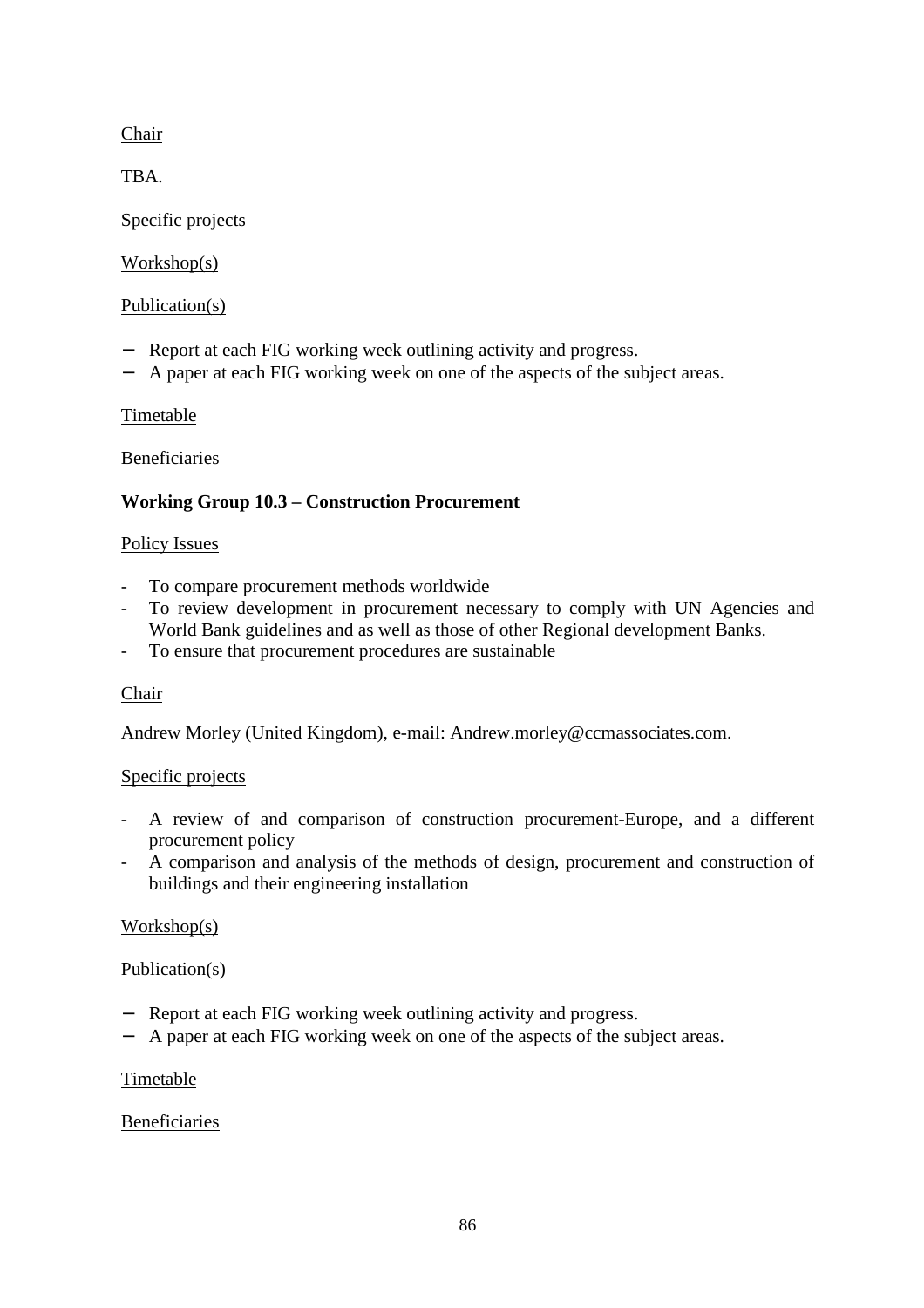Chair

TBA.

Specific projects

Workshop(s)

Publication(s)

- Report at each FIG working week outlining activity and progress.
- A paper at each FIG working week on one of the aspects of the subject areas.

Timetable

Beneficiaries

**Working Group 10.3 – Construction Procurement**

Policy Issues

- To compare procurement methods worldwide
- To review development in procurement necessary to comply with UN Agencies and World Bank guidelines and as well as those of other Regional development Banks.
- To ensure that procurement procedures are sustainable

Chair

Andrew Morley (United Kingdom), e-mail: Andrew.morley@ccmassociates.com.

Specific projects

- A review of and comparison of construction procurement-Europe, and a different procurement policy
- A comparison and analysis of the methods of design, procurement and construction of buildings and their engineering installation

Workshop(s)

Publication(s)

- Report at each FIG working week outlining activity and progress.
- A paper at each FIG working week on one of the aspects of the subject areas.

Timetable

Beneficiaries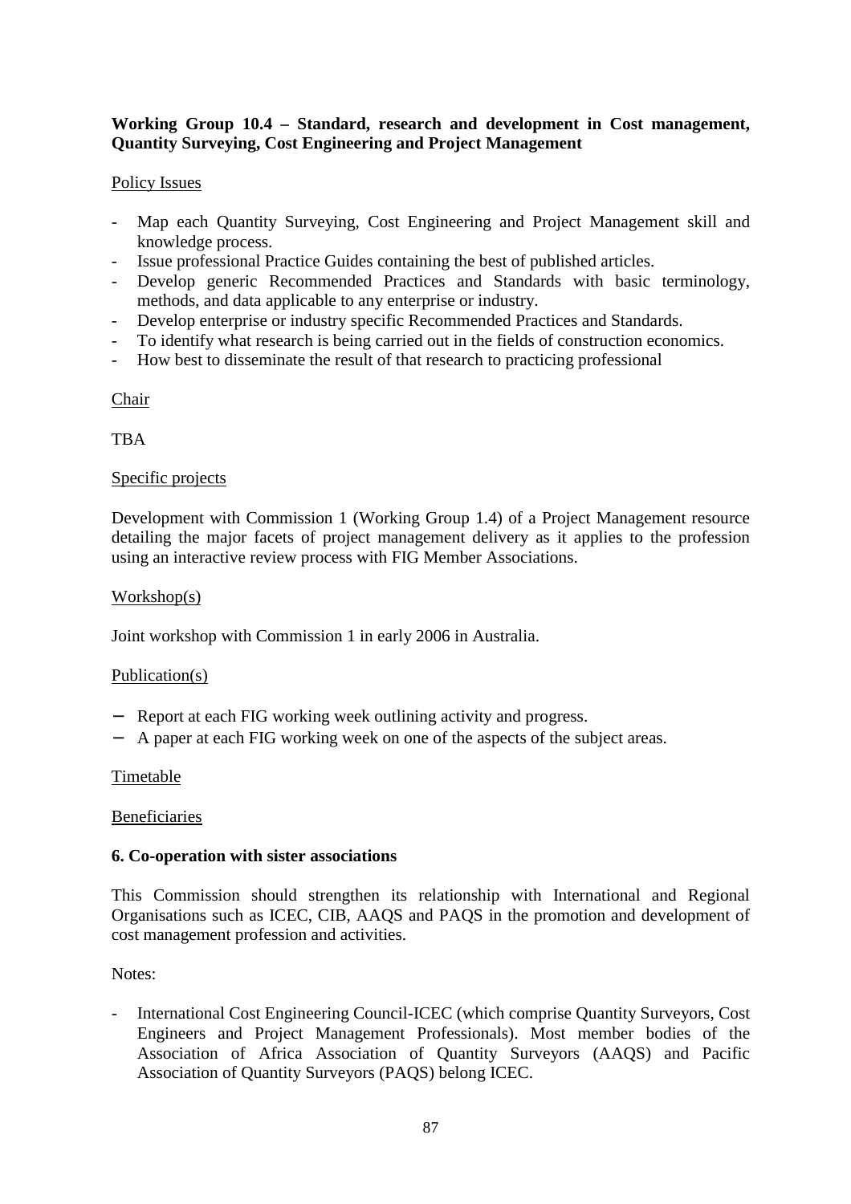**Working Group 10.4 – Standard, research and development in Cost management, Quantity Surveying, Cost Engineering and Project Management**

Policy Issues

- Map each Quantity Surveying, Cost Engineering and Project Management skill and knowledge process.
- Issue professional Practice Guides containing the best of published articles.
- Develop generic Recommended Practices and Standards with basic terminology, methods, and data applicable to any enterprise or industry.
- Develop enterprise or industry specific Recommended Practices and Standards.
- To identify what research is being carried out in the fields of construction economics.
- How best to disseminate the result of that research to practicing professional

Chair

TBA

Specific projects

Development with Commission 1 (Working Group 1.4) of a Project Management resource detailing the major facets of project management delivery as it applies to the profession using an interactive review process with FIG Member Associations.

Workshop(s)

Joint workshop with Commission 1 in early 2006 in Australia.

Publication(s)

- Report at each FIG working week outlining activity and progress.
- A paper at each FIG working week on one of the aspects of the subject areas.

Timetable

Beneficiaries

**6. Co-operation with sister associations**

This Commission should strengthen its relationship with International and Regional Organisations such as ICEC, CIB, AAQS and PAQS in the promotion and development of cost management profession and activities.

Notes:

- International Cost Engineering Council-ICEC (which comprise Quantity Surveyors, Cost Engineers and Project Management Professionals). Most member bodies of the Association of Africa Association of Quantity Surveyors (AAQS) and Pacific Association of Quantity Surveyors (PAQS) belong ICEC.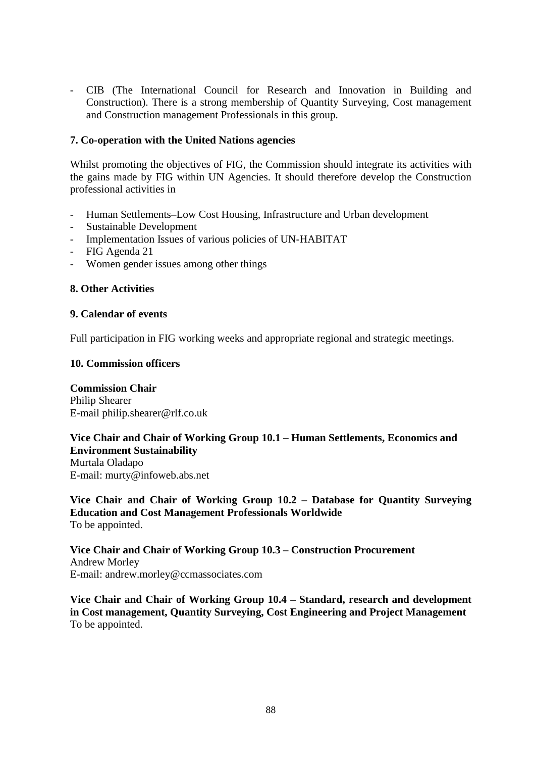- CIB (The International Council for Research and Innovation in Building and Construction). There is a strong membership of Quantity Surveying, Cost management and Construction management Professionals in this group.

**7. Co-operation with the United Nations agencies**

Whilst promoting the objectives of FIG, the Commission should integrate its activities with the gains made by FIG within UN Agencies. It should therefore develop the Construction professional activities in

- Human Settlements–Low Cost Housing, Infrastructure and Urban development
- Sustainable Development
- Implementation Issues of various policies of UN-HABITAT
- FIG Agenda 21
- Women gender issues among other things

**8. Other Activities**

**9. Calendar of events**

Full participation in FIG working weeks and appropriate regional and strategic meetings.

**10. Commission officers**

**Commission Chair**
Philip Shearer
E-mail philip.shearer@rlf.co.uk

**Vice Chair and Chair of Working Group 10.1 – Human Settlements, Economics and Environment Sustainability**
Murtala Oladapo
E-mail: murty@infoweb.abs.net

**Vice Chair and Chair of Working Group 10.2 – Database for Quantity Surveying Education and Cost Management Professionals Worldwide**
To be appointed.

**Vice Chair and Chair of Working Group 10.3 – Construction Procurement**
Andrew Morley
E-mail: andrew.morley@ccmassociates.com

**Vice Chair and Chair of Working Group 10.4 – Standard, research and development in Cost management, Quantity Surveying, Cost Engineering and Project Management**
To be appointed.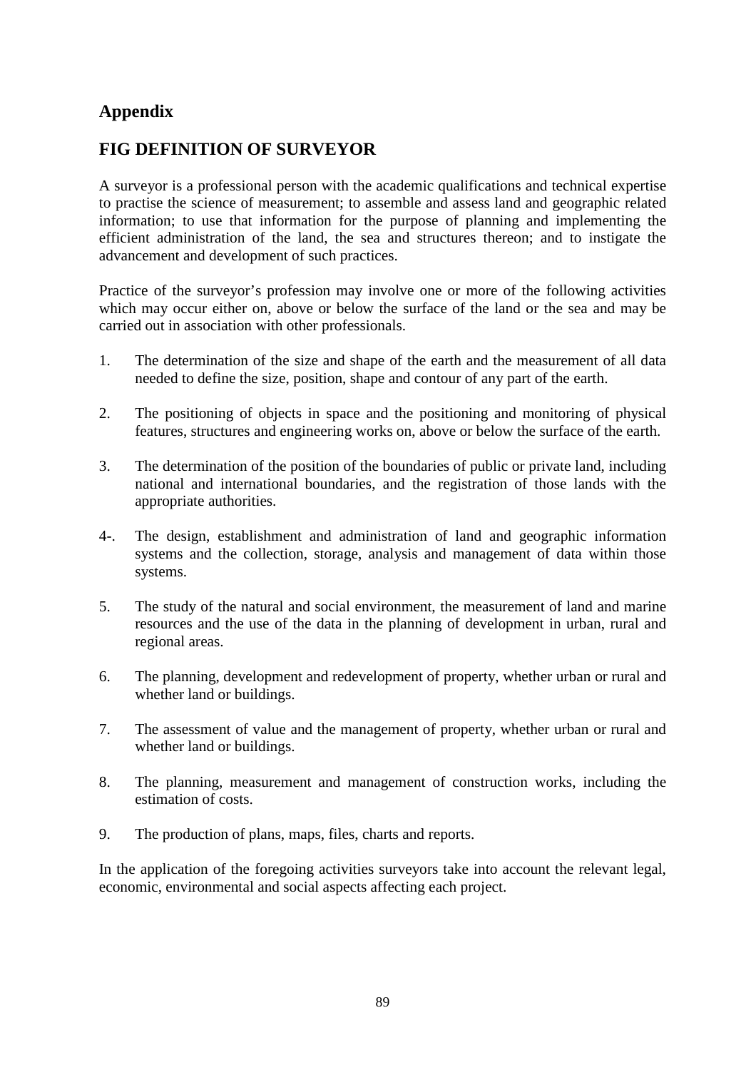# Appendix

## FIG DEFINITION OF SURVEYOR

A surveyor is a professional person with the academic qualifications and technical expertise to practise the science of measurement; to assemble and assess land and geographic related information; to use that information for the purpose of planning and implementing the efficient administration of the land, the sea and structures thereon; and to instigate the advancement and development of such practices.

Practice of the surveyor's profession may involve one or more of the following activities which may occur either on, above or below the surface of the land or the sea and may be carried out in association with other professionals.

1. The determination of the size and shape of the earth and the measurement of all data needed to define the size, position, shape and contour of any part of the earth.

2. The positioning of objects in space and the positioning and monitoring of physical features, structures and engineering works on, above or below the surface of the earth.

3. The determination of the position of the boundaries of public or private land, including national and international boundaries, and the registration of those lands with the appropriate authorities.

4-. The design, establishment and administration of land and geographic information systems and the collection, storage, analysis and management of data within those systems.

5. The study of the natural and social environment, the measurement of land and marine resources and the use of the data in the planning of development in urban, rural and regional areas.

6. The planning, development and redevelopment of property, whether urban or rural and whether land or buildings.

7. The assessment of value and the management of property, whether urban or rural and whether land or buildings.

8. The planning, measurement and management of construction works, including the estimation of costs.

9. The production of plans, maps, files, charts and reports.

In the application of the foregoing activities surveyors take into account the relevant legal, economic, environmental and social aspects affecting each project.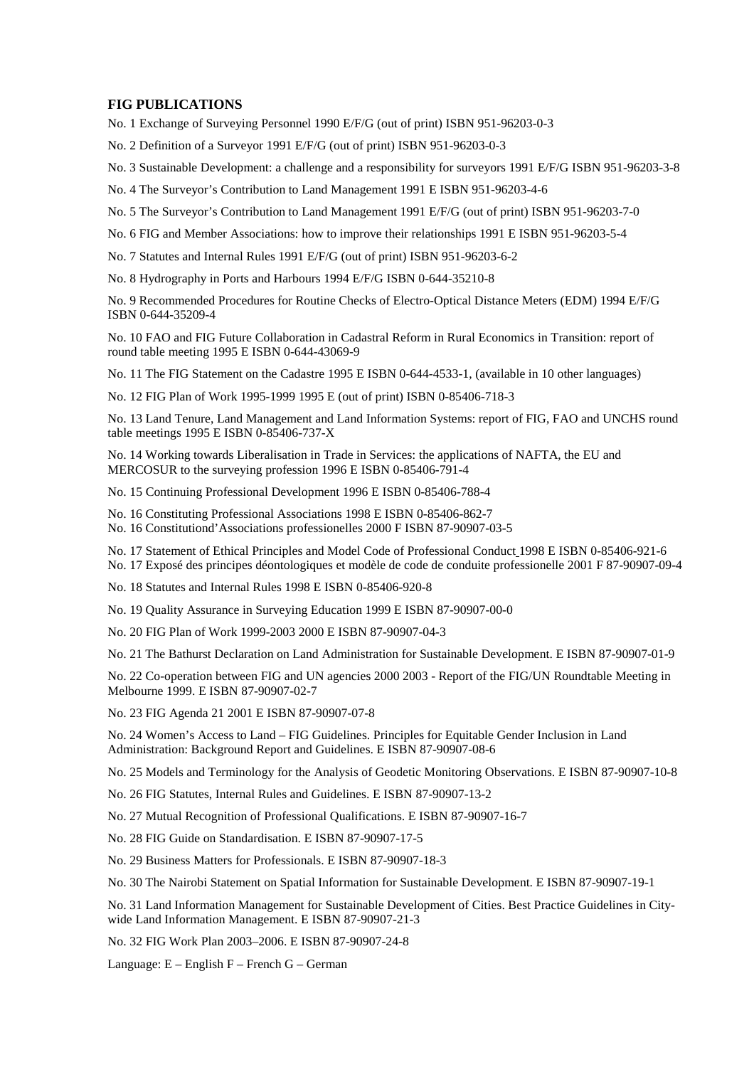## FIG PUBLICATIONS

No. 1 Exchange of Surveying Personnel 1990 E/F/G (out of print) ISBN 951-96203-0-3

No. 2 Definition of a Surveyor 1991 E/F/G (out of print) ISBN 951-96203-0-3

No. 3 Sustainable Development: a challenge and a responsibility for surveyors 1991 E/F/G ISBN 951-96203-3-8

No. 4 The Surveyor's Contribution to Land Management 1991 E ISBN 951-96203-4-6

No. 5 The Surveyor's Contribution to Land Management 1991 E/F/G (out of print) ISBN 951-96203-7-0

No. 6 FIG and Member Associations: how to improve their relationships 1991 E ISBN 951-96203-5-4

No. 7 Statutes and Internal Rules 1991 E/F/G (out of print) ISBN 951-96203-6-2

No. 8 Hydrography in Ports and Harbours 1994 E/F/G ISBN 0-644-35210-8

No. 9 Recommended Procedures for Routine Checks of Electro-Optical Distance Meters (EDM) 1994 E/F/G ISBN 0-644-35209-4

No. 10 FAO and FIG Future Collaboration in Cadastral Reform in Rural Economics in Transition: report of round table meeting 1995 E ISBN 0-644-43069-9

No. 11 The FIG Statement on the Cadastre 1995 E ISBN 0-644-4533-1, (available in 10 other languages)

No. 12 FIG Plan of Work 1995-1999 1995 E (out of print) ISBN 0-85406-718-3

No. 13 Land Tenure, Land Management and Land Information Systems: report of FIG, FAO and UNCHS round table meetings 1995 E ISBN 0-85406-737-X

No. 14 Working towards Liberalisation in Trade in Services: the applications of NAFTA, the EU and MERCOSUR to the surveying profession 1996 E ISBN 0-85406-791-4

No. 15 Continuing Professional Development 1996 E ISBN 0-85406-788-4

No. 16 Constituting Professional Associations 1998 E ISBN 0-85406-862-7
No. 16 Constitutiond'Associations professionelles 2000 F ISBN 87-90907-03-5

No. 17 Statement of Ethical Principles and Model Code of Professional Conduct 1998 E ISBN 0-85406-921-6
No. 17 Exposé des principes déontologiques et modèle de code de conduite professionelle 2001 F 87-90907-09-4

No. 18 Statutes and Internal Rules 1998 E ISBN 0-85406-920-8

No. 19 Quality Assurance in Surveying Education 1999 E ISBN 87-90907-00-0

No. 20 FIG Plan of Work 1999-2003 2000 E ISBN 87-90907-04-3

No. 21 The Bathurst Declaration on Land Administration for Sustainable Development. E ISBN 87-90907-01-9

No. 22 Co-operation between FIG and UN agencies 2000 2003 - Report of the FIG/UN Roundtable Meeting in Melbourne 1999. E ISBN 87-90907-02-7

No. 23 FIG Agenda 21 2001 E ISBN 87-90907-07-8

No. 24 Women's Access to Land – FIG Guidelines. Principles for Equitable Gender Inclusion in Land Administration: Background Report and Guidelines. E ISBN 87-90907-08-6

No. 25 Models and Terminology for the Analysis of Geodetic Monitoring Observations. E ISBN 87-90907-10-8

No. 26 FIG Statutes, Internal Rules and Guidelines. E ISBN 87-90907-13-2

No. 27 Mutual Recognition of Professional Qualifications. E ISBN 87-90907-16-7

No. 28 FIG Guide on Standardisation. E ISBN 87-90907-17-5

No. 29 Business Matters for Professionals. E ISBN 87-90907-18-3

No. 30 The Nairobi Statement on Spatial Information for Sustainable Development. E ISBN 87-90907-19-1

No. 31 Land Information Management for Sustainable Development of Cities. Best Practice Guidelines in City-wide Land Information Management. E ISBN 87-90907-21-3

No. 32 FIG Work Plan 2003–2006. E ISBN 87-90907-24-8

Language: E – English F – French G – German